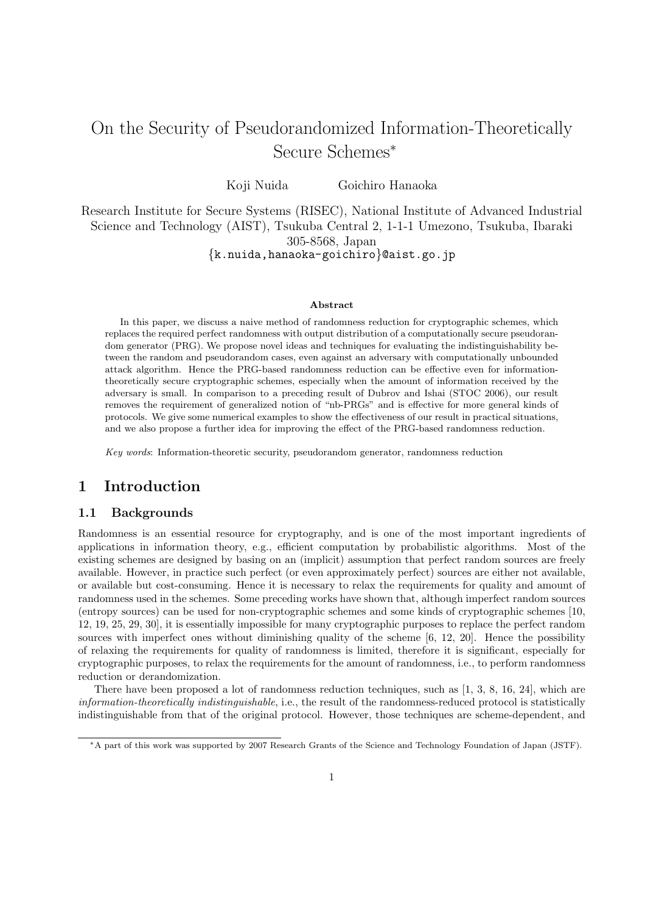# On the Security of Pseudorandomized Information-Theoretically Secure Schemes*

Koji Nuida  Goichiro Hanaoka

Research Institute for Secure Systems (RISEC), National Institute of Advanced Industrial Science and Technology (AIST), Tsukuba Central 2, 1-1-1 Umezono, Tsukuba, Ibaraki 305-8568, Japan
{k.nuida,hanaoka-goichiro}@aist.go.jp

### Abstract

In this paper, we discuss a naive method of randomness reduction for cryptographic schemes, which replaces the required perfect randomness with output distribution of a computationally secure pseudorandom generator (PRG). We propose novel ideas and techniques for evaluating the indistinguishability between the random and pseudorandom cases, even against an adversary with computationally unbounded attack algorithm. Hence the PRG-based randomness reduction can be effective even for information-theoretically secure cryptographic schemes, especially when the amount of information received by the adversary is small. In comparison to a preceding result of Dubrov and Ishai (STOC 2006), our result removes the requirement of generalized notion of "nb-PRGs" and is effective for more general kinds of protocols. We give some numerical examples to show the effectiveness of our result in practical situations, and we also propose a further idea for improving the effect of the PRG-based randomness reduction.

*Key words*: Information-theoretic security, pseudorandom generator, randomness reduction

## 1 Introduction

### 1.1 Backgrounds

Randomness is an essential resource for cryptography, and is one of the most important ingredients of applications in information theory, e.g., efficient computation by probabilistic algorithms. Most of the existing schemes are designed by basing on an (implicit) assumption that perfect random sources are freely available. However, in practice such perfect (or even approximately perfect) sources are either not available, or available but cost-consuming. Hence it is necessary to relax the requirements for quality and amount of randomness used in the schemes. Some preceding works have shown that, although imperfect random sources (entropy sources) can be used for non-cryptographic schemes and some kinds of cryptographic schemes [10, 12, 19, 25, 29, 30], it is essentially impossible for many cryptographic purposes to replace the perfect random sources with imperfect ones without diminishing quality of the scheme [6, 12, 20]. Hence the possibility of relaxing the requirements for quality of randomness is limited, therefore it is significant, especially for cryptographic purposes, to relax the requirements for the amount of randomness, i.e., to perform randomness reduction or derandomization.

There have been proposed a lot of randomness reduction techniques, such as [1, 3, 8, 16, 24], which are *information-theoretically indistinguishable*, i.e., the result of the randomness-reduced protocol is statistically indistinguishable from that of the original protocol. However, those techniques are scheme-dependent, and

*A part of this work was supported by 2007 Research Grants of the Science and Technology Foundation of Japan (JSTF).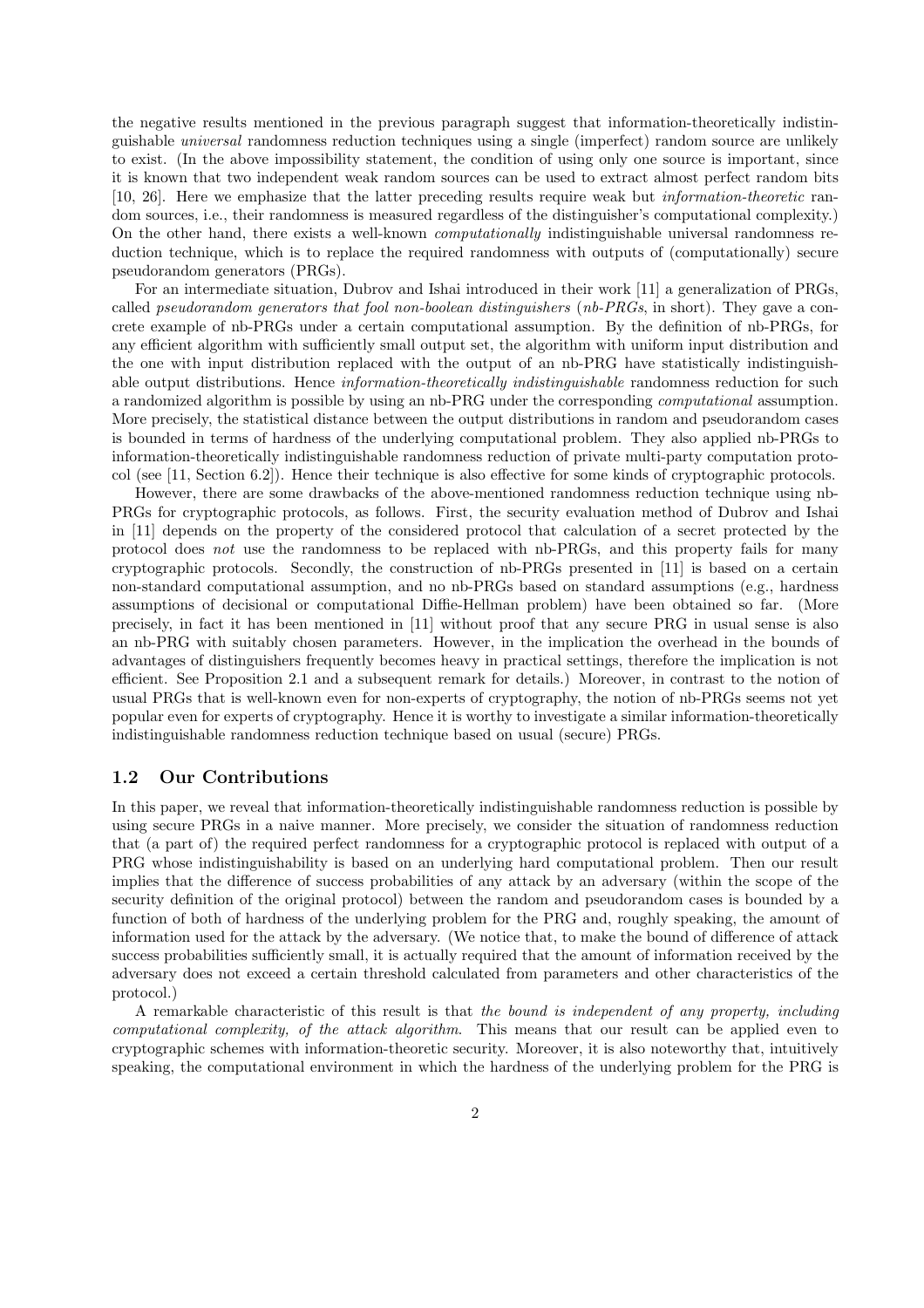the negative results mentioned in the previous paragraph suggest that information-theoretically indistinguishable *universal* randomness reduction techniques using a single (imperfect) random source are unlikely to exist. (In the above impossibility statement, the condition of using only one source is important, since it is known that two independent weak random sources can be used to extract almost perfect random bits [10, 26]. Here we emphasize that the latter preceding results require weak but *information-theoretic* random sources, i.e., their randomness is measured regardless of the distinguisher's computational complexity.) On the other hand, there exists a well-known *computationally* indistinguishable universal randomness reduction technique, which is to replace the required randomness with outputs of (computationally) secure pseudorandom generators (PRGs).

For an intermediate situation, Dubrov and Ishai introduced in their work [11] a generalization of PRGs, called *pseudorandom generators that fool non-boolean distinguishers* (*nb-PRGs*, in short). They gave a concrete example of nb-PRGs under a certain computational assumption. By the definition of nb-PRGs, for any efficient algorithm with sufficiently small output set, the algorithm with uniform input distribution and the one with input distribution replaced with the output of an nb-PRG have statistically indistinguishable output distributions. Hence *information-theoretically indistinguishable* randomness reduction for such a randomized algorithm is possible by using an nb-PRG under the corresponding *computational* assumption. More precisely, the statistical distance between the output distributions in random and pseudorandom cases is bounded in terms of hardness of the underlying computational problem. They also applied nb-PRGs to information-theoretically indistinguishable randomness reduction of private multi-party computation protocol (see [11, Section 6.2]). Hence their technique is also effective for some kinds of cryptographic protocols.

However, there are some drawbacks of the above-mentioned randomness reduction technique using nb-PRGs for cryptographic protocols, as follows. First, the security evaluation method of Dubrov and Ishai in [11] depends on the property of the considered protocol that calculation of a secret protected by the protocol does *not* use the randomness to be replaced with nb-PRGs, and this property fails for many cryptographic protocols. Secondly, the construction of nb-PRGs presented in [11] is based on a certain non-standard computational assumption, and no nb-PRGs based on standard assumptions (e.g., hardness assumptions of decisional or computational Diffie-Hellman problem) have been obtained so far. (More precisely, in fact it has been mentioned in [11] without proof that any secure PRG in usual sense is also an nb-PRG with suitably chosen parameters. However, in the implication the overhead in the bounds of advantages of distinguishers frequently becomes heavy in practical settings, therefore the implication is not efficient. See Proposition 2.1 and a subsequent remark for details.) Moreover, in contrast to the notion of usual PRGs that is well-known even for non-experts of cryptography, the notion of nb-PRGs seems not yet popular even for experts of cryptography. Hence it is worthy to investigate a similar information-theoretically indistinguishable randomness reduction technique based on usual (secure) PRGs.

### 1.2 Our Contributions

In this paper, we reveal that information-theoretically indistinguishable randomness reduction is possible by using secure PRGs in a naive manner. More precisely, we consider the situation of randomness reduction that (a part of) the required perfect randomness for a cryptographic protocol is replaced with output of a PRG whose indistinguishability is based on an underlying hard computational problem. Then our result implies that the difference of success probabilities of any attack by an adversary (within the scope of the security definition of the original protocol) between the random and pseudorandom cases is bounded by a function of both of hardness of the underlying problem for the PRG and, roughly speaking, the amount of information used for the attack by the adversary. (We notice that, to make the bound of difference of attack success probabilities sufficiently small, it is actually required that the amount of information received by the adversary does not exceed a certain threshold calculated from parameters and other characteristics of the protocol.)

A remarkable characteristic of this result is that *the bound is independent of any property, including computational complexity, of the attack algorithm*. This means that our result can be applied even to cryptographic schemes with information-theoretic security. Moreover, it is also noteworthy that, intuitively speaking, the computational environment in which the hardness of the underlying problem for the PRG is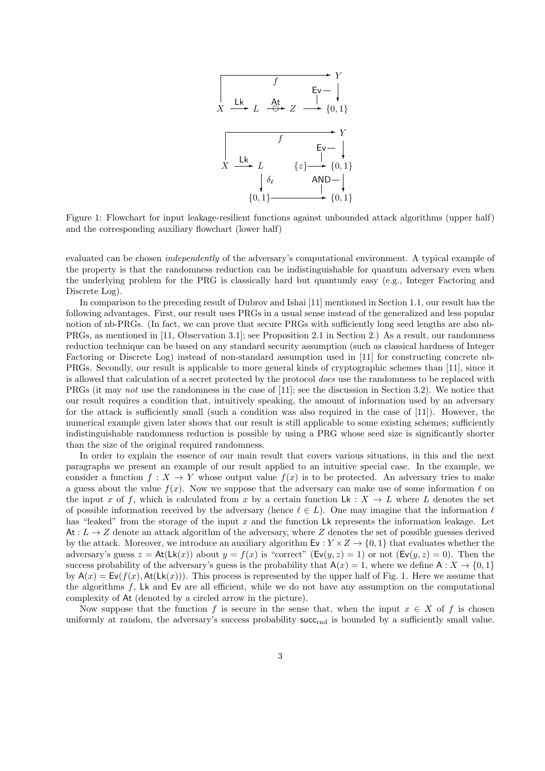Figure 1: Flowchart for input leakage-resilient functions against unbounded attack algorithms (upper half) and the corresponding auxiliary flowchart (lower half)

evaluated can be chosen *independently* of the adversary's computational environment. A typical example of the property is that the randomness reduction can be indistinguishable for quantum adversary even when the underlying problem for the PRG is classically hard but quantumly easy (e.g., Integer Factoring and Discrete Log).

In comparison to the preceding result of Dubrov and Ishai [11] mentioned in Section 1.1, our result has the following advantages. First, our result uses PRGs in a usual sense instead of the generalized and less popular notion of nb-PRGs. (In fact, we can prove that secure PRGs with sufficiently long seed lengths are also nb-PRGs, as mentioned in [11, Observation 3.1]; see Proposition 2.1 in Section 2.) As a result, our randomness reduction technique can be based on any standard security assumption (such as classical hardness of Integer Factoring or Discrete Log) instead of non-standard assumption used in [11] for constructing concrete nb-PRGs. Secondly, our result is applicable to more general kinds of cryptographic schemes than [11], since it is allowed that calculation of a secret protected by the protocol *does* use the randomness to be replaced with PRGs (it may *not* use the randomness in the case of [11]; see the discussion in Section 3.2). We notice that our result requires a condition that, intuitively speaking, the amount of information used by an adversary for the attack is sufficiently small (such a condition was also required in the case of [11]). However, the numerical example given later shows that our result is still applicable to some existing schemes; sufficiently indistinguishable randomness reduction is possible by using a PRG whose seed size is significantly shorter than the size of the original required randomness.

In order to explain the essence of our main result that covers various situations, in this and the next paragraphs we present an example of our result applied to an intuitive special case. In the example, we consider a function $f : X \to Y$ whose output value $f(x)$ is to be protected. An adversary tries to make a guess about the value $f(x)$. Now we suppose that the adversary can make use of some information $\ell$ on the input $x$ of $f$, which is calculated from $x$ by a certain function $\mathsf{Lk} : X \to L$ where $L$ denotes the set of possible information received by the adversary (hence $\ell \in L$). One may imagine that the information $\ell$ has "leaked" from the storage of the input $x$ and the function $\mathsf{Lk}$ represents the information leakage. Let $\mathsf{At} : L \to Z$ denote an attack algorithm of the adversary, where $Z$ denotes the set of possible guesses derived by the attack. Moreover, we introduce an auxiliary algorithm $\mathsf{Ev} : Y \times Z \to \{0,1\}$ that evaluates whether the adversary's guess $z = \mathsf{At}(\mathsf{Lk}(x))$ about $y = f(x)$ is "correct" ($\mathsf{Ev}(y,z) = 1$) or not ($\mathsf{Ev}(y,z) = 0$). Then the success probability of the adversary's guess is the probability that $\mathsf{A}(x) = 1$, where we define $\mathsf{A} : X \to \{0,1\}$ by $\mathsf{A}(x) = \mathsf{Ev}(f(x), \mathsf{At}(\mathsf{Lk}(x)))$. This process is represented by the upper half of Fig. 1. Here we assume that the algorithms $f$, $\mathsf{Lk}$ and $\mathsf{Ev}$ are all efficient, while we do not have any assumption on the computational complexity of $\mathsf{At}$ (denoted by a circled arrow in the picture).

Now suppose that the function $f$ is secure in the sense that, when the input $x \in X$ of $f$ is chosen uniformly at random, the adversary's success probability $\mathsf{succ}_{\mathrm{rnd}}$ is bounded by a sufficiently small value.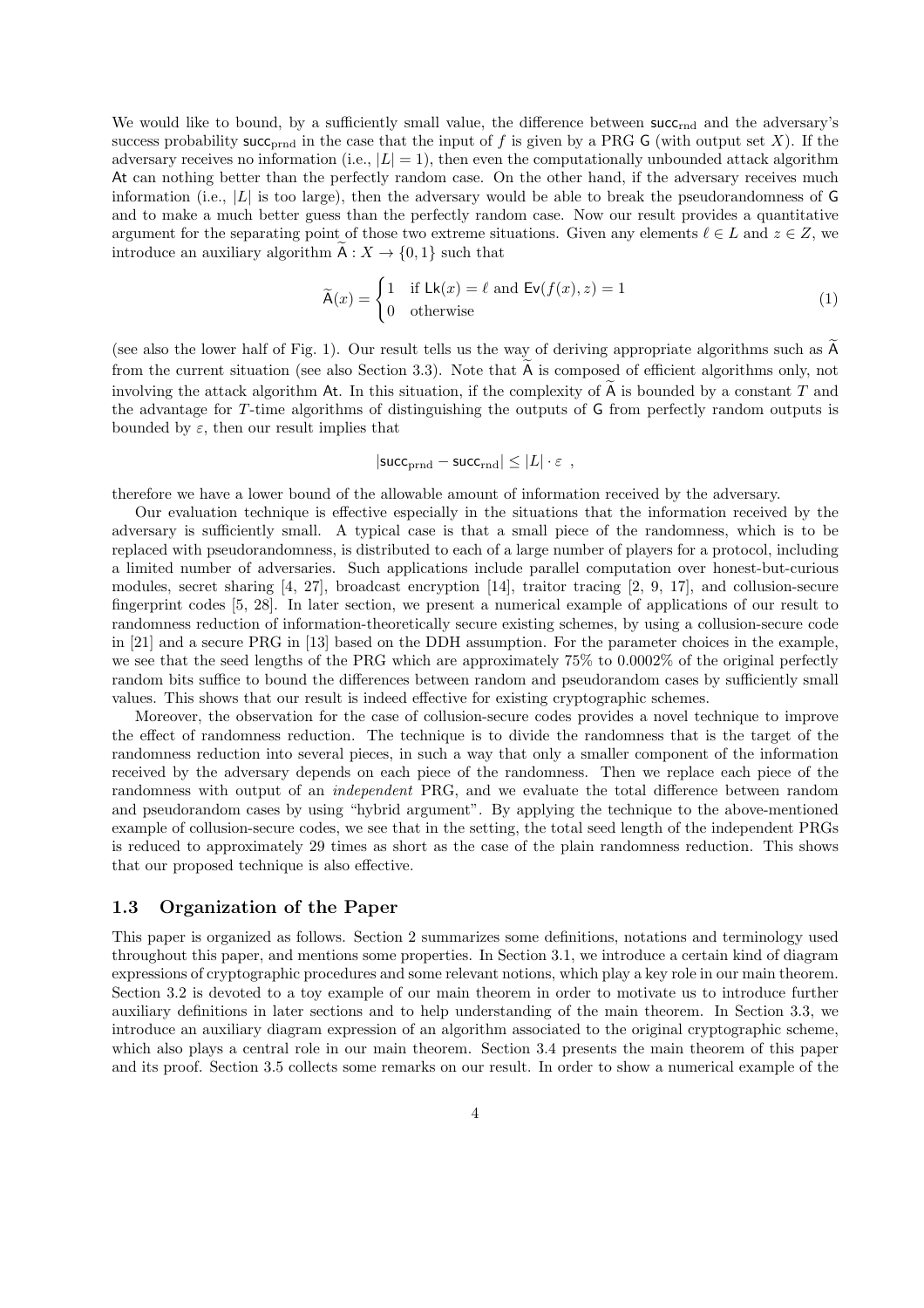We would like to bound, by a sufficiently small value, the difference between $\mathsf{succ}_{\mathrm{rnd}}$ and the adversary's success probability $\mathsf{succ}_{\mathrm{prnd}}$ in the case that the input of $f$ is given by a PRG $\mathsf{G}$ (with output set $X$). If the adversary receives no information (i.e., $|L| = 1$), then even the computationally unbounded attack algorithm $\mathsf{At}$ can nothing better than the perfectly random case. On the other hand, if the adversary receives much information (i.e., $|L|$ is too large), then the adversary would be able to break the pseudorandomness of $\mathsf{G}$ and to make a much better guess than the perfectly random case. Now our result provides a quantitative argument for the separating point of those two extreme situations. Given any elements $\ell \in L$ and $z \in Z$, we introduce an auxiliary algorithm $\widetilde{\mathsf{A}} : X \to \{0,1\}$ such that

$$\widetilde{\mathsf{A}}(x) = \begin{cases} 1 & \text{if } \mathsf{Lk}(x) = \ell \text{ and } \mathsf{Ev}(f(x), z) = 1 \\ 0 & \text{otherwise} \end{cases} \tag{1}$$

(see also the lower half of Fig. 1). Our result tells us the way of deriving appropriate algorithms such as $\widetilde{\mathsf{A}}$ from the current situation (see also Section 3.3). Note that $\widetilde{\mathsf{A}}$ is composed of efficient algorithms only, not involving the attack algorithm $\mathsf{At}$. In this situation, if the complexity of $\widetilde{\mathsf{A}}$ is bounded by a constant $T$ and the advantage for $T$-time algorithms of distinguishing the outputs of $\mathsf{G}$ from perfectly random outputs is bounded by $\varepsilon$, then our result implies that

$$|\mathsf{succ}_{\mathrm{prnd}} - \mathsf{succ}_{\mathrm{rnd}}| \leq |L| \cdot \varepsilon \ ,$$

therefore we have a lower bound of the allowable amount of information received by the adversary.

Our evaluation technique is effective especially in the situations that the information received by the adversary is sufficiently small. A typical case is that a small piece of the randomness, which is to be replaced with pseudorandomness, is distributed to each of a large number of players for a protocol, including a limited number of adversaries. Such applications include parallel computation over honest-but-curious modules, secret sharing [4, 27], broadcast encryption [14], traitor tracing [2, 9, 17], and collusion-secure fingerprint codes [5, 28]. In later section, we present a numerical example of applications of our result to randomness reduction of information-theoretically secure existing schemes, by using a collusion-secure code in [21] and a secure PRG in [13] based on the DDH assumption. For the parameter choices in the example, we see that the seed lengths of the PRG which are approximately 75% to 0.0002% of the original perfectly random bits suffice to bound the differences between random and pseudorandom cases by sufficiently small values. This shows that our result is indeed effective for existing cryptographic schemes.

Moreover, the observation for the case of collusion-secure codes provides a novel technique to improve the effect of randomness reduction. The technique is to divide the randomness that is the target of the randomness reduction into several pieces, in such a way that only a smaller component of the information received by the adversary depends on each piece of the randomness. Then we replace each piece of the randomness with output of an *independent* PRG, and we evaluate the total difference between random and pseudorandom cases by using "hybrid argument". By applying the technique to the above-mentioned example of collusion-secure codes, we see that in the setting, the total seed length of the independent PRGs is reduced to approximately 29 times as short as the case of the plain randomness reduction. This shows that our proposed technique is also effective.

### 1.3 Organization of the Paper

This paper is organized as follows. Section 2 summarizes some definitions, notations and terminology used throughout this paper, and mentions some properties. In Section 3.1, we introduce a certain kind of diagram expressions of cryptographic procedures and some relevant notions, which play a key role in our main theorem. Section 3.2 is devoted to a toy example of our main theorem in order to motivate us to introduce further auxiliary definitions in later sections and to help understanding of the main theorem. In Section 3.3, we introduce an auxiliary diagram expression of an algorithm associated to the original cryptographic scheme, which also plays a central role in our main theorem. Section 3.4 presents the main theorem of this paper and its proof. Section 3.5 collects some remarks on our result. In order to show a numerical example of the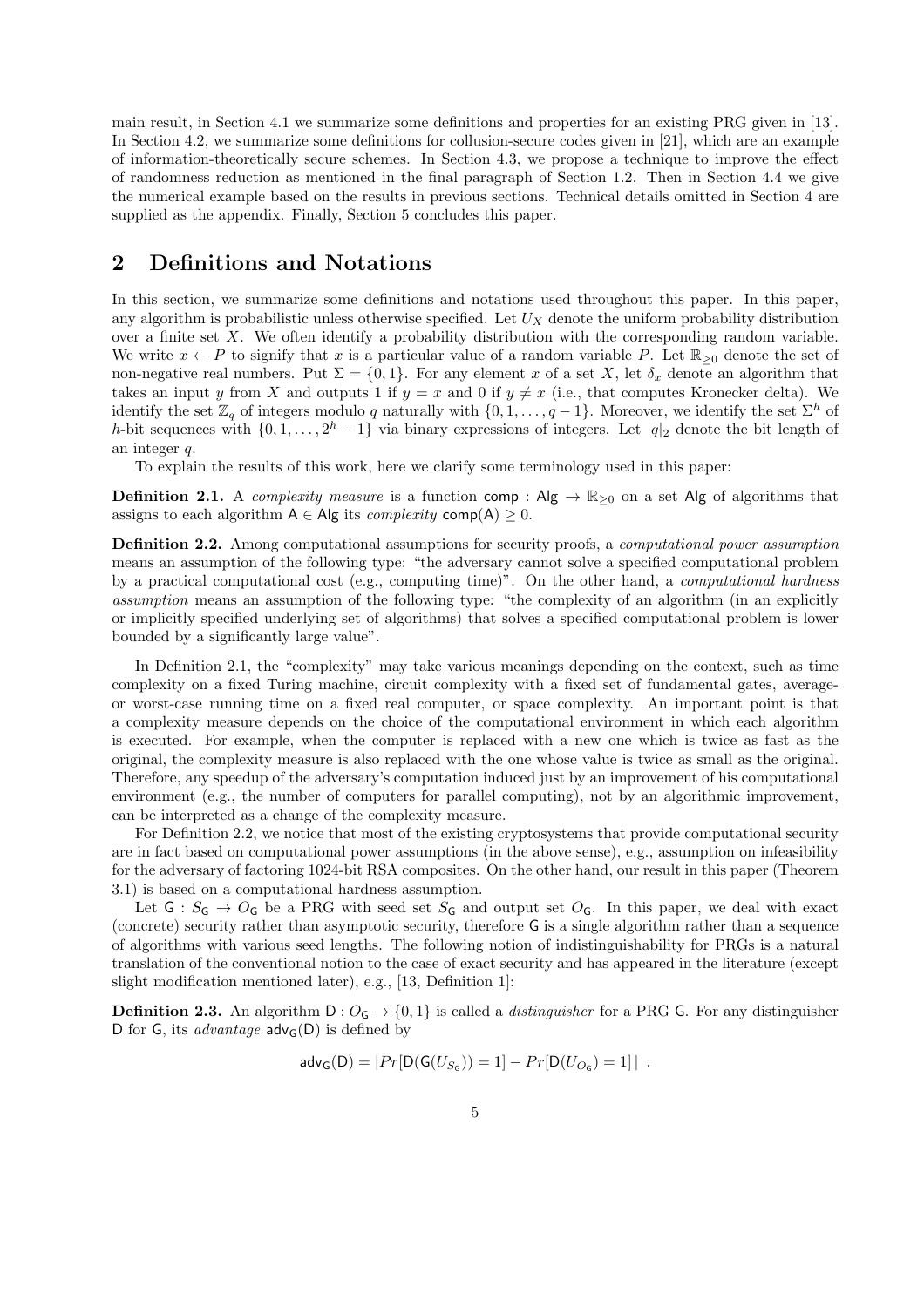main result, in Section 4.1 we summarize some definitions and properties for an existing PRG given in [13]. In Section 4.2, we summarize some definitions for collusion-secure codes given in [21], which are an example of information-theoretically secure schemes. In Section 4.3, we propose a technique to improve the effect of randomness reduction as mentioned in the final paragraph of Section 1.2. Then in Section 4.4 we give the numerical example based on the results in previous sections. Technical details omitted in Section 4 are supplied as the appendix. Finally, Section 5 concludes this paper.

## 2 Definitions and Notations

In this section, we summarize some definitions and notations used throughout this paper. In this paper, any algorithm is probabilistic unless otherwise specified. Let $U_X$ denote the uniform probability distribution over a finite set $X$. We often identify a probability distribution with the corresponding random variable. We write $x \leftarrow P$ to signify that $x$ is a particular value of a random variable $P$. Let $\mathbb{R}_{\geq 0}$ denote the set of non-negative real numbers. Put $\Sigma = \{0,1\}$. For any element $x$ of a set $X$, let $\delta_x$ denote an algorithm that takes an input $y$ from $X$ and outputs 1 if $y = x$ and 0 if $y \neq x$ (i.e., that computes Kronecker delta). We identify the set $\mathbb{Z}_q$ of integers modulo $q$ naturally with $\{0,1,\dots,q-1\}$. Moreover, we identify the set $\Sigma^h$ of $h$-bit sequences with $\{0,1,\dots,2^h-1\}$ via binary expressions of integers. Let $|q|_2$ denote the bit length of an integer $q$.

To explain the results of this work, here we clarify some terminology used in this paper:

**Definition 2.1.** A *complexity measure* is a function $\mathsf{comp} : \mathsf{Alg} \to \mathbb{R}_{\geq 0}$ on a set $\mathsf{Alg}$ of algorithms that assigns to each algorithm $\mathsf{A} \in \mathsf{Alg}$ its *complexity* $\mathsf{comp}(\mathsf{A}) \geq 0$.

**Definition 2.2.** Among computational assumptions for security proofs, a *computational power assumption* means an assumption of the following type: "the adversary cannot solve a specified computational problem by a practical computational cost (e.g., computing time)". On the other hand, a *computational hardness assumption* means an assumption of the following type: "the complexity of an algorithm (in an explicitly or implicitly specified underlying set of algorithms) that solves a specified computational problem is lower bounded by a significantly large value".

In Definition 2.1, the "complexity" may take various meanings depending on the context, such as time complexity on a fixed Turing machine, circuit complexity with a fixed set of fundamental gates, average- or worst-case running time on a fixed real computer, or space complexity. An important point is that a complexity measure depends on the choice of the computational environment in which each algorithm is executed. For example, when the computer is replaced with a new one which is twice as fast as the original, the complexity measure is also replaced with the one whose value is twice as small as the original. Therefore, any speedup of the adversary's computation induced just by an improvement of his computational environment (e.g., the number of computers for parallel computing), not by an algorithmic improvement, can be interpreted as a change of the complexity measure.

For Definition 2.2, we notice that most of the existing cryptosystems that provide computational security are in fact based on computational power assumptions (in the above sense), e.g., assumption on infeasibility for the adversary of factoring 1024-bit RSA composites. On the other hand, our result in this paper (Theorem 3.1) is based on a computational hardness assumption.

Let $\mathsf{G} : S_{\mathsf{G}} \to O_{\mathsf{G}}$ be a PRG with seed set $S_{\mathsf{G}}$ and output set $O_{\mathsf{G}}$. In this paper, we deal with exact (concrete) security rather than asymptotic security, therefore $\mathsf{G}$ is a single algorithm rather than a sequence of algorithms with various seed lengths. The following notion of indistinguishability for PRGs is a natural translation of the conventional notion to the case of exact security and has appeared in the literature (except slight modification mentioned later), e.g., [13, Definition 1]:

**Definition 2.3.** An algorithm $\mathsf{D} : O_{\mathsf{G}} \to \{0,1\}$ is called a *distinguisher* for a PRG $\mathsf{G}$. For any distinguisher $\mathsf{D}$ for $\mathsf{G}$, its *advantage* $\mathsf{adv}_{\mathsf{G}}(\mathsf{D})$ is defined by

$$\mathsf{adv}_{\mathsf{G}}(\mathsf{D}) = |Pr[\mathsf{D}(\mathsf{G}(U_{S_{\mathsf{G}}})) = 1] - Pr[\mathsf{D}(U_{O_{\mathsf{G}}}) = 1]| \enspace .$$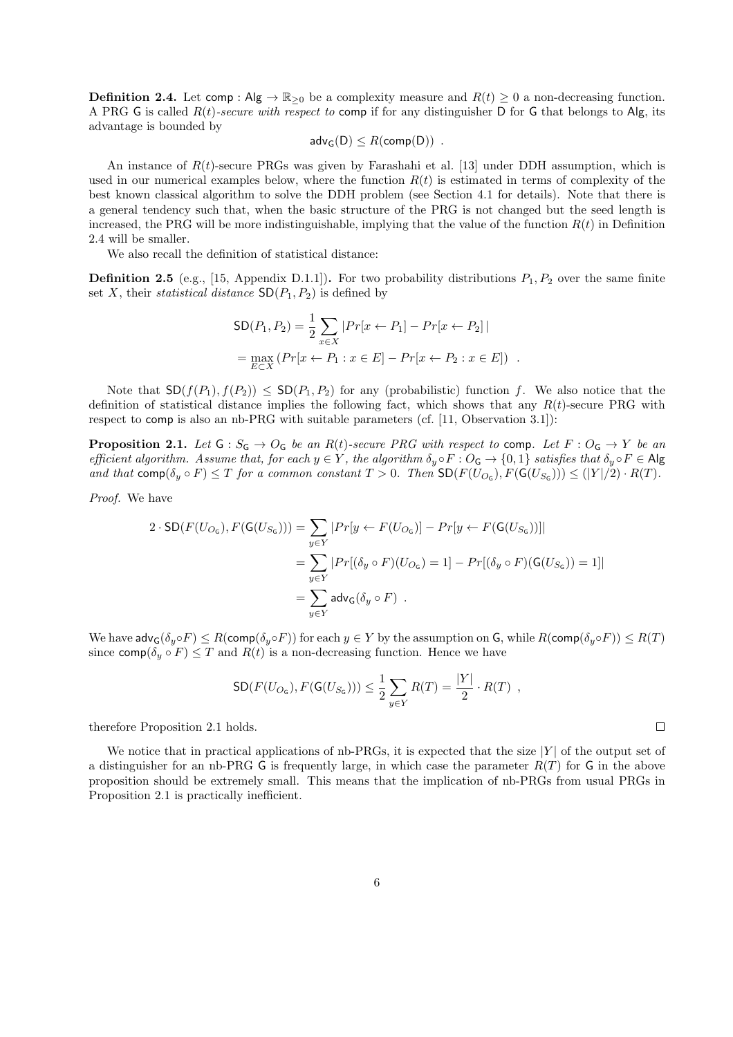**Definition 2.4.** Let $\mathsf{comp} : \mathsf{Alg} \to \mathbb{R}_{\geq 0}$ be a complexity measure and $R(t) \geq 0$ a non-decreasing function. A PRG $\mathsf{G}$ is called *$R(t)$-secure with respect to* $\mathsf{comp}$ if for any distinguisher $\mathsf{D}$ for $\mathsf{G}$ that belongs to $\mathsf{Alg}$, its advantage is bounded by

$$\mathsf{adv}_{\mathsf{G}}(\mathsf{D}) \leq R(\mathsf{comp}(\mathsf{D})) \ .$$

An instance of $R(t)$-secure PRGs was given by Farashahi et al. [13] under DDH assumption, which is used in our numerical examples below, where the function $R(t)$ is estimated in terms of complexity of the best known classical algorithm to solve the DDH problem (see Section 4.1 for details). Note that there is a general tendency such that, when the basic structure of the PRG is not changed but the seed length is increased, the PRG will be more indistinguishable, implying that the value of the function $R(t)$ in Definition 2.4 will be smaller.

We also recall the definition of statistical distance:

**Definition 2.5** (e.g., [15, Appendix D.1.1])**.** For two probability distributions $P_1, P_2$ over the same finite set $X$, their *statistical distance* $\mathsf{SD}(P_1, P_2)$ is defined by

$$\begin{aligned}\mathsf{SD}(P_1, P_2) &= \frac{1}{2}\sum_{x \in X} |Pr[x \leftarrow P_1] - Pr[x \leftarrow P_2]\,| \\ &= \max_{E \subset X} \left(Pr[x \leftarrow P_1 : x \in E] - Pr[x \leftarrow P_2 : x \in E]\right) \ .\end{aligned}$$

Note that $\mathsf{SD}(f(P_1), f(P_2)) \leq \mathsf{SD}(P_1, P_2)$ for any (probabilistic) function $f$. We also notice that the definition of statistical distance implies the following fact, which shows that any $R(t)$-secure PRG with respect to $\mathsf{comp}$ is also an nb-PRG with suitable parameters (cf. [11, Observation 3.1]):

**Proposition 2.1.** *Let $\mathsf{G} : S_{\mathsf{G}} \to O_{\mathsf{G}}$ be an $R(t)$-secure PRG with respect to $\mathsf{comp}$. Let $F : O_{\mathsf{G}} \to Y$ be an efficient algorithm. Assume that, for each $y \in Y$, the algorithm $\delta_y \circ F : O_{\mathsf{G}} \to \{0,1\}$ satisfies that $\delta_y \circ F \in \mathsf{Alg}$ and that $\mathsf{comp}(\delta_y \circ F) \leq T$ for a common constant $T > 0$. Then $\mathsf{SD}(F(U_{O_{\mathsf{G}}}), F(\mathsf{G}(U_{S_{\mathsf{G}}}))) \leq (|Y|/2) \cdot R(T)$.*

*Proof.* We have

$$\begin{aligned}2 \cdot \mathsf{SD}(F(U_{O_{\mathsf{G}}}), F(\mathsf{G}(U_{S_{\mathsf{G}}}))) &= \sum_{y \in Y} |Pr[y \leftarrow F(U_{O_{\mathsf{G}}})] - Pr[y \leftarrow F(\mathsf{G}(U_{S_{\mathsf{G}}}))]| \\ &= \sum_{y \in Y} |Pr[(\delta_y \circ F)(U_{O_{\mathsf{G}}}) = 1] - Pr[(\delta_y \circ F)(\mathsf{G}(U_{S_{\mathsf{G}}})) = 1]| \\ &= \sum_{y \in Y} \mathsf{adv}_{\mathsf{G}}(\delta_y \circ F) \ .\end{aligned}$$

We have $\mathsf{adv}_{\mathsf{G}}(\delta_y \circ F) \leq R(\mathsf{comp}(\delta_y \circ F))$ for each $y \in Y$ by the assumption on $\mathsf{G}$, while $R(\mathsf{comp}(\delta_y \circ F)) \leq R(T)$ since $\mathsf{comp}(\delta_y \circ F) \leq T$ and $R(t)$ is a non-decreasing function. Hence we have

$$\mathsf{SD}(F(U_{O_{\mathsf{G}}}), F(\mathsf{G}(U_{S_{\mathsf{G}}}))) \leq \frac{1}{2}\sum_{y \in Y} R(T) = \frac{|Y|}{2} \cdot R(T) \ ,$$

therefore Proposition 2.1 holds. $\square$

We notice that in practical applications of nb-PRGs, it is expected that the size $|Y|$ of the output set of a distinguisher for an nb-PRG $\mathsf{G}$ is frequently large, in which case the parameter $R(T)$ for $\mathsf{G}$ in the above proposition should be extremely small. This means that the implication of nb-PRGs from usual PRGs in Proposition 2.1 is practically inefficient.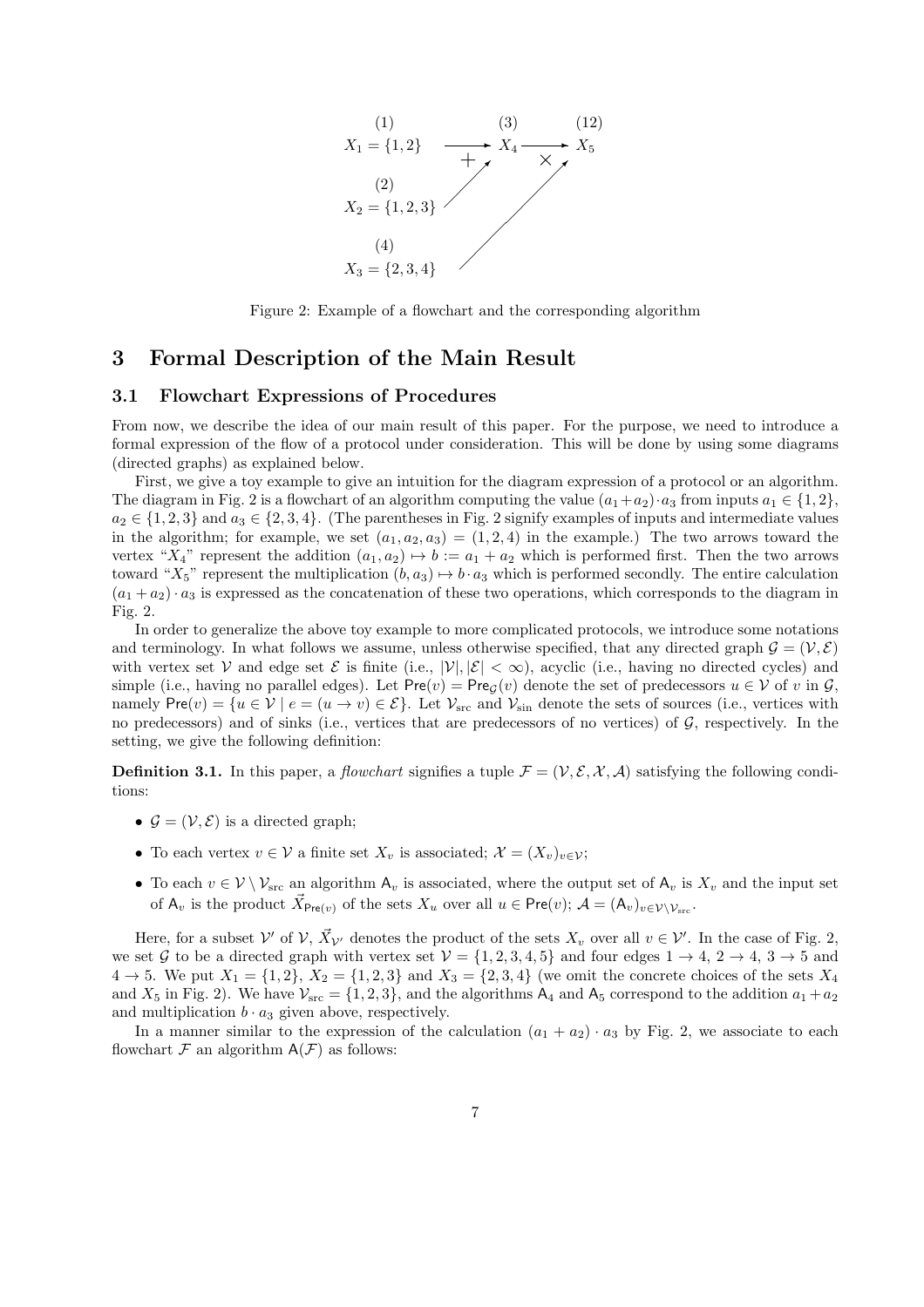$$
\begin{array}{lll}
(1) & (3) & (12) \\
X_1 = \{1,2\} \xrightarrow{\quad +\quad} & X_4 \xrightarrow{\quad \times \quad} & X_5 \\
(2) & & \\
X_2 = \{1,2,3\} \nearrow & & \\
(4) & & \\
X_3 = \{2,3,4\} \nearrow & &
\end{array}
$$

Figure 2: Example of a flowchart and the corresponding algorithm

## 3 Formal Description of the Main Result

### 3.1 Flowchart Expressions of Procedures

From now, we describe the idea of our main result of this paper. For the purpose, we need to introduce a formal expression of the flow of a protocol under consideration. This will be done by using some diagrams (directed graphs) as explained below.

First, we give a toy example to give an intuition for the diagram expression of a protocol or an algorithm. The diagram in Fig. 2 is a flowchart of an algorithm computing the value $(a_1+a_2)\cdot a_3$ from inputs $a_1 \in \{1,2\}$, $a_2 \in \{1,2,3\}$ and $a_3 \in \{2,3,4\}$. (The parentheses in Fig. 2 signify examples of inputs and intermediate values in the algorithm; for example, we set $(a_1,a_2,a_3) = (1,2,4)$ in the example.) The two arrows toward the vertex "$X_4$" represent the addition $(a_1,a_2) \mapsto b := a_1 + a_2$ which is performed first. Then the two arrows toward "$X_5$" represent the multiplication $(b,a_3) \mapsto b \cdot a_3$ which is performed secondly. The entire calculation $(a_1+a_2)\cdot a_3$ is expressed as the concatenation of these two operations, which corresponds to the diagram in Fig. 2.

In order to generalize the above toy example to more complicated protocols, we introduce some notations and terminology. In what follows we assume, unless otherwise specified, that any directed graph $\mathcal{G} = (\mathcal{V},\mathcal{E})$ with vertex set $\mathcal{V}$ and edge set $\mathcal{E}$ is finite (i.e., $|\mathcal{V}|,|\mathcal{E}| < \infty$), acyclic (i.e., having no directed cycles) and simple (i.e., having no parallel edges). Let $\mathsf{Pre}(v) = \mathsf{Pre}_{\mathcal{G}}(v)$ denote the set of predecessors $u \in \mathcal{V}$ of $v$ in $\mathcal{G}$, namely $\mathsf{Pre}(v) = \{u \in \mathcal{V} \mid e = (u \to v) \in \mathcal{E}\}$. Let $\mathcal{V}_{\mathrm{src}}$ and $\mathcal{V}_{\mathrm{sin}}$ denote the sets of sources (i.e., vertices with no predecessors) and of sinks (i.e., vertices that are predecessors of no vertices) of $\mathcal{G}$, respectively. In the setting, we give the following definition:

**Definition 3.1.** In this paper, a *flowchart* signifies a tuple $\mathcal{F} = (\mathcal{V},\mathcal{E},\mathcal{X},\mathcal{A})$ satisfying the following conditions:

- $\mathcal{G} = (\mathcal{V},\mathcal{E})$ is a directed graph;
- To each vertex $v \in \mathcal{V}$ a finite set $X_v$ is associated; $\mathcal{X} = (X_v)_{v \in \mathcal{V}}$;
- To each $v \in \mathcal{V} \setminus \mathcal{V}_{\mathrm{src}}$ an algorithm $\mathsf{A}_v$ is associated, where the output set of $\mathsf{A}_v$ is $X_v$ and the input set of $\mathsf{A}_v$ is the product $\vec{X}_{\mathsf{Pre}(v)}$ of the sets $X_u$ over all $u \in \mathsf{Pre}(v)$; $\mathcal{A} = (\mathsf{A}_v)_{v \in \mathcal{V} \setminus \mathcal{V}_{\mathrm{src}}}$.

Here, for a subset $\mathcal{V}'$ of $\mathcal{V}$, $\vec{X}_{\mathcal{V}'}$ denotes the product of the sets $X_v$ over all $v \in \mathcal{V}'$. In the case of Fig. 2, we set $\mathcal{G}$ to be a directed graph with vertex set $\mathcal{V} = \{1,2,3,4,5\}$ and four edges $1 \to 4$, $2 \to 4$, $3 \to 5$ and $4 \to 5$. We put $X_1 = \{1,2\}$, $X_2 = \{1,2,3\}$ and $X_3 = \{2,3,4\}$ (we omit the concrete choices of the sets $X_4$ and $X_5$ in Fig. 2). We have $\mathcal{V}_{\mathrm{src}} = \{1,2,3\}$, and the algorithms $\mathsf{A}_4$ and $\mathsf{A}_5$ correspond to the addition $a_1+a_2$ and multiplication $b \cdot a_3$ given above, respectively.

In a manner similar to the expression of the calculation $(a_1+a_2)\cdot a_3$ by Fig. 2, we associate to each flowchart $\mathcal{F}$ an algorithm $\mathsf{A}(\mathcal{F})$ as follows: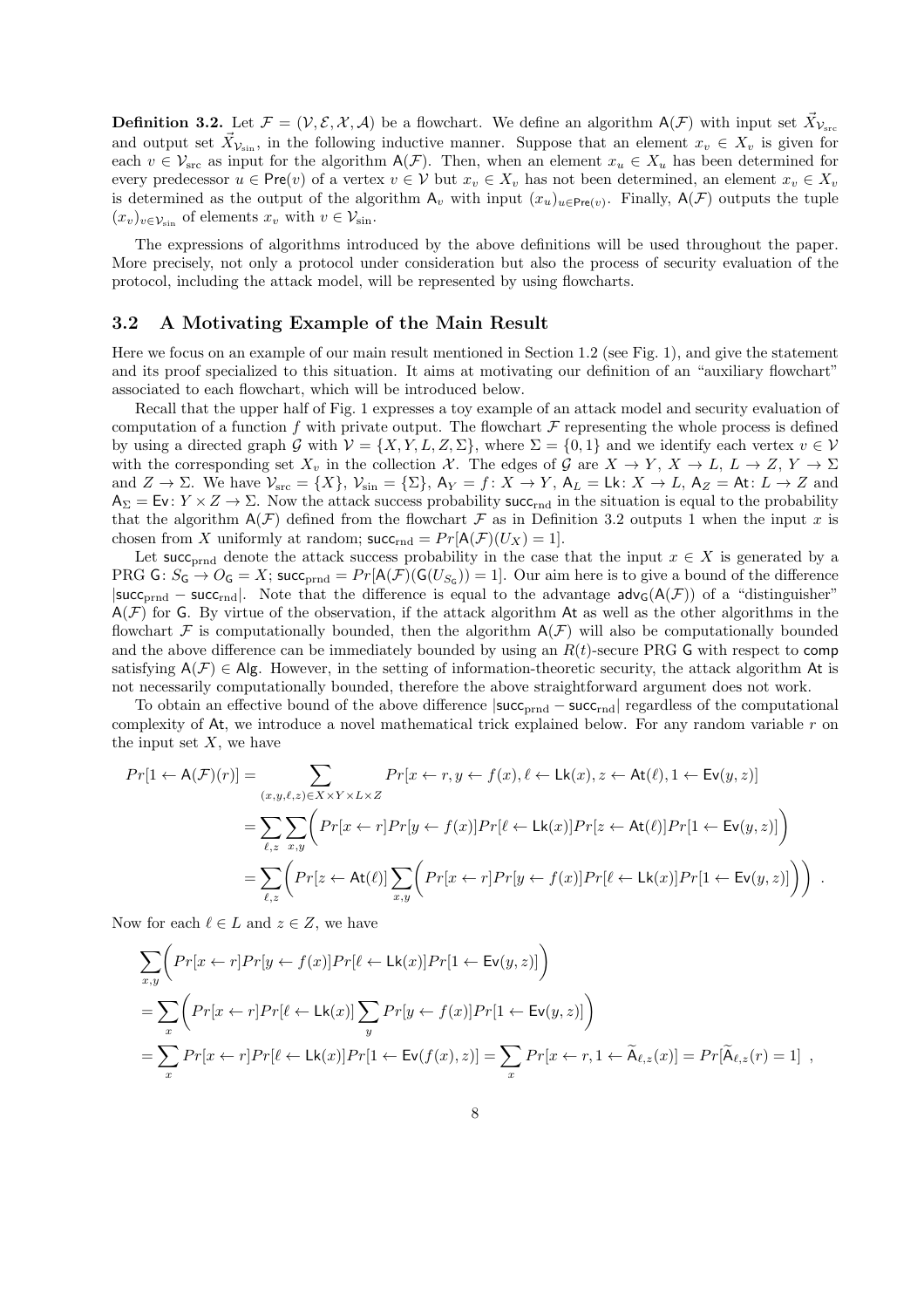**Definition 3.2.** Let $\mathcal{F} = (\mathcal{V}, \mathcal{E}, \mathcal{X}, \mathcal{A})$ be a flowchart. We define an algorithm $\mathsf{A}(\mathcal{F})$ with input set $\vec{X}_{\mathcal{V}_{\mathrm{src}}}$ and output set $\vec{X}_{\mathcal{V}_{\mathrm{sin}}}$, in the following inductive manner. Suppose that an element $x_v \in X_v$ is given for each $v \in \mathcal{V}_{\mathrm{src}}$ as input for the algorithm $\mathsf{A}(\mathcal{F})$. Then, when an element $x_u \in X_u$ has been determined for every predecessor $u \in \mathsf{Pre}(v)$ of a vertex $v \in \mathcal{V}$ but $x_v \in X_v$ has not been determined, an element $x_v \in X_v$ is determined as the output of the algorithm $\mathsf{A}_v$ with input $(x_u)_{u \in \mathsf{Pre}(v)}$. Finally, $\mathsf{A}(\mathcal{F})$ outputs the tuple $(x_v)_{v \in \mathcal{V}_{\mathrm{sin}}}$ of elements $x_v$ with $v \in \mathcal{V}_{\mathrm{sin}}$.

The expressions of algorithms introduced by the above definitions will be used throughout the paper. More precisely, not only a protocol under consideration but also the process of security evaluation of the protocol, including the attack model, will be represented by using flowcharts.

### 3.2 A Motivating Example of the Main Result

Here we focus on an example of our main result mentioned in Section 1.2 (see Fig. 1), and give the statement and its proof specialized to this situation. It aims at motivating our definition of an "auxiliary flowchart" associated to each flowchart, which will be introduced below.

Recall that the upper half of Fig. 1 expresses a toy example of an attack model and security evaluation of computation of a function $f$ with private output. The flowchart $\mathcal{F}$ representing the whole process is defined by using a directed graph $\mathcal{G}$ with $\mathcal{V} = \{X, Y, L, Z, \Sigma\}$, where $\Sigma = \{0, 1\}$ and we identify each vertex $v \in \mathcal{V}$ with the corresponding set $X_v$ in the collection $\mathcal{X}$. The edges of $\mathcal{G}$ are $X \to Y$, $X \to L$, $L \to Z$, $Y \to \Sigma$ and $Z \to \Sigma$. We have $\mathcal{V}_{\mathrm{src}} = \{X\}$, $\mathcal{V}_{\mathrm{sin}} = \{\Sigma\}$, $\mathsf{A}_Y = f \colon X \to Y$, $\mathsf{A}_L = \mathsf{Lk} \colon X \to L$, $\mathsf{A}_Z = \mathsf{At} \colon L \to Z$ and $\mathsf{A}_\Sigma = \mathsf{Ev} \colon Y \times Z \to \Sigma$. Now the attack success probability $\mathsf{succ}_{\mathrm{rnd}}$ in the situation is equal to the probability that the algorithm $\mathsf{A}(\mathcal{F})$ defined from the flowchart $\mathcal{F}$ as in Definition 3.2 outputs 1 when the input $x$ is chosen from $X$ uniformly at random; $\mathsf{succ}_{\mathrm{rnd}} = Pr[\mathsf{A}(\mathcal{F})(U_X) = 1]$.

Let $\mathsf{succ}_{\mathrm{prnd}}$ denote the attack success probability in the case that the input $x \in X$ is generated by a PRG $\mathsf{G} \colon S_{\mathsf{G}} \to O_{\mathsf{G}} = X$; $\mathsf{succ}_{\mathrm{prnd}} = Pr[\mathsf{A}(\mathcal{F})(\mathsf{G}(U_{S_{\mathsf{G}}})) = 1]$. Our aim here is to give a bound of the difference $|\mathsf{succ}_{\mathrm{prnd}} - \mathsf{succ}_{\mathrm{rnd}}|$. Note that the difference is equal to the advantage $\mathsf{adv}_{\mathsf{G}}(\mathsf{A}(\mathcal{F}))$ of a "distinguisher" $\mathsf{A}(\mathcal{F})$ for $\mathsf{G}$. By virtue of the observation, if the attack algorithm $\mathsf{At}$ as well as the other algorithms in the flowchart $\mathcal{F}$ is computationally bounded, then the algorithm $\mathsf{A}(\mathcal{F})$ will also be computationally bounded and the above difference can be immediately bounded by using an $R(t)$-secure PRG $\mathsf{G}$ with respect to $\mathsf{comp}$ satisfying $\mathsf{A}(\mathcal{F}) \in \mathsf{Alg}$. However, in the setting of information-theoretic security, the attack algorithm $\mathsf{At}$ is not necessarily computationally bounded, therefore the above straightforward argument does not work.

To obtain an effective bound of the above difference $|\mathsf{succ}_{\mathrm{prnd}} - \mathsf{succ}_{\mathrm{rnd}}|$ regardless of the computational complexity of $\mathsf{At}$, we introduce a novel mathematical trick explained below. For any random variable $r$ on the input set $X$, we have

$$
\begin{aligned}
Pr[1 \leftarrow \mathsf{A}(\mathcal{F})(r)] &= \sum_{(x,y,\ell,z) \in X \times Y \times L \times Z} Pr[x \leftarrow r, y \leftarrow f(x), \ell \leftarrow \mathsf{Lk}(x), z \leftarrow \mathsf{At}(\ell), 1 \leftarrow \mathsf{Ev}(y,z)] \\
&= \sum_{\ell,z} \sum_{x,y} \Big( Pr[x \leftarrow r] Pr[y \leftarrow f(x)] Pr[\ell \leftarrow \mathsf{Lk}(x)] Pr[z \leftarrow \mathsf{At}(\ell)] Pr[1 \leftarrow \mathsf{Ev}(y,z)] \Big) \\
&= \sum_{\ell,z} \bigg( Pr[z \leftarrow \mathsf{At}(\ell)] \sum_{x,y} \Big( Pr[x \leftarrow r] Pr[y \leftarrow f(x)] Pr[\ell \leftarrow \mathsf{Lk}(x)] Pr[1 \leftarrow \mathsf{Ev}(y,z)] \Big) \bigg) \enspace .
\end{aligned}
$$

Now for each $\ell \in L$ and $z \in Z$, we have

$$
\begin{aligned}
&\sum_{x,y} \Big( Pr[x \leftarrow r] Pr[y \leftarrow f(x)] Pr[\ell \leftarrow \mathsf{Lk}(x)] Pr[1 \leftarrow \mathsf{Ev}(y,z)] \Big) \\
&= \sum_{x} \Big( Pr[x \leftarrow r] Pr[\ell \leftarrow \mathsf{Lk}(x)] \sum_{y} Pr[y \leftarrow f(x)] Pr[1 \leftarrow \mathsf{Ev}(y,z)] \Big) \\
&= \sum_{x} Pr[x \leftarrow r] Pr[\ell \leftarrow \mathsf{Lk}(x)] Pr[1 \leftarrow \mathsf{Ev}(f(x),z)] = \sum_{x} Pr[x \leftarrow r, 1 \leftarrow \widetilde{\mathsf{A}}_{\ell,z}(x)] = Pr[\widetilde{\mathsf{A}}_{\ell,z}(r) = 1] \enspace ,
\end{aligned}
$$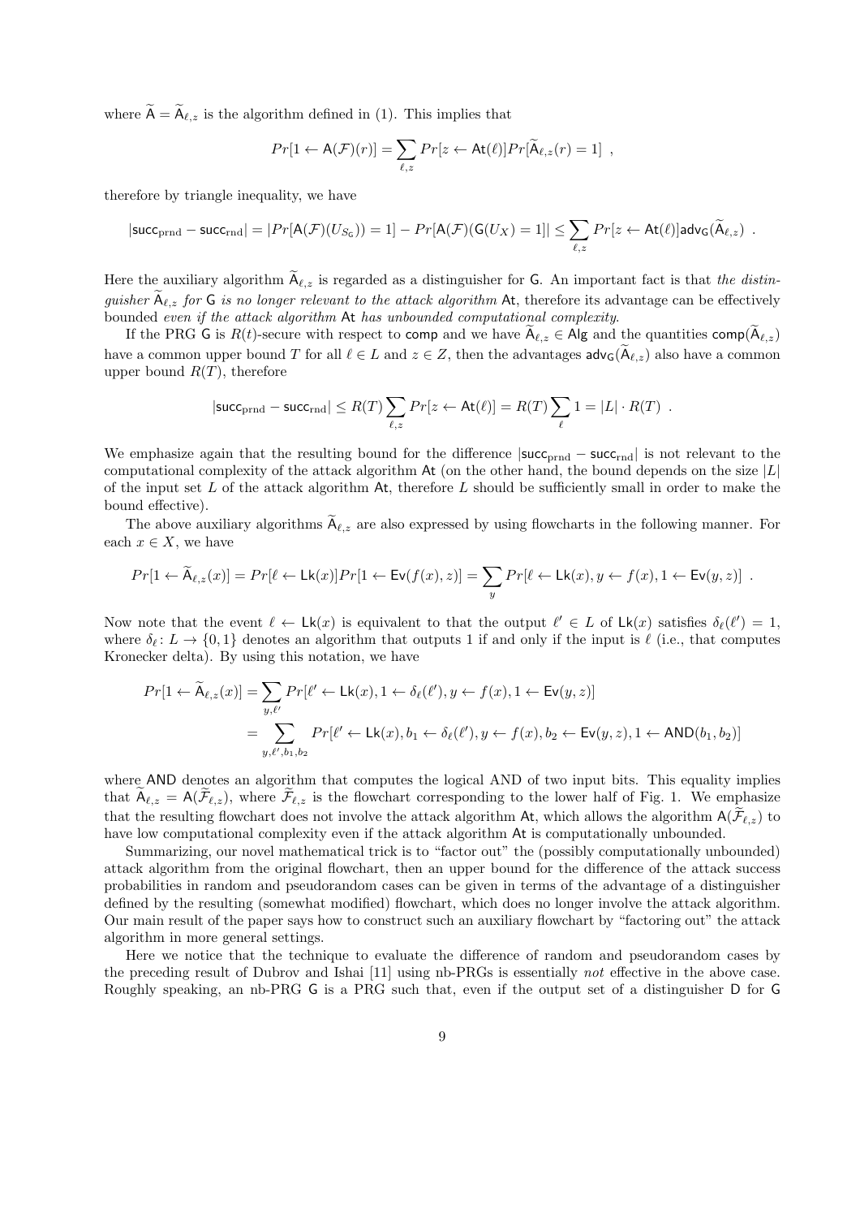where $\widetilde{\mathsf{A}} = \widetilde{\mathsf{A}}_{\ell,z}$ is the algorithm defined in (1). This implies that

$$Pr[1 \leftarrow \mathsf{A}(\mathcal{F})(r)] = \sum_{\ell,z} Pr[z \leftarrow \mathsf{At}(\ell)] Pr[\widetilde{\mathsf{A}}_{\ell,z}(r) = 1] \ ,$$

therefore by triangle inequality, we have

$$|\mathsf{succ}_{\mathrm{prnd}} - \mathsf{succ}_{\mathrm{rnd}}| = |Pr[\mathsf{A}(\mathcal{F})(U_{S_{\mathsf{G}}})) = 1] - Pr[\mathsf{A}(\mathcal{F})(\mathsf{G}(U_X) = 1]| \leq \sum_{\ell,z} Pr[z \leftarrow \mathsf{At}(\ell)] \mathsf{adv}_{\mathsf{G}}(\widetilde{\mathsf{A}}_{\ell,z}) \ .$$

Here the auxiliary algorithm $\widetilde{\mathsf{A}}_{\ell,z}$ is regarded as a distinguisher for $\mathsf{G}$. An important fact is that *the distinguisher* $\widetilde{\mathsf{A}}_{\ell,z}$ *for* $\mathsf{G}$ *is no longer relevant to the attack algorithm* $\mathsf{At}$, therefore its advantage can be effectively bounded *even if the attack algorithm* $\mathsf{At}$ *has unbounded computational complexity*.

If the PRG $\mathsf{G}$ is $R(t)$-secure with respect to $\mathsf{comp}$ and we have $\widetilde{\mathsf{A}}_{\ell,z} \in \mathsf{Alg}$ and the quantities $\mathsf{comp}(\widetilde{\mathsf{A}}_{\ell,z})$ have a common upper bound $T$ for all $\ell \in L$ and $z \in Z$, then the advantages $\mathsf{adv}_{\mathsf{G}}(\widetilde{\mathsf{A}}_{\ell,z})$ also have a common upper bound $R(T)$, therefore

$$|\mathsf{succ}_{\mathrm{prnd}} - \mathsf{succ}_{\mathrm{rnd}}| \leq R(T) \sum_{\ell,z} Pr[z \leftarrow \mathsf{At}(\ell)] = R(T) \sum_{\ell} 1 = |L| \cdot R(T) \ .$$

We emphasize again that the resulting bound for the difference $|\mathsf{succ}_{\mathrm{prnd}} - \mathsf{succ}_{\mathrm{rnd}}|$ is not relevant to the computational complexity of the attack algorithm $\mathsf{At}$ (on the other hand, the bound depends on the size $|L|$ of the input set $L$ of the attack algorithm $\mathsf{At}$, therefore $L$ should be sufficiently small in order to make the bound effective).

The above auxiliary algorithms $\widetilde{\mathsf{A}}_{\ell,z}$ are also expressed by using flowcharts in the following manner. For each $x \in X$, we have

$$Pr[1 \leftarrow \widetilde{\mathsf{A}}_{\ell,z}(x)] = Pr[\ell \leftarrow \mathsf{Lk}(x)] Pr[1 \leftarrow \mathsf{Ev}(f(x), z)] = \sum_{y} Pr[\ell \leftarrow \mathsf{Lk}(x), y \leftarrow f(x), 1 \leftarrow \mathsf{Ev}(y, z)] \ .$$

Now note that the event $\ell \leftarrow \mathsf{Lk}(x)$ is equivalent to that the output $\ell' \in L$ of $\mathsf{Lk}(x)$ satisfies $\delta_\ell(\ell') = 1$, where $\delta_\ell \colon L \to \{0,1\}$ denotes an algorithm that outputs 1 if and only if the input is $\ell$ (i.e., that computes Kronecker delta). By using this notation, we have

$$\begin{aligned}
Pr[1 \leftarrow \widetilde{\mathsf{A}}_{\ell,z}(x)] &= \sum_{y,\ell'} Pr[\ell' \leftarrow \mathsf{Lk}(x), 1 \leftarrow \delta_\ell(\ell'), y \leftarrow f(x), 1 \leftarrow \mathsf{Ev}(y, z)] \\
&= \sum_{y,\ell',b_1,b_2} Pr[\ell' \leftarrow \mathsf{Lk}(x), b_1 \leftarrow \delta_\ell(\ell'), y \leftarrow f(x), b_2 \leftarrow \mathsf{Ev}(y, z), 1 \leftarrow \mathsf{AND}(b_1, b_2)]
\end{aligned}$$

where $\mathsf{AND}$ denotes an algorithm that computes the logical AND of two input bits. This equality implies that $\widetilde{\mathsf{A}}_{\ell,z} = \mathsf{A}(\widetilde{\mathcal{F}}_{\ell,z})$, where $\widetilde{\mathcal{F}}_{\ell,z}$ is the flowchart corresponding to the lower half of Fig. 1. We emphasize that the resulting flowchart does not involve the attack algorithm $\mathsf{At}$, which allows the algorithm $\mathsf{A}(\widetilde{\mathcal{F}}_{\ell,z})$ to have low computational complexity even if the attack algorithm $\mathsf{At}$ is computationally unbounded.

Summarizing, our novel mathematical trick is to "factor out" the (possibly computationally unbounded) attack algorithm from the original flowchart, then an upper bound for the difference of the attack success probabilities in random and pseudorandom cases can be given in terms of the advantage of a distinguisher defined by the resulting (somewhat modified) flowchart, which does no longer involve the attack algorithm. Our main result of the paper says how to construct such an auxiliary flowchart by "factoring out" the attack algorithm in more general settings.

Here we notice that the technique to evaluate the difference of random and pseudorandom cases by the preceding result of Dubrov and Ishai [11] using nb-PRGs is essentially *not* effective in the above case. Roughly speaking, an nb-PRG $\mathsf{G}$ is a PRG such that, even if the output set of a distinguisher $\mathsf{D}$ for $\mathsf{G}$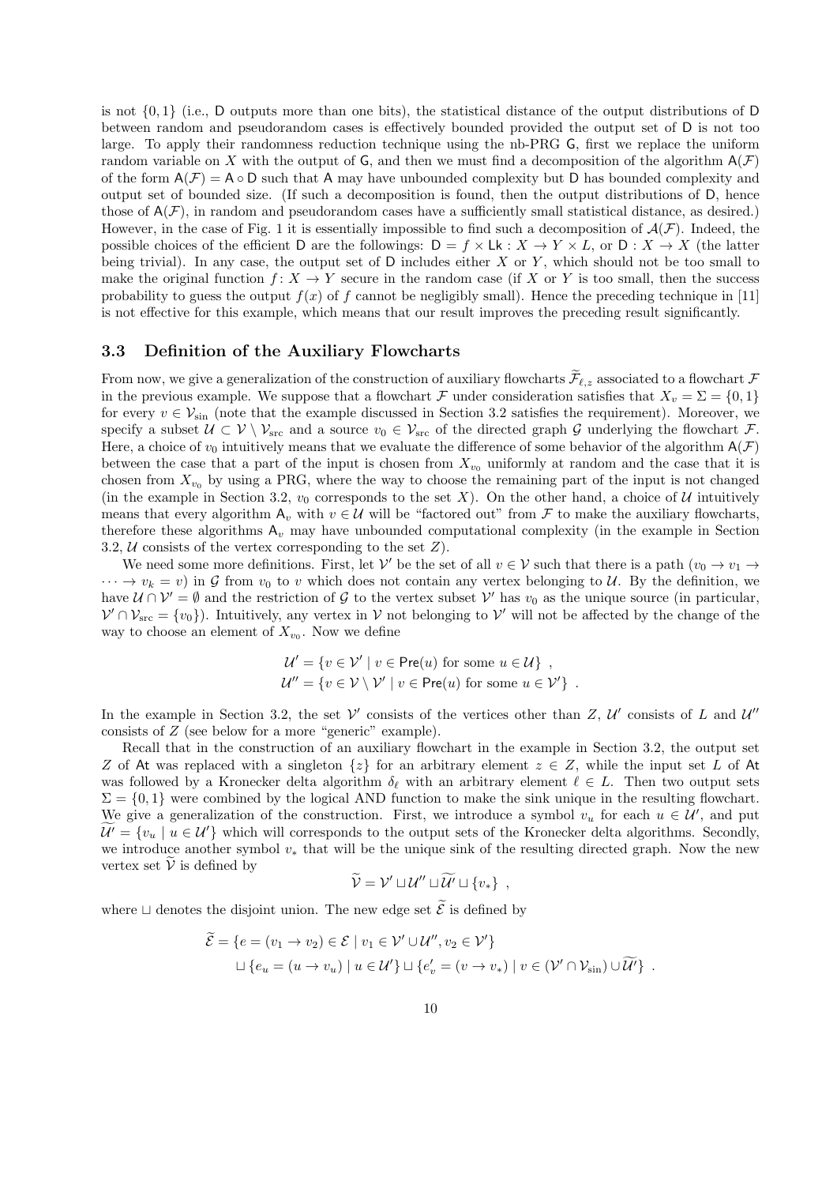is not $\{0,1\}$ (i.e., $\mathsf{D}$ outputs more than one bits), the statistical distance of the output distributions of $\mathsf{D}$ between random and pseudorandom cases is effectively bounded provided the output set of $\mathsf{D}$ is not too large. To apply their randomness reduction technique using the nb-PRG $\mathsf{G}$, first we replace the uniform random variable on $X$ with the output of $\mathsf{G}$, and then we must find a decomposition of the algorithm $\mathsf{A}(\mathcal{F})$ of the form $\mathsf{A}(\mathcal{F}) = \mathsf{A} \circ \mathsf{D}$ such that $\mathsf{A}$ may have unbounded complexity but $\mathsf{D}$ has bounded complexity and output set of bounded size. (If such a decomposition is found, then the output distributions of $\mathsf{D}$, hence those of $\mathsf{A}(\mathcal{F})$, in random and pseudorandom cases have a sufficiently small statistical distance, as desired.) However, in the case of Fig. 1 it is essentially impossible to find such a decomposition of $\mathcal{A}(\mathcal{F})$. Indeed, the possible choices of the efficient $\mathsf{D}$ are the followings: $\mathsf{D} = f \times \mathsf{Lk} : X \to Y \times L$, or $\mathsf{D} : X \to X$ (the latter being trivial). In any case, the output set of $\mathsf{D}$ includes either $X$ or $Y$, which should not be too small to make the original function $f \colon X \to Y$ secure in the random case (if $X$ or $Y$ is too small, then the success probability to guess the output $f(x)$ of $f$ cannot be negligibly small). Hence the preceding technique in [11] is not effective for this example, which means that our result improves the preceding result significantly.

### 3.3 Definition of the Auxiliary Flowcharts

From now, we give a generalization of the construction of auxiliary flowcharts $\widetilde{\mathcal{F}}_{\ell,z}$ associated to a flowchart $\mathcal{F}$ in the previous example. We suppose that a flowchart $\mathcal{F}$ under consideration satisfies that $X_v = \Sigma = \{0,1\}$ for every $v \in \mathcal{V}_{\mathrm{sin}}$ (note that the example discussed in Section 3.2 satisfies the requirement). Moreover, we specify a subset $\mathcal{U} \subset \mathcal{V} \setminus \mathcal{V}_{\mathrm{src}}$ and a source $v_0 \in \mathcal{V}_{\mathrm{src}}$ of the directed graph $\mathcal{G}$ underlying the flowchart $\mathcal{F}$. Here, a choice of $v_0$ intuitively means that we evaluate the difference of some behavior of the algorithm $\mathsf{A}(\mathcal{F})$ between the case that a part of the input is chosen from $X_{v_0}$ uniformly at random and the case that it is chosen from $X_{v_0}$ by using a PRG, where the way to choose the remaining part of the input is not changed (in the example in Section 3.2, $v_0$ corresponds to the set $X$). On the other hand, a choice of $\mathcal{U}$ intuitively means that every algorithm $\mathsf{A}_v$ with $v \in \mathcal{U}$ will be "factored out" from $\mathcal{F}$ to make the auxiliary flowcharts, therefore these algorithms $\mathsf{A}_v$ may have unbounded computational complexity (in the example in Section 3.2, $\mathcal{U}$ consists of the vertex corresponding to the set $Z$).

We need some more definitions. First, let $\mathcal{V}'$ be the set of all $v \in \mathcal{V}$ such that there is a path $(v_0 \to v_1 \to \cdots \to v_k = v)$ in $\mathcal{G}$ from $v_0$ to $v$ which does not contain any vertex belonging to $\mathcal{U}$. By the definition, we have $\mathcal{U} \cap \mathcal{V}' = \emptyset$ and the restriction of $\mathcal{G}$ to the vertex subset $\mathcal{V}'$ has $v_0$ as the unique source (in particular, $\mathcal{V}' \cap \mathcal{V}_{\mathrm{src}} = \{v_0\}$). Intuitively, any vertex in $\mathcal{V}$ not belonging to $\mathcal{V}'$ will not be affected by the change of the way to choose an element of $X_{v_0}$. Now we define

$$
\mathcal{U}' = \{v \in \mathcal{V}' \mid v \in \mathsf{Pre}(u) \text{ for some } u \in \mathcal{U}\} \ ,
$$
$$
\mathcal{U}'' = \{v \in \mathcal{V} \setminus \mathcal{V}' \mid v \in \mathsf{Pre}(u) \text{ for some } u \in \mathcal{V}'\} \ .
$$

In the example in Section 3.2, the set $\mathcal{V}'$ consists of the vertices other than $Z$, $\mathcal{U}'$ consists of $L$ and $\mathcal{U}''$ consists of $Z$ (see below for a more "generic" example).

Recall that in the construction of an auxiliary flowchart in the example in Section 3.2, the output set $Z$ of $\mathsf{At}$ was replaced with a singleton $\{z\}$ for an arbitrary element $z \in Z$, while the input set $L$ of $\mathsf{At}$ was followed by a Kronecker delta algorithm $\delta_\ell$ with an arbitrary element $\ell \in L$. Then two output sets $\Sigma = \{0,1\}$ were combined by the logical AND function to make the sink unique in the resulting flowchart. We give a generalization of the construction. First, we introduce a symbol $v_u$ for each $u \in \mathcal{U}'$, and put $\widetilde{\mathcal{U}'} = \{v_u \mid u \in \mathcal{U}'\}$ which will corresponds to the output sets of the Kronecker delta algorithms. Secondly, we introduce another symbol $v_*$ that will be the unique sink of the resulting directed graph. Now the new vertex set $\widetilde{\mathcal{V}}$ is defined by

$$
\widetilde{\mathcal{V}} = \mathcal{V}' \sqcup \mathcal{U}'' \sqcup \widetilde{\mathcal{U}'} \sqcup \{v_*\} \ ,
$$

where $\sqcup$ denotes the disjoint union. The new edge set $\widetilde{\mathcal{E}}$ is defined by

$$
\begin{aligned}
\widetilde{\mathcal{E}} &= \{e = (v_1 \to v_2) \in \mathcal{E} \mid v_1 \in \mathcal{V}' \cup \mathcal{U}'', v_2 \in \mathcal{V}'\} \\
&\quad \sqcup \{e_u = (u \to v_u) \mid u \in \mathcal{U}'\} \sqcup \{e'_v = (v \to v_*) \mid v \in (\mathcal{V}' \cap \mathcal{V}_{\mathrm{sin}}) \cup \widetilde{\mathcal{U}'}\} \ .
\end{aligned}
$$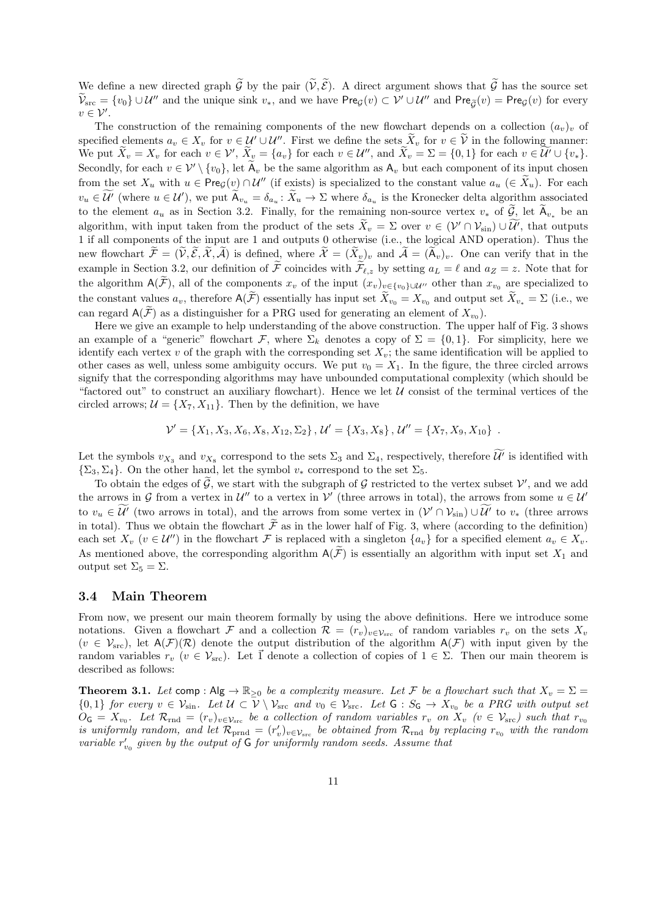We define a new directed graph $\widetilde{\mathcal{G}}$ by the pair $(\widetilde{\mathcal{V}}, \widetilde{\mathcal{E}})$. A direct argument shows that $\widetilde{\mathcal{G}}$ has the source set $\widetilde{\mathcal{V}}_{\mathrm{src}} = \{v_0\} \cup \mathcal{U}''$ and the unique sink $v_*$, and we have $\mathsf{Pre}_{\mathcal{G}}(v) \subset \mathcal{V}' \cup \mathcal{U}''$ and $\mathsf{Pre}_{\widetilde{\mathcal{G}}}(v) = \mathsf{Pre}_{\mathcal{G}}(v)$ for every $v \in \mathcal{V}'$.

The construction of the remaining components of the new flowchart depends on a collection $(a_v)_v$ of specified elements $a_v \in X_v$ for $v \in \mathcal{U}' \cup \mathcal{U}''$. First we define the sets $\widetilde{X}_v$ for $v \in \widetilde{\mathcal{V}}$ in the following manner: We put $\widetilde{X}_v = X_v$ for each $v \in \mathcal{V}'$, $\widetilde{X}_v = \{a_v\}$ for each $v \in \mathcal{U}''$, and $\widetilde{X}_v = \Sigma = \{0,1\}$ for each $v \in \widetilde{\mathcal{U}'} \cup \{v_*\}$. Secondly, for each $v \in \mathcal{V}' \setminus \{v_0\}$, let $\widetilde{\mathsf{A}}_v$ be the same algorithm as $\mathsf{A}_v$ but each component of its input chosen from the set $X_u$ with $u \in \mathsf{Pre}_{\mathcal{G}}(v) \cap \mathcal{U}''$ (if exists) is specialized to the constant value $a_u$ $(\in \widetilde{X}_u)$. For each $v_u \in \widetilde{\mathcal{U}'}$ (where $u \in \mathcal{U}'$), we put $\widetilde{\mathsf{A}}_{v_u} = \delta_{a_u} : \widetilde{X}_u \to \Sigma$ where $\delta_{a_u}$ is the Kronecker delta algorithm associated to the element $a_u$ as in Section 3.2. Finally, for the remaining non-source vertex $v_*$ of $\widetilde{\mathcal{G}}$, let $\widetilde{\mathsf{A}}_{v_*}$ be an algorithm, with input taken from the product of the sets $\widetilde{X}_v = \Sigma$ over $v \in (\mathcal{V}' \cap \mathcal{V}_{\mathrm{sin}}) \cup \widetilde{\mathcal{U}'}$, that outputs 1 if all components of the input are 1 and outputs 0 otherwise (i.e., the logical AND operation). Thus the new flowchart $\widetilde{\mathcal{F}} = (\widetilde{\mathcal{V}}, \widetilde{\mathcal{E}}, \widetilde{\mathcal{X}}, \widetilde{\mathcal{A}})$ is defined, where $\widetilde{\mathcal{X}} = (\widetilde{X}_v)_v$ and $\widetilde{\mathcal{A}} = (\widetilde{\mathsf{A}}_v)_v$. One can verify that in the example in Section 3.2, our definition of $\widetilde{\mathcal{F}}$ coincides with $\widetilde{\mathcal{F}}_{\ell,z}$ by setting $a_L = \ell$ and $a_Z = z$. Note that for the algorithm $\mathsf{A}(\widetilde{\mathcal{F}})$, all of the components $x_v$ of the input $(x_v)_{v \in \{v_0\} \cup \mathcal{U}''}$ other than $x_{v_0}$ are specialized to the constant values $a_v$, therefore $\mathsf{A}(\widetilde{\mathcal{F}})$ essentially has input set $\widetilde{X}_{v_0} = X_{v_0}$ and output set $\widetilde{X}_{v_*} = \Sigma$ (i.e., we can regard $\mathsf{A}(\widetilde{\mathcal{F}})$ as a distinguisher for a PRG used for generating an element of $X_{v_0}$).

Here we give an example to help understanding of the above construction. The upper half of Fig. 3 shows an example of a "generic" flowchart $\mathcal{F}$, where $\Sigma_k$ denotes a copy of $\Sigma = \{0,1\}$. For simplicity, here we identify each vertex $v$ of the graph with the corresponding set $X_v$; the same identification will be applied to other cases as well, unless some ambiguity occurs. We put $v_0 = X_1$. In the figure, the three circled arrows signify that the corresponding algorithms may have unbounded computational complexity (which should be "factored out" to construct an auxiliary flowchart). Hence we let $\mathcal{U}$ consist of the terminal vertices of the circled arrows; $\mathcal{U} = \{X_7, X_{11}\}$. Then by the definition, we have

$$\mathcal{V}' = \{X_1, X_3, X_6, X_8, X_{12}, \Sigma_2\}, \mathcal{U}' = \{X_3, X_8\}, \mathcal{U}'' = \{X_7, X_9, X_{10}\} \ .$$

Let the symbols $v_{X_3}$ and $v_{X_8}$ correspond to the sets $\Sigma_3$ and $\Sigma_4$, respectively, therefore $\widetilde{\mathcal{U}'}$ is identified with $\{\Sigma_3, \Sigma_4\}$. On the other hand, let the symbol $v_*$ correspond to the set $\Sigma_5$.

To obtain the edges of $\widetilde{\mathcal{G}}$, we start with the subgraph of $\mathcal{G}$ restricted to the vertex subset $\mathcal{V}'$, and we add the arrows in $\mathcal{G}$ from a vertex in $\mathcal{U}''$ to a vertex in $\mathcal{V}'$ (three arrows in total), the arrows from some $u \in \mathcal{U}'$ to $v_u \in \widetilde{\mathcal{U}'}$ (two arrows in total), and the arrows from some vertex in $(\mathcal{V}' \cap \mathcal{V}_{\mathrm{sin}}) \cup \widetilde{\mathcal{U}'}$ to $v_*$ (three arrows in total). Thus we obtain the flowchart $\widetilde{\mathcal{F}}$ as in the lower half of Fig. 3, where (according to the definition) each set $X_v$ $(v \in \mathcal{U}'')$ in the flowchart $\mathcal{F}$ is replaced with a singleton $\{a_v\}$ for a specified element $a_v \in X_v$. As mentioned above, the corresponding algorithm $\mathsf{A}(\widetilde{\mathcal{F}})$ is essentially an algorithm with input set $X_1$ and output set $\Sigma_5 = \Sigma$.

### 3.4 Main Theorem

From now, we present our main theorem formally by using the above definitions. Here we introduce some notations. Given a flowchart $\mathcal{F}$ and a collection $\mathcal{R} = (r_v)_{v \in \mathcal{V}_{\mathrm{src}}}$ of random variables $r_v$ on the sets $X_v$ $(v \in \mathcal{V}_{\mathrm{src}})$, let $\mathsf{A}(\mathcal{F})(\mathcal{R})$ denote the output distribution of the algorithm $\mathsf{A}(\mathcal{F})$ with input given by the random variables $r_v$ $(v \in \mathcal{V}_{\mathrm{src}})$. Let $\vec{1}$ denote a collection of copies of $1 \in \Sigma$. Then our main theorem is described as follows:

**Theorem 3.1.** *Let $\mathsf{comp} : \mathsf{Alg} \to \mathbb{R}_{\geq 0}$ be a complexity measure. Let $\mathcal{F}$ be a flowchart such that $X_v = \Sigma = \{0,1\}$ for every $v \in \mathcal{V}_{\mathrm{sin}}$. Let $\mathcal{U} \subset \mathcal{V} \setminus \mathcal{V}_{\mathrm{src}}$ and $v_0 \in \mathcal{V}_{\mathrm{src}}$. Let $\mathsf{G} : S_{\mathsf{G}} \to X_{v_0}$ be a PRG with output set $O_{\mathsf{G}} = X_{v_0}$. Let $\mathcal{R}_{\mathrm{rnd}} = (r_v)_{v \in \mathcal{V}_{\mathrm{src}}}$ be a collection of random variables $r_v$ on $X_v$ $(v \in \mathcal{V}_{\mathrm{src}})$ such that $r_{v_0}$ is uniformly random, and let $\mathcal{R}_{\mathrm{prnd}} = (r'_v)_{v \in \mathcal{V}_{\mathrm{src}}}$ be obtained from $\mathcal{R}_{\mathrm{rnd}}$ by replacing $r_{v_0}$ with the random variable $r'_{v_0}$ given by the output of $\mathsf{G}$ for uniformly random seeds. Assume that*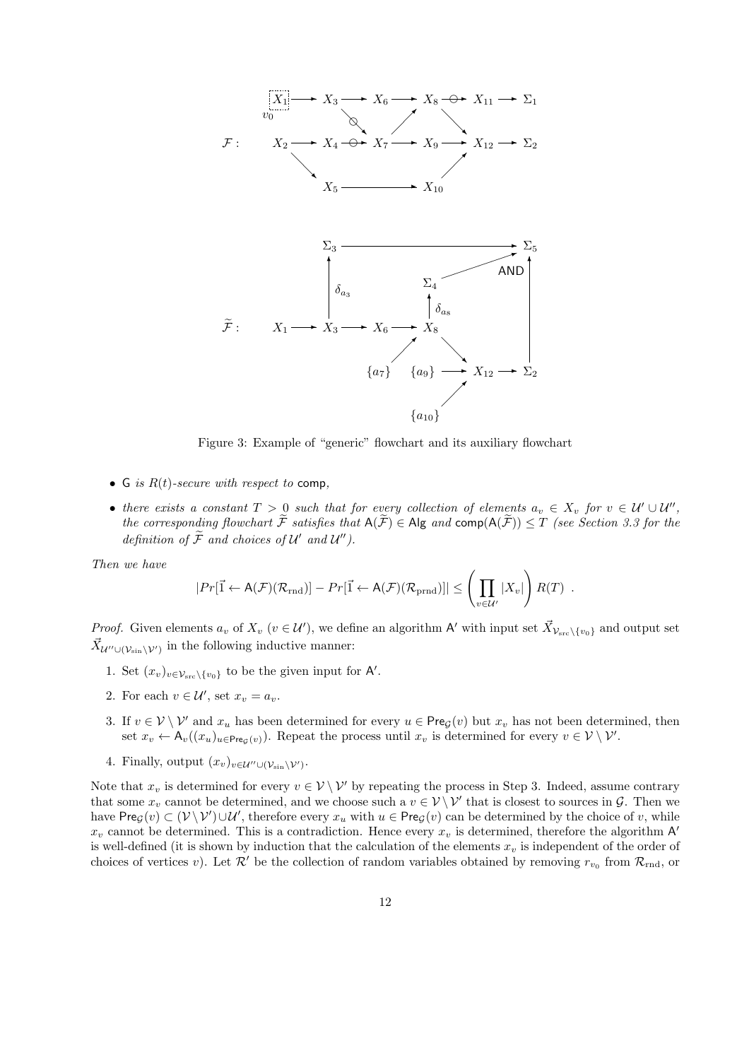Figure 3: Example of "generic" flowchart and its auxiliary flowchart

- *$\mathsf{G}$ is $R(t)$-secure with respect to* $\mathsf{comp}$*,*
- *there exists a constant $T > 0$ such that for every collection of elements $a_v \in X_v$ for $v \in \mathcal{U}' \cup \mathcal{U}''$, the corresponding flowchart $\widetilde{\mathcal{F}}$ satisfies that $\mathsf{A}(\widetilde{\mathcal{F}}) \in \mathsf{Alg}$ and $\mathsf{comp}(\mathsf{A}(\widetilde{\mathcal{F}})) \leq T$ (see Section 3.3 for the definition of $\widetilde{\mathcal{F}}$ and choices of $\mathcal{U}'$ and $\mathcal{U}''$).*

*Then we have*

$$|Pr[\vec{1} \leftarrow \mathsf{A}(\mathcal{F})(\mathcal{R}_{\mathrm{rnd}})] - Pr[\vec{1} \leftarrow \mathsf{A}(\mathcal{F})(\mathcal{R}_{\mathrm{prnd}})]| \leq \left( \prod_{v \in \mathcal{U}'} |X_v| \right) R(T) \enspace .$$

*Proof.* Given elements $a_v$ of $X_v$ ($v \in \mathcal{U}'$), we define an algorithm $\mathsf{A}'$ with input set $\vec{X}_{\mathcal{V}_{\mathrm{src}} \setminus \{v_0\}}$ and output set $\vec{X}_{\mathcal{U}'' \cup (\mathcal{V}_{\mathrm{sin}} \setminus \mathcal{V}')}$ in the following inductive manner:

1. Set $(x_v)_{v \in \mathcal{V}_{\mathrm{src}} \setminus \{v_0\}}$ to be the given input for $\mathsf{A}'$.
2. For each $v \in \mathcal{U}'$, set $x_v = a_v$.
3. If $v \in \mathcal{V} \setminus \mathcal{V}'$ and $x_u$ has been determined for every $u \in \mathsf{Pre}_{\mathcal{G}}(v)$ but $x_v$ has not been determined, then set $x_v \leftarrow \mathsf{A}_v((x_u)_{u \in \mathsf{Pre}_{\mathcal{G}}(v)})$. Repeat the process until $x_v$ is determined for every $v \in \mathcal{V} \setminus \mathcal{V}'$.
4. Finally, output $(x_v)_{v \in \mathcal{U}'' \cup (\mathcal{V}_{\mathrm{sin}} \setminus \mathcal{V}')}$.

Note that $x_v$ is determined for every $v \in \mathcal{V} \setminus \mathcal{V}'$ by repeating the process in Step 3. Indeed, assume contrary that some $x_v$ cannot be determined, and we choose such a $v \in \mathcal{V} \setminus \mathcal{V}'$ that is closest to sources in $\mathcal{G}$. Then we have $\mathsf{Pre}_{\mathcal{G}}(v) \subset (\mathcal{V} \setminus \mathcal{V}') \cup \mathcal{U}'$, therefore every $x_u$ with $u \in \mathsf{Pre}_{\mathcal{G}}(v)$ can be determined by the choice of $v$, while $x_v$ cannot be determined. This is a contradiction. Hence every $x_v$ is determined, therefore the algorithm $\mathsf{A}'$ is well-defined (it is shown by induction that the calculation of the elements $x_v$ is independent of the order of choices of vertices $v$). Let $\mathcal{R}'$ be the collection of random variables obtained by removing $r_{v_0}$ from $\mathcal{R}_{\mathrm{rnd}}$, or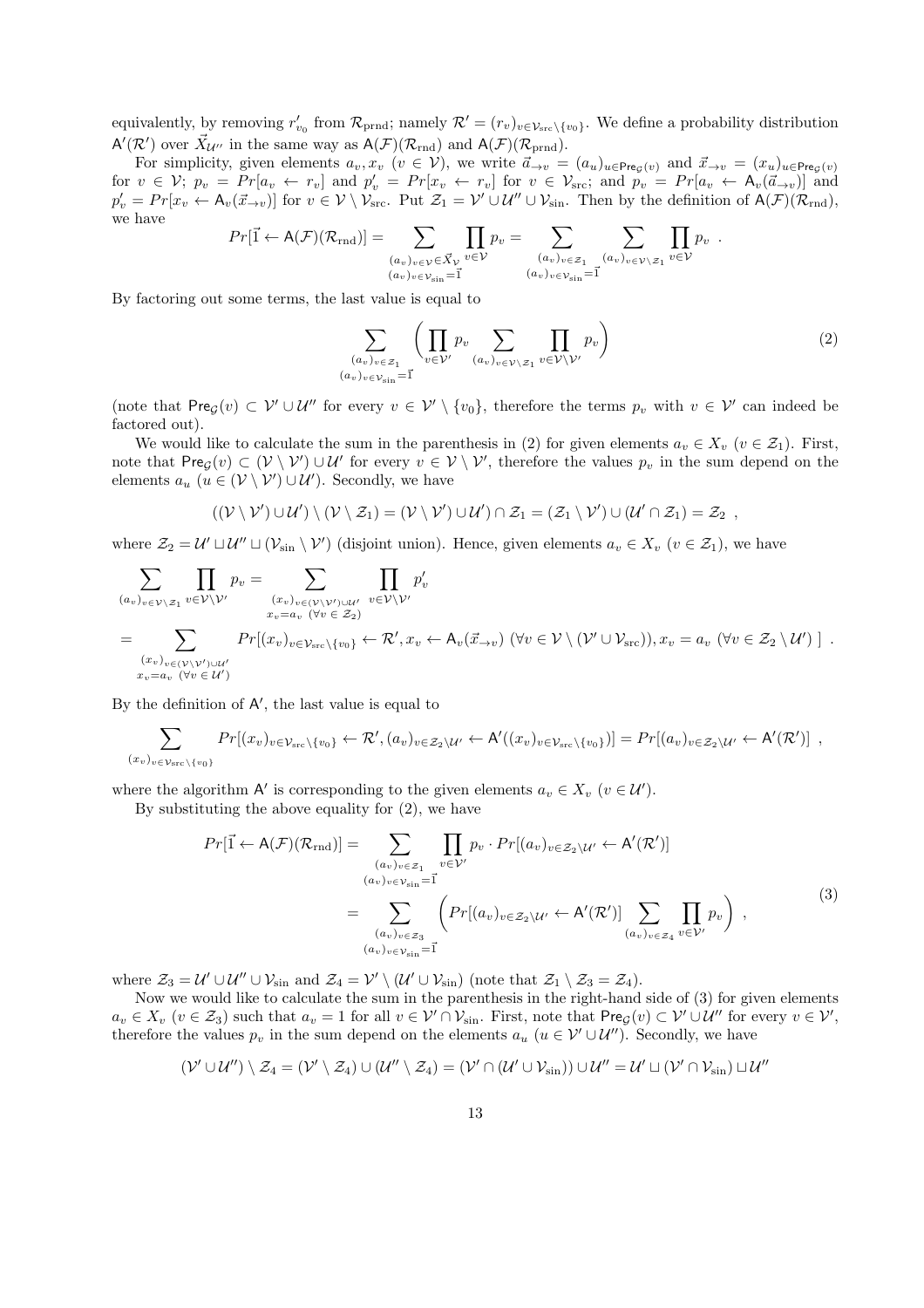equivalently, by removing $r'_{v_0}$ from $\mathcal{R}_{\mathrm{prnd}}$; namely $\mathcal{R}' = (r_v)_{v \in \mathcal{V}_{\mathrm{src}} \setminus \{v_0\}}$. We define a probability distribution $\mathsf{A}'(\mathcal{R}')$ over $\vec{X}_{\mathcal{U}''}$ in the same way as $\mathsf{A}(\mathcal{F})(\mathcal{R}_{\mathrm{rnd}})$ and $\mathsf{A}(\mathcal{F})(\mathcal{R}_{\mathrm{prnd}})$.

For simplicity, given elements $a_v, x_v$ ($v \in \mathcal{V}$), we write $\vec{a}_{\to v} = (a_u)_{u \in \mathsf{Pre}_{\mathcal{G}}(v)}$ and $\vec{x}_{\to v} = (x_u)_{u \in \mathsf{Pre}_{\mathcal{G}}(v)}$ for $v \in \mathcal{V}$; $p_v = Pr[a_v \leftarrow r_v]$ and $p'_v = Pr[x_v \leftarrow r_v]$ for $v \in \mathcal{V}_{\mathrm{src}}$; and $p_v = Pr[a_v \leftarrow \mathsf{A}_v(\vec{a}_{\to v})]$ and $p'_v = Pr[x_v \leftarrow \mathsf{A}_v(\vec{x}_{\to v})]$ for $v \in \mathcal{V} \setminus \mathcal{V}_{\mathrm{src}}$. Put $\mathcal{Z}_1 = \mathcal{V}' \cup \mathcal{U}'' \cup \mathcal{V}_{\mathrm{sin}}$. Then by the definition of $\mathsf{A}(\mathcal{F})(\mathcal{R}_{\mathrm{rnd}})$, we have

$$Pr[\vec{1} \leftarrow \mathsf{A}(\mathcal{F})(\mathcal{R}_{\mathrm{rnd}})] = \sum_{\substack{(a_v)_{v \in \mathcal{V}} \in \vec{X}_{\mathcal{V}} \\ (a_v)_{v \in \mathcal{V}_{\mathrm{sin}}} = \vec{1}}} \prod_{v \in \mathcal{V}} p_v = \sum_{\substack{(a_v)_{v \in \mathcal{Z}_1} \\ (a_v)_{v \in \mathcal{V}_{\mathrm{sin}}} = \vec{1}}} \sum_{(a_v)_{v \in \mathcal{V} \setminus \mathcal{Z}_1}} \prod_{v \in \mathcal{V}} p_v \enspace .$$

By factoring out some terms, the last value is equal to

$$\sum_{\substack{(a_v)_{v \in \mathcal{Z}_1} \\ (a_v)_{v \in \mathcal{V}_{\mathrm{sin}}} = \vec{1}}} \left( \prod_{v \in \mathcal{V}'} p_v \sum_{(a_v)_{v \in \mathcal{V} \setminus \mathcal{Z}_1}} \prod_{v \in \mathcal{V} \setminus \mathcal{V}'} p_v \right) \tag{2}$$

(note that $\mathsf{Pre}_{\mathcal{G}}(v) \subset \mathcal{V}' \cup \mathcal{U}''$ for every $v \in \mathcal{V}' \setminus \{v_0\}$, therefore the terms $p_v$ with $v \in \mathcal{V}'$ can indeed be factored out).

We would like to calculate the sum in the parenthesis in (2) for given elements $a_v \in X_v$ ($v \in \mathcal{Z}_1$). First, note that $\mathsf{Pre}_{\mathcal{G}}(v) \subset (\mathcal{V} \setminus \mathcal{V}') \cup \mathcal{U}'$ for every $v \in \mathcal{V} \setminus \mathcal{V}'$, therefore the values $p_v$ in the sum depend on the elements $a_u$ ($u \in (\mathcal{V} \setminus \mathcal{V}') \cup \mathcal{U}'$). Secondly, we have

$$((\mathcal{V} \setminus \mathcal{V}') \cup \mathcal{U}') \setminus (\mathcal{V} \setminus \mathcal{Z}_1) = (\mathcal{V} \setminus \mathcal{V}') \cup \mathcal{U}') \cap \mathcal{Z}_1 = (\mathcal{Z}_1 \setminus \mathcal{V}') \cup (\mathcal{U}' \cap \mathcal{Z}_1) = \mathcal{Z}_2 \enspace ,$$

where $\mathcal{Z}_2 = \mathcal{U}' \sqcup \mathcal{U}'' \sqcup (\mathcal{V}_{\mathrm{sin}} \setminus \mathcal{V}')$ (disjoint union). Hence, given elements $a_v \in X_v$ ($v \in \mathcal{Z}_1$), we have

$$\begin{aligned}
&\sum_{(a_v)_{v \in \mathcal{V} \setminus \mathcal{Z}_1}} \prod_{v \in \mathcal{V} \setminus \mathcal{V}'} p_v = \sum_{\substack{(x_v)_{v \in (\mathcal{V} \setminus \mathcal{V}') \cup \mathcal{U}'} \\ x_v = a_v \ (\forall v \in \mathcal{Z}_2)}} \prod_{v \in \mathcal{V} \setminus \mathcal{V}'} p'_v \\
&= \sum_{\substack{(x_v)_{v \in (\mathcal{V} \setminus \mathcal{V}') \cup \mathcal{U}'} \\ x_v = a_v \ (\forall v \in \mathcal{U}')}} Pr[(x_v)_{v \in \mathcal{V}_{\mathrm{src}} \setminus \{v_0\}} \leftarrow \mathcal{R}', x_v \leftarrow \mathsf{A}_v(\vec{x}_{\to v}) \ (\forall v \in \mathcal{V} \setminus (\mathcal{V}' \cup \mathcal{V}_{\mathrm{src}})), x_v = a_v \ (\forall v \in \mathcal{Z}_2 \setminus \mathcal{U}') \ ] \enspace .
\end{aligned}$$

By the definition of $\mathsf{A}'$, the last value is equal to

$$\sum_{(x_v)_{v \in \mathcal{V}_{\mathrm{src}} \setminus \{v_0\}}} Pr[(x_v)_{v \in \mathcal{V}_{\mathrm{src}} \setminus \{v_0\}} \leftarrow \mathcal{R}', (a_v)_{v \in \mathcal{Z}_2 \setminus \mathcal{U}'} \leftarrow \mathsf{A}'((x_v)_{v \in \mathcal{V}_{\mathrm{src}} \setminus \{v_0\}})] = Pr[(a_v)_{v \in \mathcal{Z}_2 \setminus \mathcal{U}'} \leftarrow \mathsf{A}'(\mathcal{R}')] \enspace ,$$

where the algorithm $\mathsf{A}'$ is corresponding to the given elements $a_v \in X_v$ ($v \in \mathcal{U}'$).

By substituting the above equality for (2), we have

$$\begin{aligned}
Pr[\vec{1} \leftarrow \mathsf{A}(\mathcal{F})(\mathcal{R}_{\mathrm{rnd}})] &= \sum_{\substack{(a_v)_{v \in \mathcal{Z}_1} \\ (a_v)_{v \in \mathcal{V}_{\mathrm{sin}}} = \vec{1}}} \prod_{v \in \mathcal{V}'} p_v \cdot Pr[(a_v)_{v \in \mathcal{Z}_2 \setminus \mathcal{U}'} \leftarrow \mathsf{A}'(\mathcal{R}')] \\
&= \sum_{\substack{(a_v)_{v \in \mathcal{Z}_3} \\ (a_v)_{v \in \mathcal{V}_{\mathrm{sin}}} = \vec{1}}} \left( Pr[(a_v)_{v \in \mathcal{Z}_2 \setminus \mathcal{U}'} \leftarrow \mathsf{A}'(\mathcal{R}')] \sum_{(a_v)_{v \in \mathcal{Z}_4}} \prod_{v \in \mathcal{V}'} p_v \right) \enspace ,
\end{aligned} \tag{3}$$

where $\mathcal{Z}_3 = \mathcal{U}' \cup \mathcal{U}'' \cup \mathcal{V}_{\mathrm{sin}}$ and $\mathcal{Z}_4 = \mathcal{V}' \setminus (\mathcal{U}' \cup \mathcal{V}_{\mathrm{sin}})$ (note that $\mathcal{Z}_1 \setminus \mathcal{Z}_3 = \mathcal{Z}_4$).

Now we would like to calculate the sum in the parenthesis in the right-hand side of (3) for given elements $a_v \in X_v$ ($v \in \mathcal{Z}_3$) such that $a_v = 1$ for all $v \in \mathcal{V}' \cap \mathcal{V}_{\mathrm{sin}}$. First, note that $\mathsf{Pre}_{\mathcal{G}}(v) \subset \mathcal{V}' \cup \mathcal{U}''$ for every $v \in \mathcal{V}'$, therefore the values $p_v$ in the sum depend on the elements $a_u$ ($u \in \mathcal{V}' \cup \mathcal{U}''$). Secondly, we have

$$(\mathcal{V}' \cup \mathcal{U}'') \setminus \mathcal{Z}_4 = (\mathcal{V}' \setminus \mathcal{Z}_4) \cup (\mathcal{U}'' \setminus \mathcal{Z}_4) = (\mathcal{V}' \cap (\mathcal{U}' \cup \mathcal{V}_{\mathrm{sin}})) \cup \mathcal{U}'' = \mathcal{U}' \sqcup (\mathcal{V}' \cap \mathcal{V}_{\mathrm{sin}}) \sqcup \mathcal{U}''$$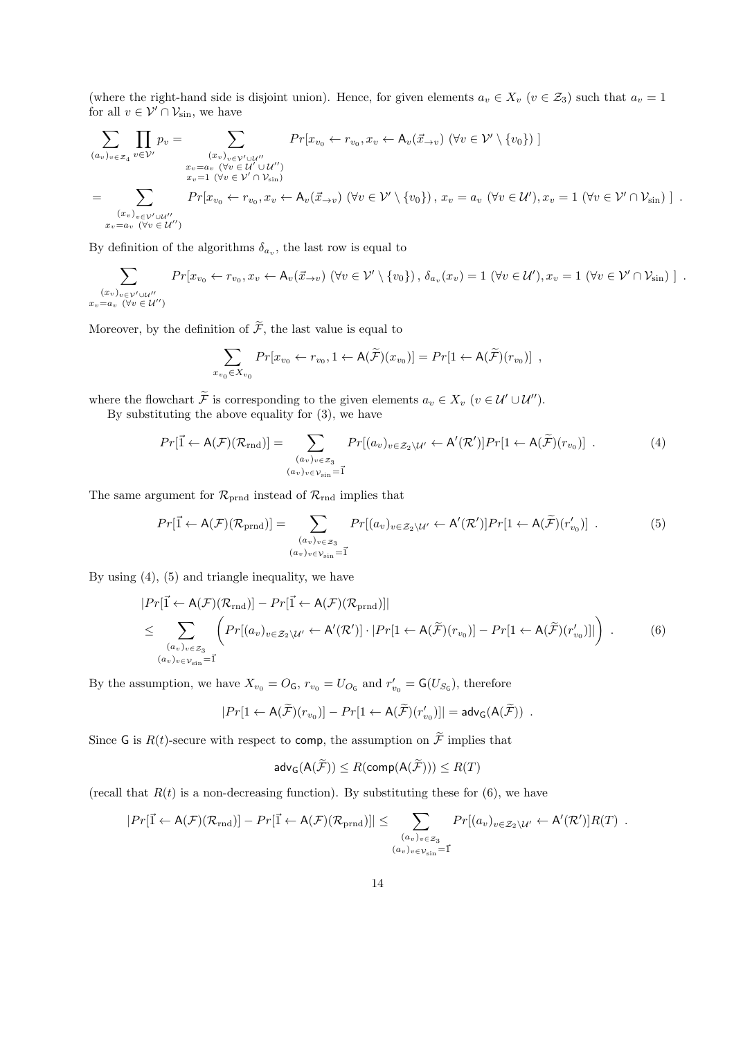(where the right-hand side is disjoint union). Hence, for given elements $a_v \in X_v$ ($v \in \mathcal{Z}_3$) such that $a_v = 1$ for all $v \in \mathcal{V}' \cap \mathcal{V}_{\rm sin}$, we have

$$
\begin{aligned}
\sum_{(a_v)_{v \in \mathcal{Z}_4}} \prod_{v \in \mathcal{V}'} p_v &= \sum_{\substack{(x_v)_{v \in \mathcal{V}' \cup \mathcal{U}''} \\ x_v = a_v \ (\forall v \in \mathcal{U}' \cup \mathcal{U}'') \\ x_v = 1 \ (\forall v \in \mathcal{V}' \cap \mathcal{V}_{\rm sin})}} Pr[x_{v_0} \leftarrow r_{v_0}, x_v \leftarrow \mathsf{A}_v(\vec{x}_{\to v}) \ (\forall v \in \mathcal{V}' \setminus \{v_0\}) \ ] \\
&= \sum_{\substack{(x_v)_{v \in \mathcal{V}' \cup \mathcal{U}''} \\ x_v = a_v \ (\forall v \in \mathcal{U}'')}} Pr[x_{v_0} \leftarrow r_{v_0}, x_v \leftarrow \mathsf{A}_v(\vec{x}_{\to v}) \ (\forall v \in \mathcal{V}' \setminus \{v_0\}) \, , \, x_v = a_v \ (\forall v \in \mathcal{U}'), x_v = 1 \ (\forall v \in \mathcal{V}' \cap \mathcal{V}_{\rm sin}) \ ] \ .
\end{aligned}
$$

By definition of the algorithms $\delta_{a_v}$, the last row is equal to

$$
\sum_{\substack{(x_v)_{v \in \mathcal{V}' \cup \mathcal{U}''} \\ x_v = a_v \ (\forall v \in \mathcal{U}'')}} Pr[x_{v_0} \leftarrow r_{v_0}, x_v \leftarrow \mathsf{A}_v(\vec{x}_{\to v}) \ (\forall v \in \mathcal{V}' \setminus \{v_0\}) \, , \, \delta_{a_v}(x_v) = 1 \ (\forall v \in \mathcal{U}'), x_v = 1 \ (\forall v \in \mathcal{V}' \cap \mathcal{V}_{\rm sin}) \ ] \ .
$$

Moreover, by the definition of $\widetilde{\mathcal{F}}$, the last value is equal to

$$
\sum_{x_{v_0} \in X_{v_0}} Pr[x_{v_0} \leftarrow r_{v_0}, 1 \leftarrow \mathsf{A}(\widetilde{\mathcal{F}})(x_{v_0})] = Pr[1 \leftarrow \mathsf{A}(\widetilde{\mathcal{F}})(r_{v_0})] \ ,
$$

where the flowchart $\widetilde{\mathcal{F}}$ is corresponding to the given elements $a_v \in X_v$ ($v \in \mathcal{U}' \cup \mathcal{U}''$).

By substituting the above equality for (3), we have

$$
Pr[\vec{1} \leftarrow \mathsf{A}(\mathcal{F})(\mathcal{R}_{\rm rnd})] = \sum_{\substack{(a_v)_{v \in \mathcal{Z}_3} \\ (a_v)_{v \in \mathcal{V}_{\rm sin}} = \vec{1}}} Pr[(a_v)_{v \in \mathcal{Z}_2 \setminus \mathcal{U}'} \leftarrow \mathsf{A}'(\mathcal{R}')] Pr[1 \leftarrow \mathsf{A}(\widetilde{\mathcal{F}})(r_{v_0})] \ . \tag{4}
$$

The same argument for $\mathcal{R}_{\rm prnd}$ instead of $\mathcal{R}_{\rm rnd}$ implies that

$$
Pr[\vec{1} \leftarrow \mathsf{A}(\mathcal{F})(\mathcal{R}_{\rm prnd})] = \sum_{\substack{(a_v)_{v \in \mathcal{Z}_3} \\ (a_v)_{v \in \mathcal{V}_{\rm sin}} = \vec{1}}} Pr[(a_v)_{v \in \mathcal{Z}_2 \setminus \mathcal{U}'} \leftarrow \mathsf{A}'(\mathcal{R}')] Pr[1 \leftarrow \mathsf{A}(\widetilde{\mathcal{F}})(r'_{v_0})] \ . \tag{5}
$$

By using (4), (5) and triangle inequality, we have

$$
\begin{aligned}
&|Pr[\vec{1} \leftarrow \mathsf{A}(\mathcal{F})(\mathcal{R}_{\rm rnd})] - Pr[\vec{1} \leftarrow \mathsf{A}(\mathcal{F})(\mathcal{R}_{\rm prnd})]| \\
\le &\sum_{\substack{(a_v)_{v \in \mathcal{Z}_3} \\ (a_v)_{v \in \mathcal{V}_{\rm sin}} = \vec{1}}} \left( Pr[(a_v)_{v \in \mathcal{Z}_2 \setminus \mathcal{U}'} \leftarrow \mathsf{A}'(\mathcal{R}')] \cdot |Pr[1 \leftarrow \mathsf{A}(\widetilde{\mathcal{F}})(r_{v_0})] - Pr[1 \leftarrow \mathsf{A}(\widetilde{\mathcal{F}})(r'_{v_0})]| \right) \ .
\end{aligned} \tag{6}
$$

By the assumption, we have $X_{v_0} = O_{\mathsf{G}}$, $r_{v_0} = U_{O_{\mathsf{G}}}$ and $r'_{v_0} = \mathsf{G}(U_{S_{\mathsf{G}}})$, therefore

$$
|Pr[1 \leftarrow \mathsf{A}(\widetilde{\mathcal{F}})(r_{v_0})] - Pr[1 \leftarrow \mathsf{A}(\widetilde{\mathcal{F}})(r'_{v_0})]| = \mathsf{adv}_{\mathsf{G}}(\mathsf{A}(\widetilde{\mathcal{F}})) \ .
$$

Since $\mathsf{G}$ is $R(t)$-secure with respect to $\mathsf{comp}$, the assumption on $\widetilde{\mathcal{F}}$ implies that

$$
\mathsf{adv}_{\mathsf{G}}(\mathsf{A}(\widetilde{\mathcal{F}})) \le R(\mathsf{comp}(\mathsf{A}(\widetilde{\mathcal{F}}))) \le R(T)
$$

(recall that $R(t)$ is a non-decreasing function). By substituting these for (6), we have

$$
|Pr[\vec{1} \leftarrow \mathsf{A}(\mathcal{F})(\mathcal{R}_{\rm rnd})] - Pr[\vec{1} \leftarrow \mathsf{A}(\mathcal{F})(\mathcal{R}_{\rm prnd})]| \le \sum_{\substack{(a_v)_{v \in \mathcal{Z}_3} \\ (a_v)_{v \in \mathcal{V}_{\rm sin}} = \vec{1}}} Pr[(a_v)_{v \in \mathcal{Z}_2 \setminus \mathcal{U}'} \leftarrow \mathsf{A}'(\mathcal{R}')] R(T) \ .
$$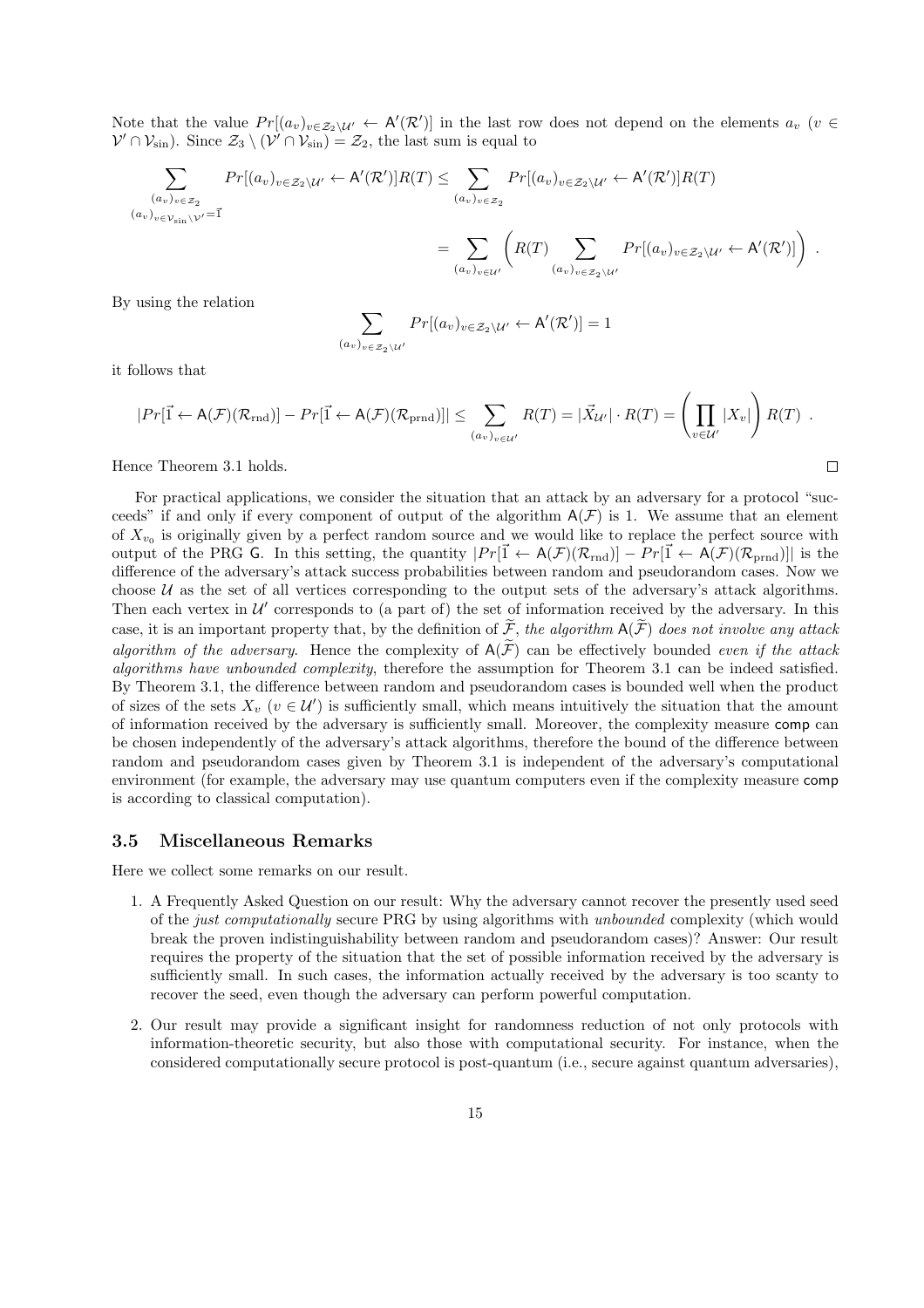Note that the value $Pr[(a_v)_{v \in \mathcal{Z}_2 \setminus \mathcal{U}'} \leftarrow \mathsf{A}'(\mathcal{R}')]$ in the last row does not depend on the elements $a_v$ ($v \in \mathcal{V}' \cap \mathcal{V}_{\text{sin}}$). Since $\mathcal{Z}_3 \setminus (\mathcal{V}' \cap \mathcal{V}_{\text{sin}}) = \mathcal{Z}_2$, the last sum is equal to

$$\sum_{\substack{(a_v)_{v \in \mathcal{Z}_2} \\ (a_v)_{v \in \mathcal{V}_{\text{sin}} \setminus \mathcal{V}'} = \vec{1}}} Pr[(a_v)_{v \in \mathcal{Z}_2 \setminus \mathcal{U}'} \leftarrow \mathsf{A}'(\mathcal{R}')]R(T) \leq \sum_{(a_v)_{v \in \mathcal{Z}_2}} Pr[(a_v)_{v \in \mathcal{Z}_2 \setminus \mathcal{U}'} \leftarrow \mathsf{A}'(\mathcal{R}')]R(T)$$

$$= \sum_{(a_v)_{v \in \mathcal{U}'}} \left( R(T) \sum_{(a_v)_{v \in \mathcal{Z}_2 \setminus \mathcal{U}'}} Pr[(a_v)_{v \in \mathcal{Z}_2 \setminus \mathcal{U}'} \leftarrow \mathsf{A}'(\mathcal{R}')] \right) .$$

By using the relation

$$\sum_{(a_v)_{v \in \mathcal{Z}_2 \setminus \mathcal{U}'}} Pr[(a_v)_{v \in \mathcal{Z}_2 \setminus \mathcal{U}'} \leftarrow \mathsf{A}'(\mathcal{R}')] = 1$$

it follows that

$$|Pr[\vec{1} \leftarrow \mathsf{A}(\mathcal{F})(\mathcal{R}_{\text{rnd}})] - Pr[\vec{1} \leftarrow \mathsf{A}(\mathcal{F})(\mathcal{R}_{\text{prnd}})]| \leq \sum_{(a_v)_{v \in \mathcal{U}'}} R(T) = |\vec{X}_{\mathcal{U}'}| \cdot R(T) = \left( \prod_{v \in \mathcal{U}'} |X_v| \right) R(T) .$$

Hence Theorem 3.1 holds. □

For practical applications, we consider the situation that an attack by an adversary for a protocol "succeeds" if and only if every component of output of the algorithm $\mathsf{A}(\mathcal{F})$ is 1. We assume that an element of $X_{v_0}$ is originally given by a perfect random source and we would like to replace the perfect source with output of the PRG $\mathsf{G}$. In this setting, the quantity $|Pr[\vec{1} \leftarrow \mathsf{A}(\mathcal{F})(\mathcal{R}_{\text{rnd}})] - Pr[\vec{1} \leftarrow \mathsf{A}(\mathcal{F})(\mathcal{R}_{\text{prnd}})]|$ is the difference of the adversary's attack success probabilities between random and pseudorandom cases. Now we choose $\mathcal{U}$ as the set of all vertices corresponding to the output sets of the adversary's attack algorithms. Then each vertex in $\mathcal{U}'$ corresponds to (a part of) the set of information received by the adversary. In this case, it is an important property that, by the definition of $\widetilde{\mathcal{F}}$, *the algorithm* $\mathsf{A}(\widetilde{\mathcal{F}})$ *does not involve any attack algorithm of the adversary*. Hence the complexity of $\mathsf{A}(\widetilde{\mathcal{F}})$ can be effectively bounded *even if the attack algorithms have unbounded complexity*, therefore the assumption for Theorem 3.1 can be indeed satisfied. By Theorem 3.1, the difference between random and pseudorandom cases is bounded well when the product of sizes of the sets $X_v$ ($v \in \mathcal{U}'$) is sufficiently small, which means intuitively the situation that the amount of information received by the adversary is sufficiently small. Moreover, the complexity measure $\mathsf{comp}$ can be chosen independently of the adversary's attack algorithms, therefore the bound of the difference between random and pseudorandom cases given by Theorem 3.1 is independent of the adversary's computational environment (for example, the adversary may use quantum computers even if the complexity measure $\mathsf{comp}$ is according to classical computation).

### 3.5 Miscellaneous Remarks

Here we collect some remarks on our result.

1. A Frequently Asked Question on our result: Why the adversary cannot recover the presently used seed of the *just computationally* secure PRG by using algorithms with *unbounded* complexity (which would break the proven indistinguishability between random and pseudorandom cases)? Answer: Our result requires the property of the situation that the set of possible information received by the adversary is sufficiently small. In such cases, the information actually received by the adversary is too scanty to recover the seed, even though the adversary can perform powerful computation.

2. Our result may provide a significant insight for randomness reduction of not only protocols with information-theoretic security, but also those with computational security. For instance, when the considered computationally secure protocol is post-quantum (i.e., secure against quantum adversaries),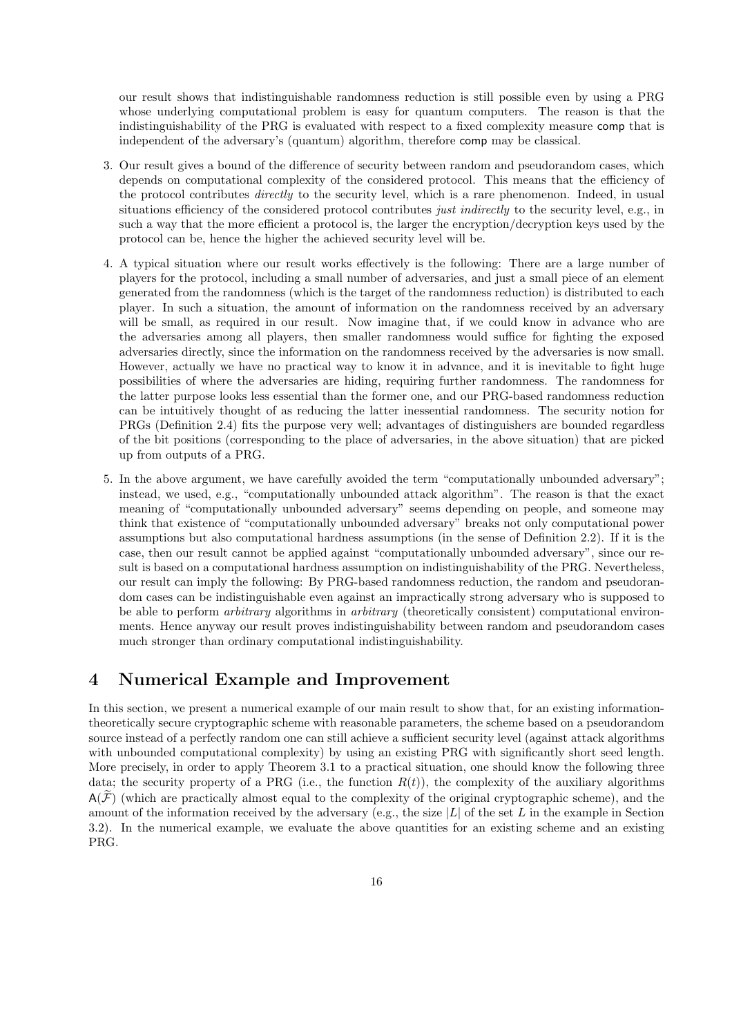our result shows that indistinguishable randomness reduction is still possible even by using a PRG whose underlying computational problem is easy for quantum computers. The reason is that the indistinguishability of the PRG is evaluated with respect to a fixed complexity measure $\mathsf{comp}$ that is independent of the adversary's (quantum) algorithm, therefore $\mathsf{comp}$ may be classical.

3. Our result gives a bound of the difference of security between random and pseudorandom cases, which depends on computational complexity of the considered protocol. This means that the efficiency of the protocol contributes *directly* to the security level, which is a rare phenomenon. Indeed, in usual situations efficiency of the considered protocol contributes *just indirectly* to the security level, e.g., in such a way that the more efficient a protocol is, the larger the encryption/decryption keys used by the protocol can be, hence the higher the achieved security level will be.

4. A typical situation where our result works effectively is the following: There are a large number of players for the protocol, including a small number of adversaries, and just a small piece of an element generated from the randomness (which is the target of the randomness reduction) is distributed to each player. In such a situation, the amount of information on the randomness received by an adversary will be small, as required in our result. Now imagine that, if we could know in advance who are the adversaries among all players, then smaller randomness would suffice for fighting the exposed adversaries directly, since the information on the randomness received by the adversaries is now small. However, actually we have no practical way to know it in advance, and it is inevitable to fight huge possibilities of where the adversaries are hiding, requiring further randomness. The randomness for the latter purpose looks less essential than the former one, and our PRG-based randomness reduction can be intuitively thought of as reducing the latter inessential randomness. The security notion for PRGs (Definition 2.4) fits the purpose very well; advantages of distinguishers are bounded regardless of the bit positions (corresponding to the place of adversaries, in the above situation) that are picked up from outputs of a PRG.

5. In the above argument, we have carefully avoided the term "computationally unbounded adversary"; instead, we used, e.g., "computationally unbounded attack algorithm". The reason is that the exact meaning of "computationally unbounded adversary" seems depending on people, and someone may think that existence of "computationally unbounded adversary" breaks not only computational power assumptions but also computational hardness assumptions (in the sense of Definition 2.2). If it is the case, then our result cannot be applied against "computationally unbounded adversary", since our result is based on a computational hardness assumption on indistinguishability of the PRG. Nevertheless, our result can imply the following: By PRG-based randomness reduction, the random and pseudorandom cases can be indistinguishable even against an impractically strong adversary who is supposed to be able to perform *arbitrary* algorithms in *arbitrary* (theoretically consistent) computational environments. Hence anyway our result proves indistinguishability between random and pseudorandom cases much stronger than ordinary computational indistinguishability.

# 4 Numerical Example and Improvement

In this section, we present a numerical example of our main result to show that, for an existing information-theoretically secure cryptographic scheme with reasonable parameters, the scheme based on a pseudorandom source instead of a perfectly random one can still achieve a sufficient security level (against attack algorithms with unbounded computational complexity) by using an existing PRG with significantly short seed length. More precisely, in order to apply Theorem 3.1 to a practical situation, one should know the following three data; the security property of a PRG (i.e., the function $R(t)$), the complexity of the auxiliary algorithms $\mathsf{A}(\widetilde{\mathcal{F}})$ (which are practically almost equal to the complexity of the original cryptographic scheme), and the amount of the information received by the adversary (e.g., the size $|L|$ of the set $L$ in the example in Section 3.2). In the numerical example, we evaluate the above quantities for an existing scheme and an existing PRG.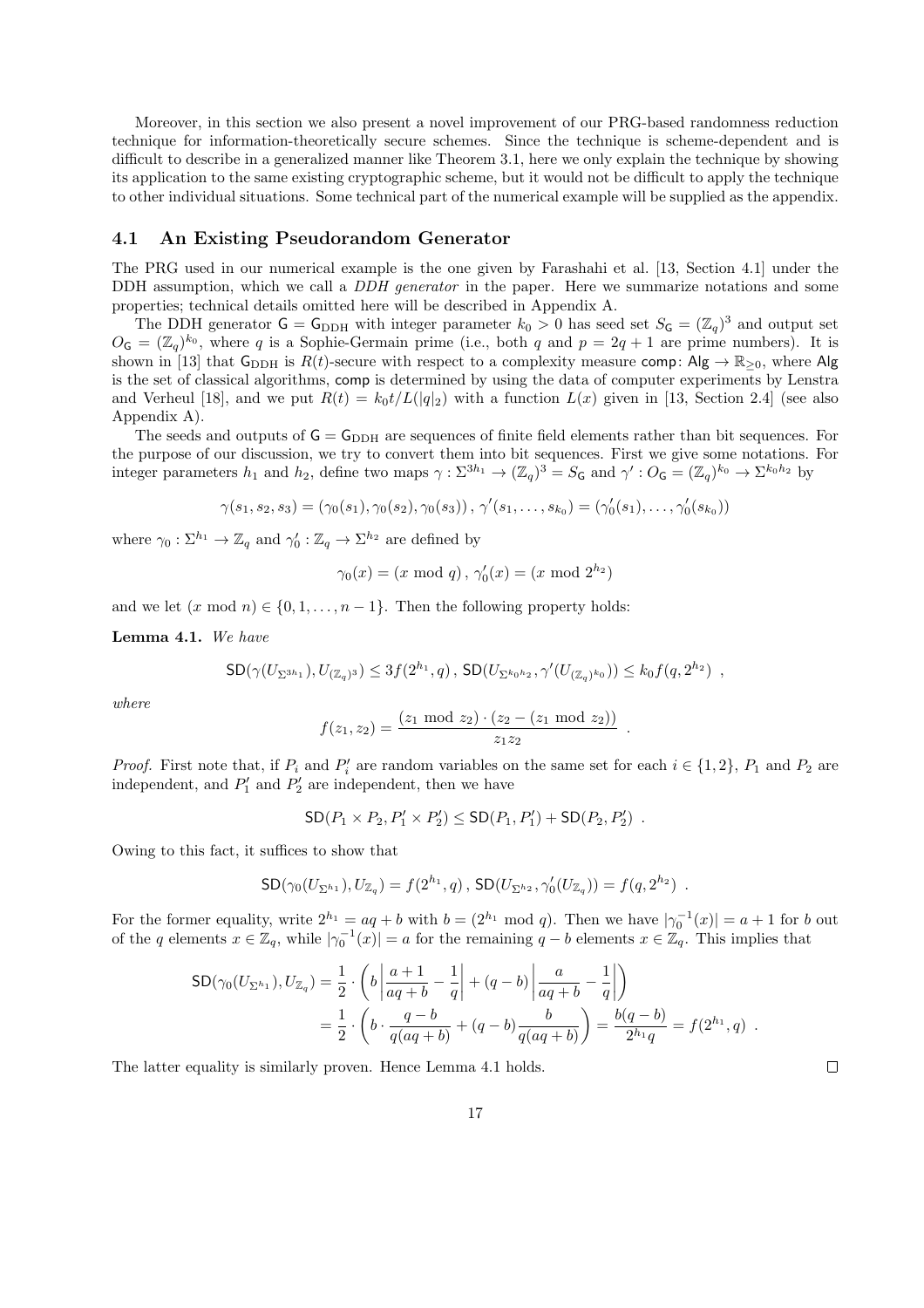Moreover, in this section we also present a novel improvement of our PRG-based randomness reduction technique for information-theoretically secure schemes. Since the technique is scheme-dependent and is difficult to describe in a generalized manner like Theorem 3.1, here we only explain the technique by showing its application to the same existing cryptographic scheme, but it would not be difficult to apply the technique to other individual situations. Some technical part of the numerical example will be supplied as the appendix.

## 4.1 An Existing Pseudorandom Generator

The PRG used in our numerical example is the one given by Farashahi et al. [13, Section 4.1] under the DDH assumption, which we call a *DDH generator* in the paper. Here we summarize notations and some properties; technical details omitted here will be described in Appendix A.

The DDH generator $\mathsf{G} = \mathsf{G}_{\mathrm{DDH}}$ with integer parameter $k_0 > 0$ has seed set $S_{\mathsf{G}} = (\mathbb{Z}_q)^3$ and output set $O_{\mathsf{G}} = (\mathbb{Z}_q)^{k_0}$, where $q$ is a Sophie-Germain prime (i.e., both $q$ and $p = 2q+1$ are prime numbers). It is shown in [13] that $\mathsf{G}_{\mathrm{DDH}}$ is $R(t)$-secure with respect to a complexity measure $\mathsf{comp}\colon \mathsf{Alg} \to \mathbb{R}_{\geq 0}$, where $\mathsf{Alg}$ is the set of classical algorithms, $\mathsf{comp}$ is determined by using the data of computer experiments by Lenstra and Verheul [18], and we put $R(t) = k_0 t / L(|q|_2)$ with a function $L(x)$ given in [13, Section 2.4] (see also Appendix A).

The seeds and outputs of $\mathsf{G} = \mathsf{G}_{\mathrm{DDH}}$ are sequences of finite field elements rather than bit sequences. For the purpose of our discussion, we try to convert them into bit sequences. First we give some notations. For integer parameters $h_1$ and $h_2$, define two maps $\gamma : \Sigma^{3h_1} \to (\mathbb{Z}_q)^3 = S_{\mathsf{G}}$ and $\gamma' : O_{\mathsf{G}} = (\mathbb{Z}_q)^{k_0} \to \Sigma^{k_0 h_2}$ by

$$\gamma(s_1, s_2, s_3) = (\gamma_0(s_1), \gamma_0(s_2), \gamma_0(s_3)) \, , \, \gamma'(s_1, \dots, s_{k_0}) = (\gamma'_0(s_1), \dots, \gamma'_0(s_{k_0}))$$

where $\gamma_0 : \Sigma^{h_1} \to \mathbb{Z}_q$ and $\gamma'_0 : \mathbb{Z}_q \to \Sigma^{h_2}$ are defined by

$$\gamma_0(x) = (x \bmod q) \, , \, \gamma'_0(x) = (x \bmod 2^{h_2})$$

and we let $(x \bmod n) \in \{0, 1, \dots, n-1\}$. Then the following property holds:

**Lemma 4.1.** *We have*

$$\mathsf{SD}(\gamma(U_{\Sigma^{3h_1}}), U_{(\mathbb{Z}_q)^3}) \leq 3f(2^{h_1}, q) \, , \, \mathsf{SD}(U_{\Sigma^{k_0 h_2}}, \gamma'(U_{(\mathbb{Z}_q)^{k_0}})) \leq k_0 f(q, 2^{h_2}) \ ,$$

*where*

$$f(z_1, z_2) = \frac{(z_1 \bmod z_2) \cdot (z_2 - (z_1 \bmod z_2))}{z_1 z_2} \ .$$

*Proof.* First note that, if $P_i$ and $P'_i$ are random variables on the same set for each $i \in \{1, 2\}$, $P_1$ and $P_2$ are independent, and $P'_1$ and $P'_2$ are independent, then we have

$$\mathsf{SD}(P_1 \times P_2, P'_1 \times P'_2) \leq \mathsf{SD}(P_1, P'_1) + \mathsf{SD}(P_2, P'_2) \ .$$

Owing to this fact, it suffices to show that

$$\mathsf{SD}(\gamma_0(U_{\Sigma^{h_1}}), U_{\mathbb{Z}_q}) = f(2^{h_1}, q) \, , \, \mathsf{SD}(U_{\Sigma^{h_2}}, \gamma'_0(U_{\mathbb{Z}_q})) = f(q, 2^{h_2}) \ .$$

For the former equality, write $2^{h_1} = aq + b$ with $b = (2^{h_1} \bmod q)$. Then we have $|\gamma_0^{-1}(x)| = a + 1$ for $b$ out of the $q$ elements $x \in \mathbb{Z}_q$, while $|\gamma_0^{-1}(x)| = a$ for the remaining $q - b$ elements $x \in \mathbb{Z}_q$. This implies that

$$\begin{aligned}
\mathsf{SD}(\gamma_0(U_{\Sigma^{h_1}}), U_{\mathbb{Z}_q}) &= \frac{1}{2} \cdot \left( b \left| \frac{a+1}{aq+b} - \frac{1}{q} \right| + (q-b) \left| \frac{a}{aq+b} - \frac{1}{q} \right| \right) \\
&= \frac{1}{2} \cdot \left( b \cdot \frac{q-b}{q(aq+b)} + (q-b) \frac{b}{q(aq+b)} \right) = \frac{b(q-b)}{2^{h_1} q} = f(2^{h_1}, q) \ .
\end{aligned}$$

The latter equality is similarly proven. Hence Lemma 4.1 holds. $\square$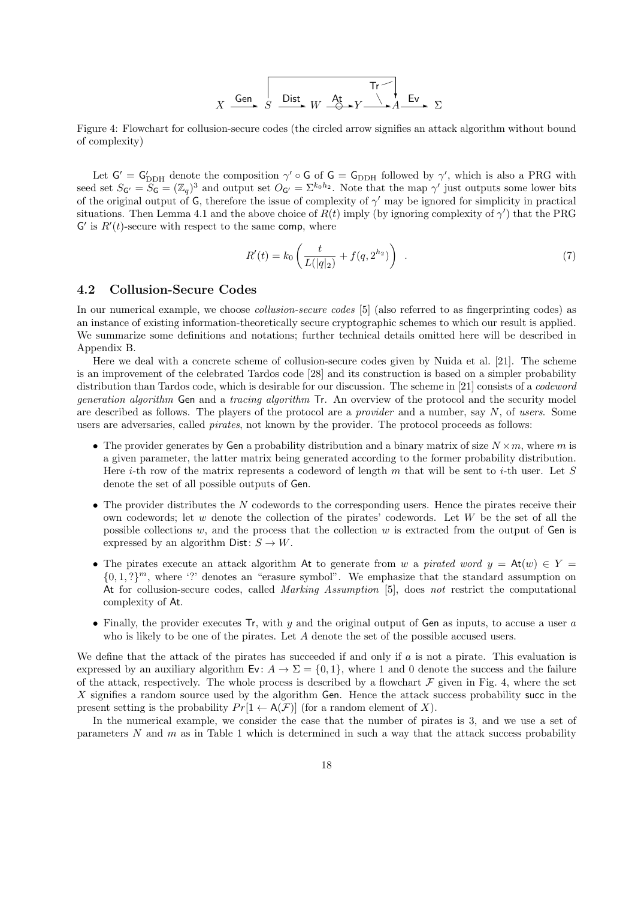$$X \xrightarrow{\mathsf{Gen}} S \xrightarrow{\mathsf{Dist}} W \xrightarrow{\mathsf{At}} Y \xrightarrow{\mathsf{Tr}} A \xrightarrow{\mathsf{Ev}} \Sigma$$

Figure 4: Flowchart for collusion-secure codes (the circled arrow signifies an attack algorithm without bound of complexity)

Let $\mathsf{G}' = \mathsf{G}'_{\mathrm{DDH}}$ denote the composition $\gamma' \circ \mathsf{G}$ of $\mathsf{G} = \mathsf{G}_{\mathrm{DDH}}$ followed by $\gamma'$, which is also a PRG with seed set $S_{\mathsf{G}'} = S_{\mathsf{G}} = (\mathbb{Z}_q)^3$ and output set $O_{\mathsf{G}'} = \Sigma^{k_0 h_2}$. Note that the map $\gamma'$ just outputs some lower bits of the original output of $\mathsf{G}$, therefore the issue of complexity of $\gamma'$ may be ignored for simplicity in practical situations. Then Lemma 4.1 and the above choice of $R(t)$ imply (by ignoring complexity of $\gamma'$) that the PRG $\mathsf{G}'$ is $R'(t)$-secure with respect to the same $\mathsf{comp}$, where

$$R'(t) = k_0 \left( \frac{t}{L(|q|_2)} + f(q, 2^{h_2}) \right) \quad . \tag{7}$$

## 4.2 Collusion-Secure Codes

In our numerical example, we choose *collusion-secure codes* [5] (also referred to as fingerprinting codes) as an instance of existing information-theoretically secure cryptographic schemes to which our result is applied. We summarize some definitions and notations; further technical details omitted here will be described in Appendix B.

Here we deal with a concrete scheme of collusion-secure codes given by Nuida et al. [21]. The scheme is an improvement of the celebrated Tardos code [28] and its construction is based on a simpler probability distribution than Tardos code, which is desirable for our discussion. The scheme in [21] consists of a *codeword generation algorithm* $\mathsf{Gen}$ and a *tracing algorithm* $\mathsf{Tr}$. An overview of the protocol and the security model are described as follows. The players of the protocol are a *provider* and a number, say $N$, of *users*. Some users are adversaries, called *pirates*, not known by the provider. The protocol proceeds as follows:

- The provider generates by $\mathsf{Gen}$ a probability distribution and a binary matrix of size $N \times m$, where $m$ is a given parameter, the latter matrix being generated according to the former probability distribution. Here $i$-th row of the matrix represents a codeword of length $m$ that will be sent to $i$-th user. Let $S$ denote the set of all possible outputs of $\mathsf{Gen}$.
- The provider distributes the $N$ codewords to the corresponding users. Hence the pirates receive their own codewords; let $w$ denote the collection of the pirates' codewords. Let $W$ be the set of all the possible collections $w$, and the process that the collection $w$ is extracted from the output of $\mathsf{Gen}$ is expressed by an algorithm $\mathsf{Dist}\colon S \to W$.
- The pirates execute an attack algorithm $\mathsf{At}$ to generate from $w$ a *pirated word* $y = \mathsf{At}(w) \in Y = \{0, 1, ?\}^m$, where '?' denotes an "erasure symbol". We emphasize that the standard assumption on $\mathsf{At}$ for collusion-secure codes, called *Marking Assumption* [5], does *not* restrict the computational complexity of $\mathsf{At}$.
- Finally, the provider executes $\mathsf{Tr}$, with $y$ and the original output of $\mathsf{Gen}$ as inputs, to accuse a user $a$ who is likely to be one of the pirates. Let $A$ denote the set of the possible accused users.

We define that the attack of the pirates has succeeded if and only if $a$ is not a pirate. This evaluation is expressed by an auxiliary algorithm $\mathsf{Ev}\colon A \to \Sigma = \{0, 1\}$, where 1 and 0 denote the success and the failure of the attack, respectively. The whole process is described by a flowchart $\mathcal{F}$ given in Fig. 4, where the set $X$ signifies a random source used by the algorithm $\mathsf{Gen}$. Hence the attack success probability $\mathsf{succ}$ in the present setting is the probability $Pr[1 \leftarrow \mathsf{A}(\mathcal{F})]$ (for a random element of $X$).

In the numerical example, we consider the case that the number of pirates is 3, and we use a set of parameters $N$ and $m$ as in Table 1 which is determined in such a way that the attack success probability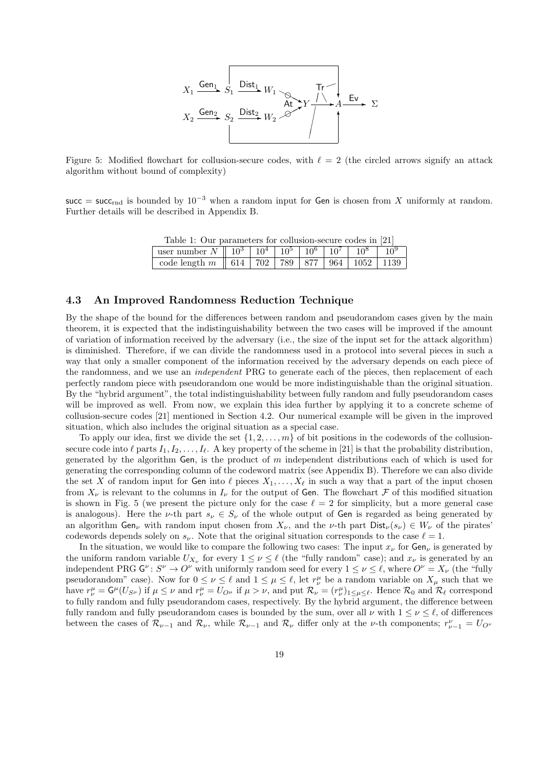Figure 5: Modified flowchart for collusion-secure codes, with $\ell = 2$ (the circled arrows signify an attack algorithm without bound of complexity)

$\mathsf{succ} = \mathsf{succ}_{\mathrm{rnd}}$ is bounded by $10^{-3}$ when a random input for $\mathsf{Gen}$ is chosen from $X$ uniformly at random. Further details will be described in Appendix B.

Table 1: Our parameters for collusion-secure codes in [21]

| user number $N$ | $10^3$ | $10^4$ | $10^5$ | $10^6$ | $10^7$ | $10^8$ | $10^9$ |
|---|---|---|---|---|---|---|---|
| code length $m$ | 614 | 702 | 789 | 877 | 964 | 1052 | 1139 |

### 4.3 An Improved Randomness Reduction Technique

By the shape of the bound for the differences between random and pseudorandom cases given by the main theorem, it is expected that the indistinguishability between the two cases will be improved if the amount of variation of information received by the adversary (i.e., the size of the input set for the attack algorithm) is diminished. Therefore, if we can divide the randomness used in a protocol into several pieces in such a way that only a smaller component of the information received by the adversary depends on each piece of the randomness, and we use an *independent* PRG to generate each of the pieces, then replacement of each perfectly random piece with pseudorandom one would be more indistinguishable than the original situation. By the "hybrid argument", the total indistinguishability between fully random and fully pseudorandom cases will be improved as well. From now, we explain this idea further by applying it to a concrete scheme of collusion-secure codes [21] mentioned in Section 4.2. Our numerical example will be given in the improved situation, which also includes the original situation as a special case.

To apply our idea, first we divide the set $\{1, 2, \dots, m\}$ of bit positions in the codewords of the collusion-secure code into $\ell$ parts $I_1, I_2, \dots, I_\ell$. A key property of the scheme in [21] is that the probability distribution, generated by the algorithm $\mathsf{Gen}$, is the product of $m$ independent distributions each of which is used for generating the corresponding column of the codeword matrix (see Appendix B). Therefore we can also divide the set $X$ of random input for $\mathsf{Gen}$ into $\ell$ pieces $X_1, \dots, X_\ell$ in such a way that a part of the input chosen from $X_\nu$ is relevant to the columns in $I_\nu$ for the output of $\mathsf{Gen}$. The flowchart $\mathcal{F}$ of this modified situation is shown in Fig. 5 (we present the picture only for the case $\ell = 2$ for simplicity, but a more general case is analogous). Here the $\nu$-th part $s_\nu \in S_\nu$ of the whole output of $\mathsf{Gen}$ is regarded as being generated by an algorithm $\mathsf{Gen}_\nu$ with random input chosen from $X_\nu$, and the $\nu$-th part $\mathsf{Dist}_\nu(s_\nu) \in W_\nu$ of the pirates' codewords depends solely on $s_\nu$. Note that the original situation corresponds to the case $\ell = 1$.

In the situation, we would like to compare the following two cases: The input $x_\nu$ for $\mathsf{Gen}_\nu$ is generated by the uniform random variable $U_{X_\nu}$ for every $1 \leq \nu \leq \ell$ (the "fully random" case); and $x_\nu$ is generated by an independent PRG $\mathsf{G}^\nu \colon S^\nu \to O^\nu$ with uniformly random seed for every $1 \leq \nu \leq \ell$, where $O^\nu = X_\nu$ (the "fully pseudorandom" case). Now for $0 \leq \nu \leq \ell$ and $1 \leq \mu \leq \ell$, let $r^\mu_\nu$ be a random variable on $X_\mu$ such that we have $r^\mu_\nu = \mathsf{G}^\mu(U_{S^\mu})$ if $\mu \leq \nu$ and $r^\mu_\nu = U_{O^\mu}$ if $\mu > \nu$, and put $\mathcal{R}_\nu = (r^\mu_\nu)_{1 \leq \mu \leq \ell}$. Hence $\mathcal{R}_0$ and $\mathcal{R}_\ell$ correspond to fully random and fully pseudorandom cases, respectively. By the hybrid argument, the difference between fully random and fully pseudorandom cases is bounded by the sum, over all $\nu$ with $1 \leq \nu \leq \ell$, of differences between the cases of $\mathcal{R}_{\nu-1}$ and $\mathcal{R}_\nu$, while $\mathcal{R}_{\nu-1}$ and $\mathcal{R}_\nu$ differ only at the $\nu$-th components; $r^\nu_{\nu-1} = U_{O^\nu}$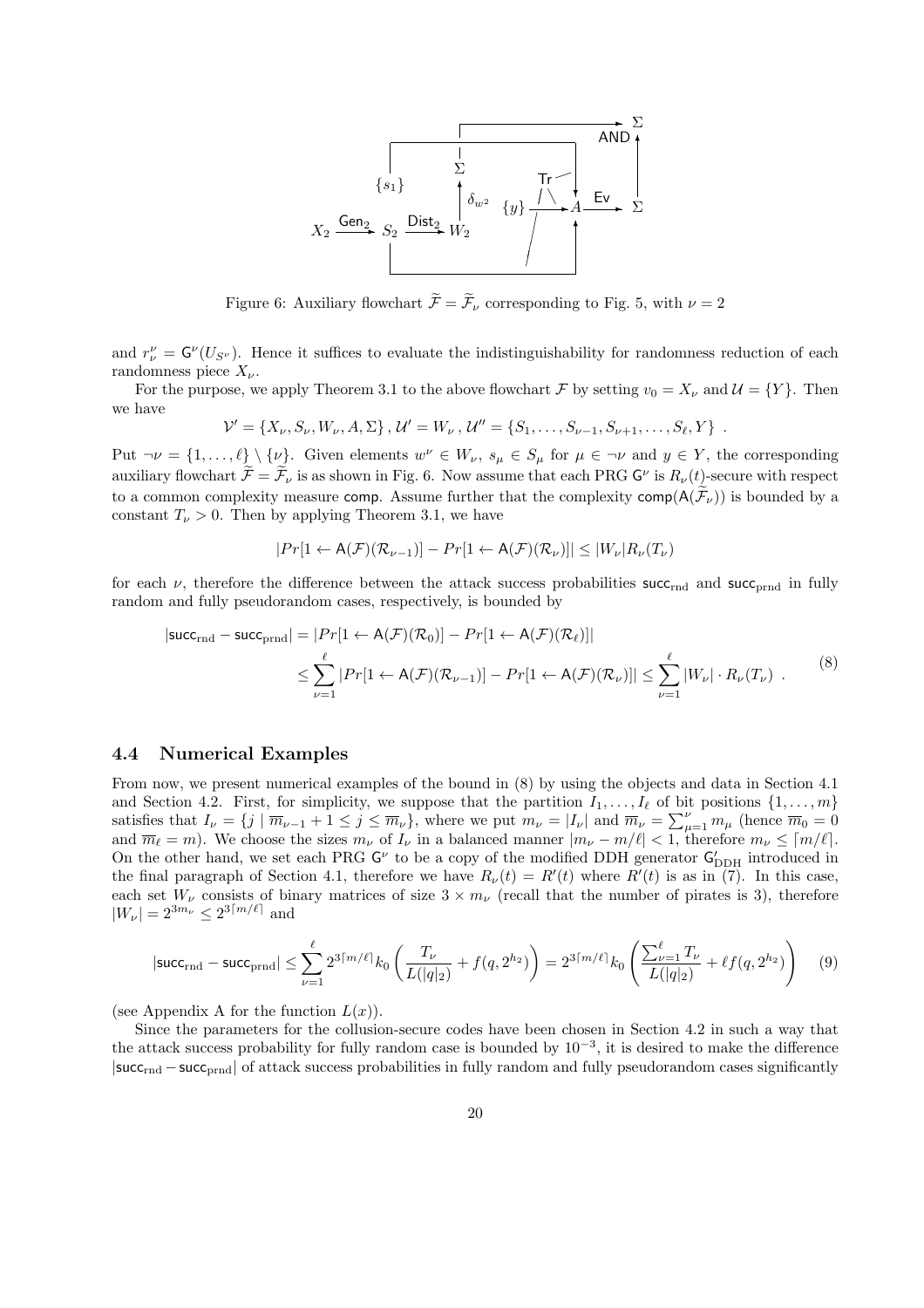Figure 6: Auxiliary flowchart $\widetilde{\mathcal{F}} = \widetilde{\mathcal{F}}_\nu$ corresponding to Fig. 5, with $\nu = 2$

and $r^\nu_\nu = \mathsf{G}^\nu(U_{S^\nu})$. Hence it suffices to evaluate the indistinguishability for randomness reduction of each randomness piece $X_\nu$.

For the purpose, we apply Theorem 3.1 to the above flowchart $\mathcal{F}$ by setting $v_0 = X_\nu$ and $\mathcal{U} = \{Y\}$. Then we have

$$\mathcal{V}' = \{X_\nu, S_\nu, W_\nu, A, \Sigma\}, \mathcal{U}' = W_\nu, \mathcal{U}'' = \{S_1, \ldots, S_{\nu-1}, S_{\nu+1}, \ldots, S_\ell, Y\} .$$

Put $\neg\nu = \{1, \ldots, \ell\} \setminus \{\nu\}$. Given elements $w^\nu \in W_\nu$, $s_\mu \in S_\mu$ for $\mu \in \neg\nu$ and $y \in Y$, the corresponding auxiliary flowchart $\widetilde{\mathcal{F}} = \widetilde{\mathcal{F}}_\nu$ is as shown in Fig. 6. Now assume that each PRG $\mathsf{G}^\nu$ is $R_\nu(t)$-secure with respect to a common complexity measure $\mathsf{comp}$. Assume further that the complexity $\mathsf{comp}(\mathsf{A}(\widetilde{\mathcal{F}}_\nu))$ is bounded by a constant $T_\nu > 0$. Then by applying Theorem 3.1, we have

$$|Pr[1 \leftarrow \mathsf{A}(\mathcal{F})(\mathcal{R}_{\nu-1})] - Pr[1 \leftarrow \mathsf{A}(\mathcal{F})(\mathcal{R}_\nu)]| \le |W_\nu| R_\nu(T_\nu)$$

for each $\nu$, therefore the difference between the attack success probabilities $\mathsf{succ}_{\mathrm{rnd}}$ and $\mathsf{succ}_{\mathrm{prnd}}$ in fully random and fully pseudorandom cases, respectively, is bounded by

$$\begin{aligned} |\mathsf{succ}_{\mathrm{rnd}} - \mathsf{succ}_{\mathrm{prnd}}| &= |Pr[1 \leftarrow \mathsf{A}(\mathcal{F})(\mathcal{R}_0)] - Pr[1 \leftarrow \mathsf{A}(\mathcal{F})(\mathcal{R}_\ell)]| \\ &\le \sum_{\nu=1}^{\ell} |Pr[1 \leftarrow \mathsf{A}(\mathcal{F})(\mathcal{R}_{\nu-1})] - Pr[1 \leftarrow \mathsf{A}(\mathcal{F})(\mathcal{R}_\nu)]| \le \sum_{\nu=1}^{\ell} |W_\nu| \cdot R_\nu(T_\nu) \ . \end{aligned} \tag{8}$$

### 4.4 Numerical Examples

From now, we present numerical examples of the bound in (8) by using the objects and data in Section 4.1 and Section 4.2. First, for simplicity, we suppose that the partition $I_1, \ldots, I_\ell$ of bit positions $\{1, \ldots, m\}$ satisfies that $I_\nu = \{j \mid \overline{m}_{\nu-1} + 1 \le j \le \overline{m}_\nu\}$, where we put $m_\nu = |I_\nu|$ and $\overline{m}_\nu = \sum_{\mu=1}^{\nu} m_\mu$ (hence $\overline{m}_0 = 0$ and $\overline{m}_\ell = m$). We choose the sizes $m_\nu$ of $I_\nu$ in a balanced manner $|m_\nu - m/\ell| < 1$, therefore $m_\nu \le \lceil m/\ell \rceil$. On the other hand, we set each PRG $\mathsf{G}^\nu$ to be a copy of the modified DDH generator $\mathsf{G}'_{\mathrm{DDH}}$ introduced in the final paragraph of Section 4.1, therefore we have $R_\nu(t) = R'(t)$ where $R'(t)$ is as in (7). In this case, each set $W_\nu$ consists of binary matrices of size $3 \times m_\nu$ (recall that the number of pirates is 3), therefore $|W_\nu| = 2^{3m_\nu} \le 2^{3\lceil m/\ell \rceil}$ and

$$|\mathsf{succ}_{\mathrm{rnd}} - \mathsf{succ}_{\mathrm{prnd}}| \le \sum_{\nu=1}^{\ell} 2^{3\lceil m/\ell \rceil} k_0 \left( \frac{T_\nu}{L(|q|_2)} + f(q, 2^{h_2}) \right) = 2^{3\lceil m/\ell \rceil} k_0 \left( \frac{\sum_{\nu=1}^{\ell} T_\nu}{L(|q|_2)} + \ell f(q, 2^{h_2}) \right) \tag{9}$$

(see Appendix A for the function $L(x)$).

Since the parameters for the collusion-secure codes have been chosen in Section 4.2 in such a way that the attack success probability for fully random case is bounded by $10^{-3}$, it is desired to make the difference $|\mathsf{succ}_{\mathrm{rnd}} - \mathsf{succ}_{\mathrm{prnd}}|$ of attack success probabilities in fully random and fully pseudorandom cases significantly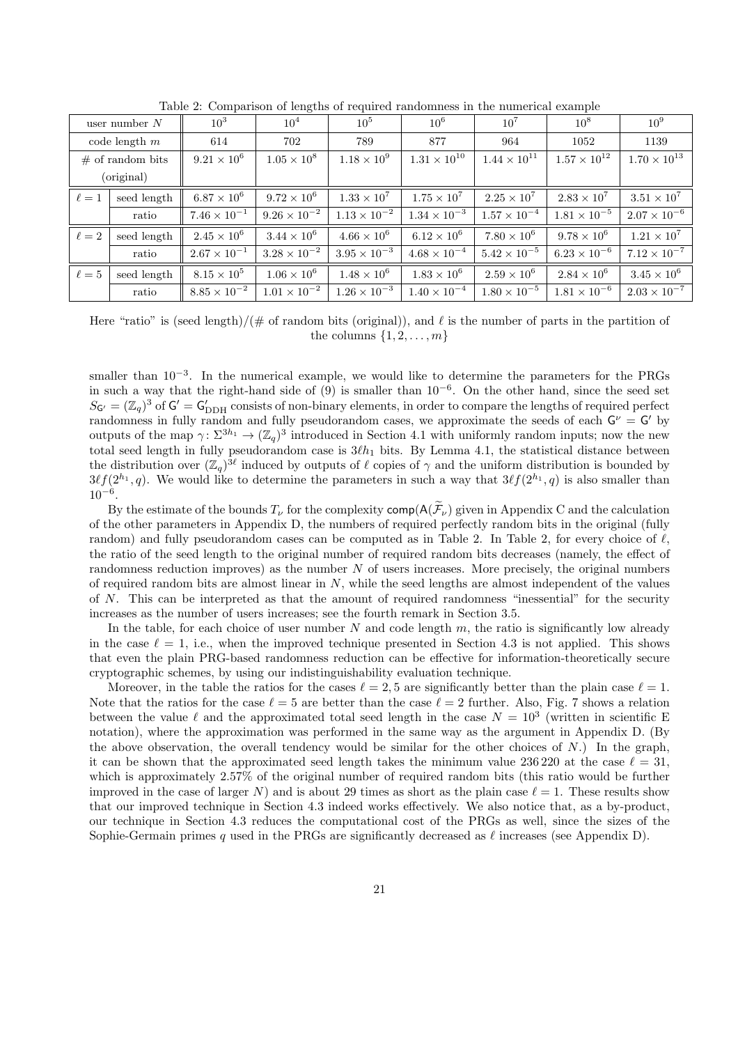Table 2: Comparison of lengths of required randomness in the numerical example

| user number $N$ | | $10^3$ | $10^4$ | $10^5$ | $10^6$ | $10^7$ | $10^8$ | $10^9$ |
|---|---|---|---|---|---|---|---|---|
| code length $m$ | | 614 | 702 | 789 | 877 | 964 | 1052 | 1139 |
| # of random bits (original) | | $9.21 \times 10^6$ | $1.05 \times 10^8$ | $1.18 \times 10^9$ | $1.31 \times 10^{10}$ | $1.44 \times 10^{11}$ | $1.57 \times 10^{12}$ | $1.70 \times 10^{13}$ |
| $\ell = 1$ | seed length | $6.87 \times 10^6$ | $9.72 \times 10^6$ | $1.33 \times 10^7$ | $1.75 \times 10^7$ | $2.25 \times 10^7$ | $2.83 \times 10^7$ | $3.51 \times 10^7$ |
| | ratio | $7.46 \times 10^{-1}$ | $9.26 \times 10^{-2}$ | $1.13 \times 10^{-2}$ | $1.34 \times 10^{-3}$ | $1.57 \times 10^{-4}$ | $1.81 \times 10^{-5}$ | $2.07 \times 10^{-6}$ |
| $\ell = 2$ | seed length | $2.45 \times 10^6$ | $3.44 \times 10^6$ | $4.66 \times 10^6$ | $6.12 \times 10^6$ | $7.80 \times 10^6$ | $9.78 \times 10^6$ | $1.21 \times 10^7$ |
| | ratio | $2.67 \times 10^{-1}$ | $3.28 \times 10^{-2}$ | $3.95 \times 10^{-3}$ | $4.68 \times 10^{-4}$ | $5.42 \times 10^{-5}$ | $6.23 \times 10^{-6}$ | $7.12 \times 10^{-7}$ |
| $\ell = 5$ | seed length | $8.15 \times 10^5$ | $1.06 \times 10^6$ | $1.48 \times 10^6$ | $1.83 \times 10^6$ | $2.59 \times 10^6$ | $2.84 \times 10^6$ | $3.45 \times 10^6$ |
| | ratio | $8.85 \times 10^{-2}$ | $1.01 \times 10^{-2}$ | $1.26 \times 10^{-3}$ | $1.40 \times 10^{-4}$ | $1.80 \times 10^{-5}$ | $1.81 \times 10^{-6}$ | $2.03 \times 10^{-7}$ |

Here "ratio" is (seed length)/(# of random bits (original)), and $\ell$ is the number of parts in the partition of the columns $\{1, 2, \dots, m\}$

smaller than $10^{-3}$. In the numerical example, we would like to determine the parameters for the PRGs in such a way that the right-hand side of (9) is smaller than $10^{-6}$. On the other hand, since the seed set $S_{\mathsf{G}'} = (\mathbb{Z}_q)^3$ of $\mathsf{G}' = \mathsf{G}'_{\mathrm{DDH}}$ consists of non-binary elements, in order to compare the lengths of required perfect randomness in fully random and fully pseudorandom cases, we approximate the seeds of each $\mathsf{G}^{\nu} = \mathsf{G}'$ by outputs of the map $\gamma \colon \Sigma^{3h_1} \to (\mathbb{Z}_q)^3$ introduced in Section 4.1 with uniformly random inputs; now the new total seed length in fully pseudorandom case is $3\ell h_1$ bits. By Lemma 4.1, the statistical distance between the distribution over $(\mathbb{Z}_q)^{3\ell}$ induced by outputs of $\ell$ copies of $\gamma$ and the uniform distribution is bounded by $3\ell f(2^{h_1}, q)$. We would like to determine the parameters in such a way that $3\ell f(2^{h_1}, q)$ is also smaller than $10^{-6}$.

By the estimate of the bounds $T_{\nu}$ for the complexity $\mathsf{comp}(\mathsf{A}(\widetilde{\mathcal{F}}_{\nu})$ given in Appendix C and the calculation of the other parameters in Appendix D, the numbers of required perfectly random bits in the original (fully random) and fully pseudorandom cases can be computed as in Table 2. In Table 2, for every choice of $\ell$, the ratio of the seed length to the original number of required random bits decreases (namely, the effect of randomness reduction improves) as the number $N$ of users increases. More precisely, the original numbers of required random bits are almost linear in $N$, while the seed lengths are almost independent of the values of $N$. This can be interpreted as that the amount of required randomness "inessential" for the security increases as the number of users increases; see the fourth remark in Section 3.5.

In the table, for each choice of user number $N$ and code length $m$, the ratio is significantly low already in the case $\ell = 1$, i.e., when the improved technique presented in Section 4.3 is not applied. This shows that even the plain PRG-based randomness reduction can be effective for information-theoretically secure cryptographic schemes, by using our indistinguishability evaluation technique.

Moreover, in the table the ratios for the cases $\ell = 2, 5$ are significantly better than the plain case $\ell = 1$. Note that the ratios for the case $\ell = 5$ are better than the case $\ell = 2$ further. Also, Fig. 7 shows a relation between the value $\ell$ and the approximated total seed length in the case $N = 10^3$ (written in scientific E notation), where the approximation was performed in the same way as the argument in Appendix D. (By the above observation, the overall tendency would be similar for the other choices of $N$.) In the graph, it can be shown that the approximated seed length takes the minimum value 236 220 at the case $\ell = 31$, which is approximately 2.57% of the original number of required random bits (this ratio would be further improved in the case of larger $N$) and is about 29 times as short as the plain case $\ell = 1$. These results show that our improved technique in Section 4.3 indeed works effectively. We also notice that, as a by-product, our technique in Section 4.3 reduces the computational cost of the PRGs as well, since the sizes of the Sophie-Germain primes $q$ used in the PRGs are significantly decreased as $\ell$ increases (see Appendix D).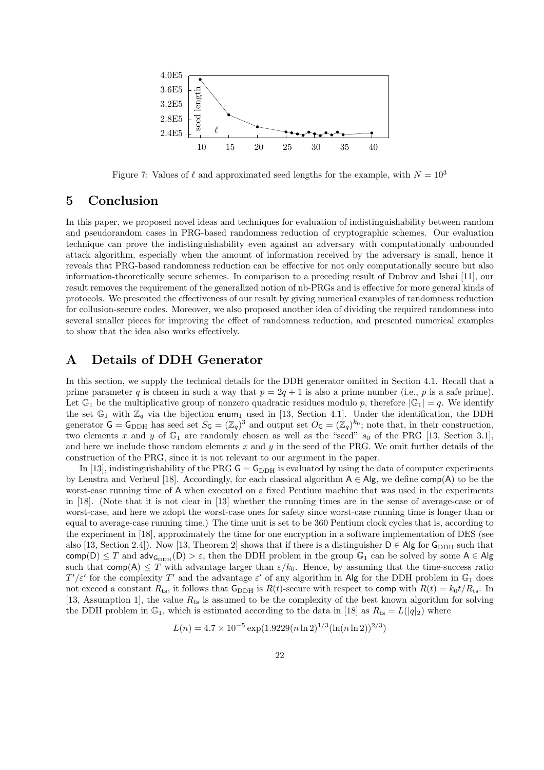Figure 7: Values of $\ell$ and approximated seed lengths for the example, with $N = 10^3$

# 5 Conclusion

In this paper, we proposed novel ideas and techniques for evaluation of indistinguishability between random and pseudorandom cases in PRG-based randomness reduction of cryptographic schemes. Our evaluation technique can prove the indistinguishability even against an adversary with computationally unbounded attack algorithm, especially when the amount of information received by the adversary is small, hence it reveals that PRG-based randomness reduction can be effective for not only computationally secure but also information-theoretically secure schemes. In comparison to a preceding result of Dubrov and Ishai [11], our result removes the requirement of the generalized notion of nb-PRGs and is effective for more general kinds of protocols. We presented the effectiveness of our result by giving numerical examples of randomness reduction for collusion-secure codes. Moreover, we also proposed another idea of dividing the required randomness into several smaller pieces for improving the effect of randomness reduction, and presented numerical examples to show that the idea also works effectively.

# A Details of DDH Generator

In this section, we supply the technical details for the DDH generator omitted in Section 4.1. Recall that a prime parameter $q$ is chosen in such a way that $p = 2q + 1$ is also a prime number (i.e., $p$ is a safe prime). Let $\mathbb{G}_1$ be the multiplicative group of nonzero quadratic residues modulo $p$, therefore $|\mathbb{G}_1| = q$. We identify the set $\mathbb{G}_1$ with $\mathbb{Z}_q$ via the bijection $\mathsf{enum}_1$ used in [13, Section 4.1]. Under the identification, the DDH generator $\mathsf{G} = \mathsf{G}_{\mathrm{DDH}}$ has seed set $S_{\mathsf{G}} = (\mathbb{Z}_q)^3$ and output set $O_{\mathsf{G}} = (\mathbb{Z}_q)^{k_0}$; note that, in their construction, two elements $x$ and $y$ of $\mathbb{G}_1$ are randomly chosen as well as the "seed" $s_0$ of the PRG [13, Section 3.1], and here we include those random elements $x$ and $y$ in the seed of the PRG. We omit further details of the construction of the PRG, since it is not relevant to our argument in the paper.

In [13], indistinguishability of the PRG $\mathsf{G} = \mathsf{G}_{\mathrm{DDH}}$ is evaluated by using the data of computer experiments by Lenstra and Verheul [18]. Accordingly, for each classical algorithm $\mathsf{A} \in \mathsf{Alg}$, we define $\mathsf{comp}(\mathsf{A})$ to be the worst-case running time of $\mathsf{A}$ when executed on a fixed Pentium machine that was used in the experiments in [18]. (Note that it is not clear in [13] whether the running times are in the sense of average-case or of worst-case, and here we adopt the worst-case ones for safety since worst-case running time is longer than or equal to average-case running time.) The time unit is set to be 360 Pentium clock cycles that is, according to the experiment in [18], approximately the time for one encryption in a software implementation of DES (see also [13, Section 2.4]). Now [13, Theorem 2] shows that if there is a distinguisher $\mathsf{D} \in \mathsf{Alg}$ for $\mathsf{G}_{\mathrm{DDH}}$ such that $\mathsf{comp}(\mathsf{D}) \leq T$ and $\mathsf{adv}_{\mathsf{G}_{\mathrm{DDH}}}(\mathsf{D}) > \varepsilon$, then the DDH problem in the group $\mathbb{G}_1$ can be solved by some $\mathsf{A} \in \mathsf{Alg}$ such that $\mathsf{comp}(\mathsf{A}) \leq T$ with advantage larger than $\varepsilon/k_0$. Hence, by assuming that the time-success ratio $T'/\varepsilon'$ for the complexity $T'$ and the advantage $\varepsilon'$ of any algorithm in $\mathsf{Alg}$ for the DDH problem in $\mathbb{G}_1$ does not exceed a constant $R_{\mathrm{ts}}$, it follows that $\mathsf{G}_{\mathrm{DDH}}$ is $R(t)$-secure with respect to $\mathsf{comp}$ with $R(t) = k_0 t / R_{\mathrm{ts}}$. In [13, Assumption 1], the value $R_{\mathrm{ts}}$ is assumed to be the complexity of the best known algorithm for solving the DDH problem in $\mathbb{G}_1$, which is estimated according to the data in [18] as $R_{\mathrm{ts}} = L(|q|_2)$ where

$$L(n) = 4.7 \times 10^{-5} \exp(1.9229(n \ln 2)^{1/3}(\ln(n \ln 2))^{2/3})$$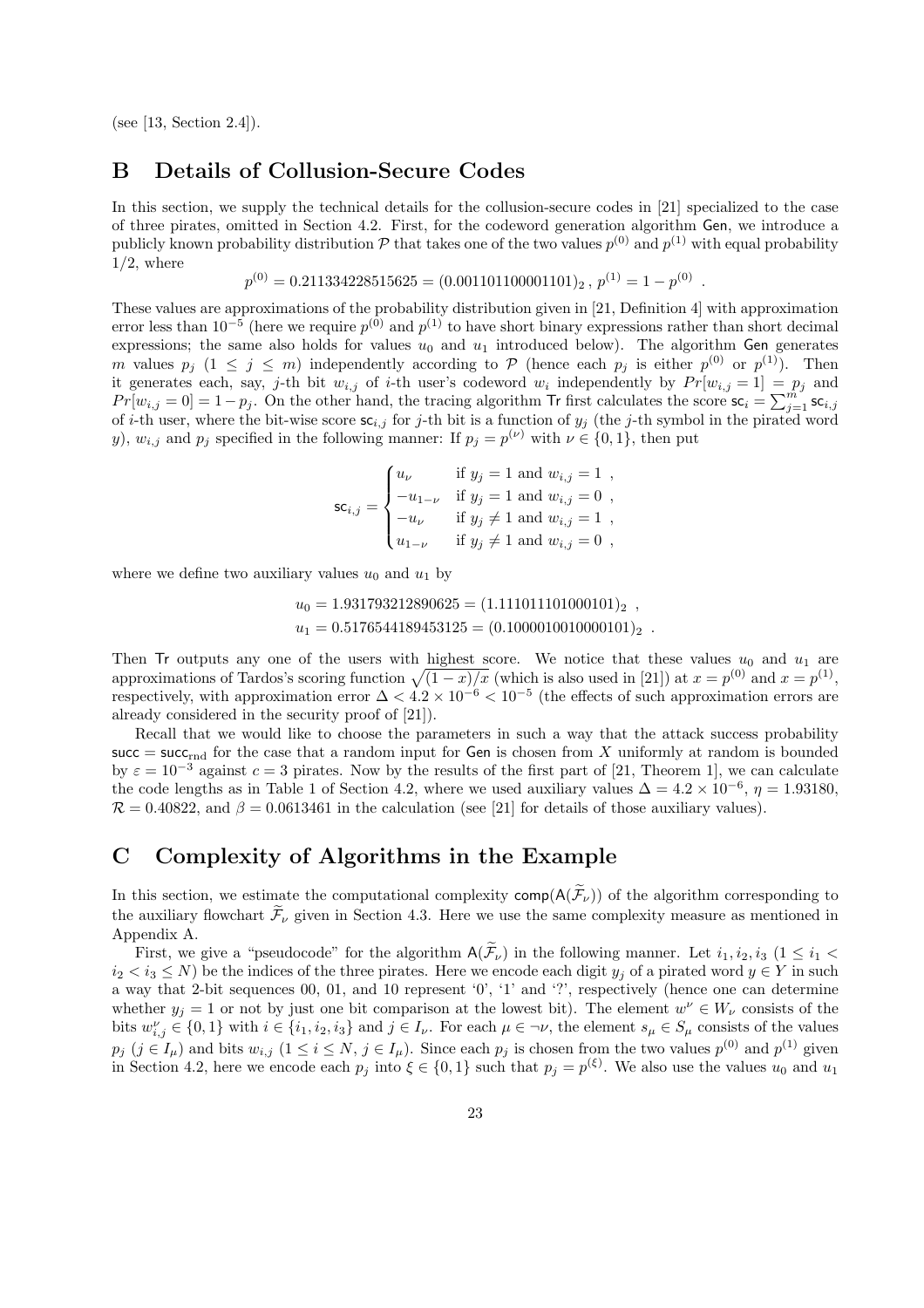(see [13, Section 2.4]).

## B Details of Collusion-Secure Codes

In this section, we supply the technical details for the collusion-secure codes in [21] specialized to the case of three pirates, omitted in Section 4.2. First, for the codeword generation algorithm $\mathsf{Gen}$, we introduce a publicly known probability distribution $\mathcal{P}$ that takes one of the two values $p^{(0)}$ and $p^{(1)}$ with equal probability 1/2, where

$$p^{(0)} = 0.211334228515625 = (0.001101100001101)_2 \, , \, p^{(1)} = 1 - p^{(0)} \enspace .$$

These values are approximations of the probability distribution given in [21, Definition 4] with approximation error less than $10^{-5}$ (here we require $p^{(0)}$ and $p^{(1)}$ to have short binary expressions rather than short decimal expressions; the same also holds for values $u_0$ and $u_1$ introduced below). The algorithm $\mathsf{Gen}$ generates $m$ values $p_j$ ($1 \leq j \leq m$) independently according to $\mathcal{P}$ (hence each $p_j$ is either $p^{(0)}$ or $p^{(1)}$). Then it generates each, say, $j$-th bit $w_{i,j}$ of $i$-th user's codeword $w_i$ independently by $Pr[w_{i,j} = 1] = p_j$ and $Pr[w_{i,j} = 0] = 1 - p_j$. On the other hand, the tracing algorithm $\mathsf{Tr}$ first calculates the score $\mathsf{sc}_i = \sum_{j=1}^{m} \mathsf{sc}_{i,j}$ of $i$-th user, where the bit-wise score $\mathsf{sc}_{i,j}$ for $j$-th bit is a function of $y_j$ (the $j$-th symbol in the pirated word $y$), $w_{i,j}$ and $p_j$ specified in the following manner: If $p_j = p^{(\nu)}$ with $\nu \in \{0,1\}$, then put

$$\mathsf{sc}_{i,j} = \begin{cases} u_\nu & \text{if } y_j = 1 \text{ and } w_{i,j} = 1 \enspace , \\ -u_{1-\nu} & \text{if } y_j = 1 \text{ and } w_{i,j} = 0 \enspace , \\ -u_\nu & \text{if } y_j \neq 1 \text{ and } w_{i,j} = 1 \enspace , \\ u_{1-\nu} & \text{if } y_j \neq 1 \text{ and } w_{i,j} = 0 \enspace , \end{cases}$$

where we define two auxiliary values $u_0$ and $u_1$ by

$$u_0 = 1.931793212890625 = (1.111011101000101)_2 \enspace ,$$
$$u_1 = 0.5176544189453125 = (0.1000010010000101)_2 \enspace .$$

Then $\mathsf{Tr}$ outputs any one of the users with highest score. We notice that these values $u_0$ and $u_1$ are approximations of Tardos's scoring function $\sqrt{(1-x)/x}$ (which is also used in [21]) at $x = p^{(0)}$ and $x = p^{(1)}$, respectively, with approximation error $\Delta < 4.2 \times 10^{-6} < 10^{-5}$ (the effects of such approximation errors are already considered in the security proof of [21]).

Recall that we would like to choose the parameters in such a way that the attack success probability $\mathsf{succ} = \mathsf{succ}_{\mathrm{rnd}}$ for the case that a random input for $\mathsf{Gen}$ is chosen from $X$ uniformly at random is bounded by $\varepsilon = 10^{-3}$ against $c = 3$ pirates. Now by the results of the first part of [21, Theorem 1], we can calculate the code lengths as in Table 1 of Section 4.2, where we used auxiliary values $\Delta = 4.2 \times 10^{-6}$, $\eta = 1.93180$, $\mathcal{R} = 0.40822$, and $\beta = 0.0613461$ in the calculation (see [21] for details of those auxiliary values).

## C Complexity of Algorithms in the Example

In this section, we estimate the computational complexity $\mathsf{comp}(\mathsf{A}(\widetilde{\mathcal{F}}_\nu))$ of the algorithm corresponding to the auxiliary flowchart $\widetilde{\mathcal{F}}_\nu$ given in Section 4.3. Here we use the same complexity measure as mentioned in Appendix A.

First, we give a "pseudocode" for the algorithm $\mathsf{A}(\widetilde{\mathcal{F}}_\nu)$ in the following manner. Let $i_1, i_2, i_3$ ($1 \leq i_1 < i_2 < i_3 \leq N$) be the indices of the three pirates. Here we encode each digit $y_j$ of a pirated word $y \in Y$ in such a way that 2-bit sequences 00, 01, and 10 represent '0', '1' and '?', respectively (hence one can determine whether $y_j = 1$ or not by just one bit comparison at the lowest bit). The element $w^\nu \in W_\nu$ consists of the bits $w^\nu_{i,j} \in \{0,1\}$ with $i \in \{i_1, i_2, i_3\}$ and $j \in I_\nu$. For each $\mu \in \neg\nu$, the element $s_\mu \in S_\mu$ consists of the values $p_j$ ($j \in I_\mu$) and bits $w_{i,j}$ ($1 \leq i \leq N$, $j \in I_\mu$). Since each $p_j$ is chosen from the two values $p^{(0)}$ and $p^{(1)}$ given in Section 4.2, here we encode each $p_j$ into $\xi \in \{0,1\}$ such that $p_j = p^{(\xi)}$. We also use the values $u_0$ and $u_1$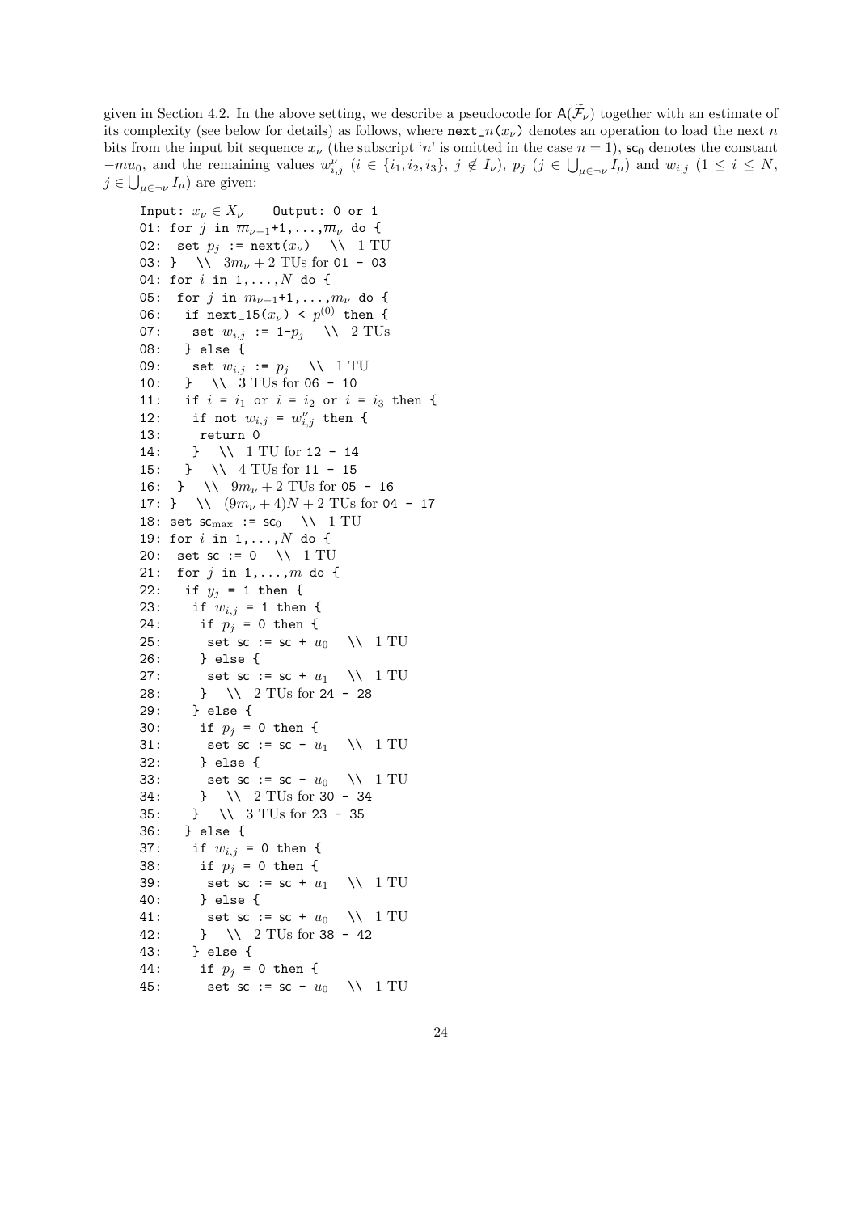given in Section 4.2. In the above setting, we describe a pseudocode for $\mathsf{A}(\widetilde{\mathcal{F}}_\nu)$ together with an estimate of its complexity (see below for details) as follows, where $\mathtt{next\_}n(x_\nu)$ denotes an operation to load the next $n$ bits from the input bit sequence $x_\nu$ (the subscript '$n$' is omitted in the case $n = 1$), $\mathsf{sc}_0$ denotes the constant $-mu_0$, and the remaining values $w^\nu_{i,j}$ ($i \in \{i_1, i_2, i_3\}$, $j \notin I_\nu$), $p_j$ ($j \in \bigcup_{\mu \in \neg\nu} I_\mu$) and $w_{i,j}$ ($1 \le i \le N$, $j \in \bigcup_{\mu \in \neg\nu} I_\mu$) are given:

```
Input: x_ν ∈ X_ν     Output: 0 or 1
01: for j in m̄_{ν-1}+1,...,m̄_ν do {
02:  set p_j := next(x_ν)   \\ 1 TU
03: }   \\ 3m_ν + 2 TUs for 01 - 03
04: for i in 1,...,N do {
05:  for j in m̄_{ν-1}+1,...,m̄_ν do {
06:   if next_15(x_ν) < p^(0) then {
07:    set w_{i,j} := 1-p_j   \\ 2 TUs
08:   } else {
09:    set w_{i,j} := p_j   \\ 1 TU
10:   }  \\ 3 TUs for 06 - 10
11:   if i = i_1 or i = i_2 or i = i_3 then {
12:    if not w_{i,j} = w^ν_{i,j} then {
13:     return 0
14:    }  \\ 1 TU for 12 - 14
15:   }  \\ 4 TUs for 11 - 15
16:  }  \\ 9m_ν + 2 TUs for 05 - 16
17: }  \\ (9m_ν + 4)N + 2 TUs for 04 - 17
18: set sc_max := sc_0   \\ 1 TU
19: for i in 1,...,N do {
20:  set sc := 0   \\ 1 TU
21:  for j in 1,...,m do {
22:   if y_j = 1 then {
23:    if w_{i,j} = 1 then {
24:     if p_j = 0 then {
25:      set sc := sc + u_0   \\ 1 TU
26:     } else {
27:      set sc := sc + u_1   \\ 1 TU
28:     }  \\ 2 TUs for 24 - 28
29:    } else {
30:     if p_j = 0 then {
31:      set sc := sc - u_1   \\ 1 TU
32:     } else {
33:      set sc := sc - u_0   \\ 1 TU
34:     }  \\ 2 TUs for 30 - 34
35:    }  \\ 3 TUs for 23 - 35
36:   } else {
37:    if w_{i,j} = 0 then {
38:     if p_j = 0 then {
39:      set sc := sc + u_1   \\ 1 TU
40:     } else {
41:      set sc := sc + u_0   \\ 1 TU
42:     }  \\ 2 TUs for 38 - 42
43:    } else {
44:     if p_j = 0 then {
45:      set sc := sc - u_0   \\ 1 TU
```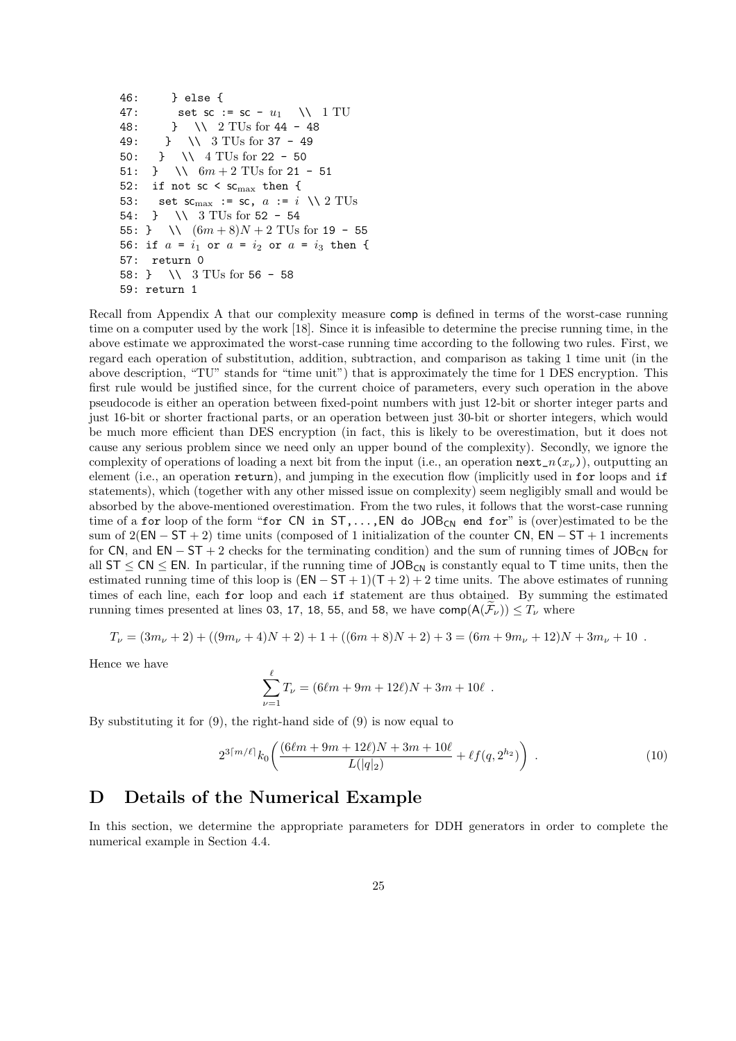```
46:     } else {
47:       set sc := sc - u_1   \\ 1 TU
48:     }  \\ 2 TUs for 44 - 48
49:    }  \\ 3 TUs for 37 - 49
50:   }  \\ 4 TUs for 22 - 50
51:  }  \\ 6m + 2 TUs for 21 - 51
52:  if not sc < sc_max then {
53:   set sc_max := sc, a := i \\ 2 TUs
54:  }  \\ 3 TUs for 52 - 54
55: }  \\ (6m + 8)N + 2 TUs for 19 - 55
56: if a = i_1 or a = i_2 or a = i_3 then {
57:  return 0
58: }  \\ 3 TUs for 56 - 58
59: return 1
```

Recall from Appendix A that our complexity measure comp is defined in terms of the worst-case running time on a computer used by the work [18]. Since it is infeasible to determine the precise running time, in the above estimate we approximated the worst-case running time according to the following two rules. First, we regard each operation of substitution, addition, subtraction, and comparison as taking 1 time unit (in the above description, "TU" stands for "time unit") that is approximately the time for 1 DES encryption. This first rule would be justified since, for the current choice of parameters, every such operation in the above pseudocode is either an operation between fixed-point numbers with just 12-bit or shorter integer parts and just 16-bit or shorter fractional parts, or an operation between just 30-bit or shorter integers, which would be much more efficient than DES encryption (in fact, this is likely to be overestimation, but it does not cause any serious problem since we need only an upper bound of the complexity). Secondly, we ignore the complexity of operations of loading a next bit from the input (i.e., an operation $\mathtt{next\_}n(x_\nu)$), outputting an element (i.e., an operation `return`), and jumping in the execution flow (implicitly used in `for` loops and `if` statements), which (together with any other missed issue on complexity) seem negligibly small and would be absorbed by the above-mentioned overestimation. From the two rules, it follows that the worst-case running time of a `for` loop of the form "for CN in ST,...,EN do $\mathsf{JOB}_{\mathsf{CN}}$ end for" is (over)estimated to be the sum of $2(\mathsf{EN}-\mathsf{ST}+2)$ time units (composed of 1 initialization of the counter $\mathsf{CN}$, $\mathsf{EN}-\mathsf{ST}+1$ increments for $\mathsf{CN}$, and $\mathsf{EN}-\mathsf{ST}+2$ checks for the terminating condition) and the sum of running times of $\mathsf{JOB}_{\mathsf{CN}}$ for all $\mathsf{ST} \le \mathsf{CN} \le \mathsf{EN}$. In particular, if the running time of $\mathsf{JOB}_{\mathsf{CN}}$ is constantly equal to $\mathsf{T}$ time units, then the estimated running time of this loop is $(\mathsf{EN}-\mathsf{ST}+1)(\mathsf{T}+2)+2$ time units. The above estimates of running times of each line, each `for` loop and each `if` statement are thus obtained. By summing the estimated running times presented at lines 03, 17, 18, 55, and 58, we have $\mathsf{comp}(\mathsf{A}(\widetilde{\mathcal{F}}_\nu)) \le T_\nu$ where

$$T_\nu = (3m_\nu + 2) + ((9m_\nu + 4)N + 2) + 1 + ((6m + 8)N + 2) + 3 = (6m + 9m_\nu + 12)N + 3m_\nu + 10 \ .$$

Hence we have

$$\sum_{\nu=1}^{\ell} T_\nu = (6\ell m + 9m + 12\ell)N + 3m + 10\ell \ .$$

By substituting it for (9), the right-hand side of (9) is now equal to

$$2^{3\lceil m/\ell \rceil} k_0 \left( \frac{(6\ell m + 9m + 12\ell)N + 3m + 10\ell}{L(|q|_2)} + \ell f(q, 2^{h_2}) \right) \ . \tag{10}$$

# D Details of the Numerical Example

In this section, we determine the appropriate parameters for DDH generators in order to complete the numerical example in Section 4.4.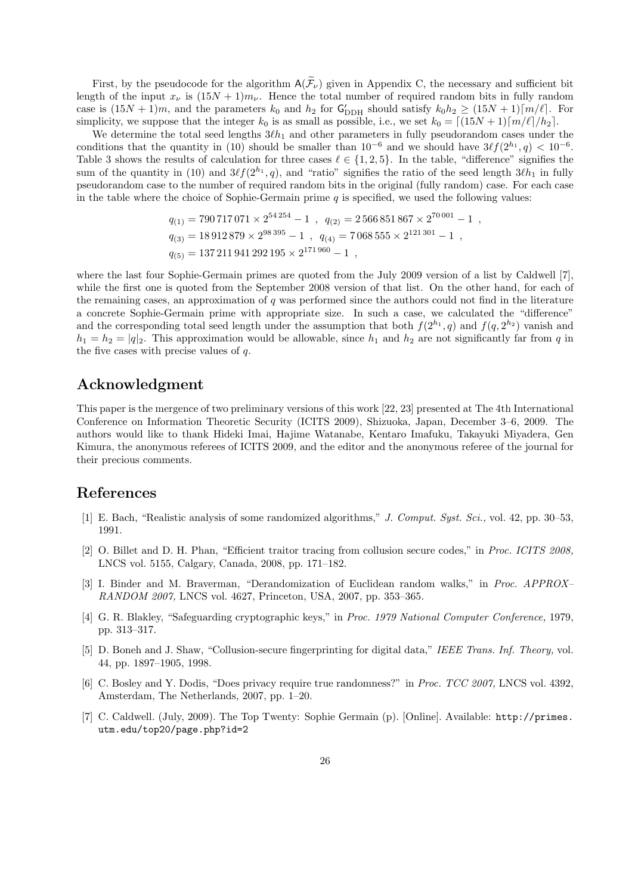First, by the pseudocode for the algorithm $\mathsf{A}(\widetilde{\mathcal{F}}_\nu)$ given in Appendix C, the necessary and sufficient bit length of the input $x_\nu$ is $(15N+1)m_\nu$. Hence the total number of required random bits in fully random case is $(15N+1)m$, and the parameters $k_0$ and $h_2$ for $\mathsf{G}'_{\mathrm{DDH}}$ should satisfy $k_0 h_2 \geq (15N+1)\lceil m/\ell \rceil$. For simplicity, we suppose that the integer $k_0$ is as small as possible, i.e., we set $k_0 = \lceil (15N+1)\lceil m/\ell \rceil / h_2 \rceil$.

We determine the total seed lengths $3\ell h_1$ and other parameters in fully pseudorandom cases under the conditions that the quantity in (10) should be smaller than $10^{-6}$ and we should have $3\ell f(2^{h_1}, q) < 10^{-6}$. Table 3 shows the results of calculation for three cases $\ell \in \{1, 2, 5\}$. In the table, "difference" signifies the sum of the quantity in (10) and $3\ell f(2^{h_1}, q)$, and "ratio" signifies the ratio of the seed length $3\ell h_1$ in fully pseudorandom case to the number of required random bits in the original (fully random) case. For each case in the table where the choice of Sophie-Germain prime $q$ is specified, we used the following values:

$$q_{(1)} = 790\,717\,071 \times 2^{54\,254} - 1 \ , \ \ q_{(2)} = 2\,566\,851\,867 \times 2^{70\,001} - 1 \ ,$$
$$q_{(3)} = 18\,912\,879 \times 2^{98\,395} - 1 \ , \ \ q_{(4)} = 7\,068\,555 \times 2^{121\,301} - 1 \ ,$$
$$q_{(5)} = 137\,211\,941\,292\,195 \times 2^{171\,960} - 1 \ ,$$

where the last four Sophie-Germain primes are quoted from the July 2009 version of a list by Caldwell [7], while the first one is quoted from the September 2008 version of that list. On the other hand, for each of the remaining cases, an approximation of $q$ was performed since the authors could not find in the literature a concrete Sophie-Germain prime with appropriate size. In such a case, we calculated the "difference" and the corresponding total seed length under the assumption that both $f(2^{h_1}, q)$ and $f(q, 2^{h_2})$ vanish and $h_1 = h_2 = |q|_2$. This approximation would be allowable, since $h_1$ and $h_2$ are not significantly far from $q$ in the five cases with precise values of $q$.

# Acknowledgment

This paper is the mergence of two preliminary versions of this work [22, 23] presented at The 4th International Conference on Information Theoretic Security (ICITS 2009), Shizuoka, Japan, December 3–6, 2009. The authors would like to thank Hideki Imai, Hajime Watanabe, Kentaro Imafuku, Takayuki Miyadera, Gen Kimura, the anonymous referees of ICITS 2009, and the editor and the anonymous referee of the journal for their precious comments.

# References

[1] E. Bach, "Realistic analysis of some randomized algorithms," *J. Comput. Syst. Sci.,* vol. 42, pp. 30–53, 1991.

[2] O. Billet and D. H. Phan, "Efficient traitor tracing from collusion secure codes," in *Proc. ICITS 2008,* LNCS vol. 5155, Calgary, Canada, 2008, pp. 171–182.

[3] I. Binder and M. Braverman, "Derandomization of Euclidean random walks," in *Proc. APPROX–RANDOM 2007,* LNCS vol. 4627, Princeton, USA, 2007, pp. 353–365.

[4] G. R. Blakley, "Safeguarding cryptographic keys," in *Proc. 1979 National Computer Conference,* 1979, pp. 313–317.

[5] D. Boneh and J. Shaw, "Collusion-secure fingerprinting for digital data," *IEEE Trans. Inf. Theory,* vol. 44, pp. 1897–1905, 1998.

[6] C. Bosley and Y. Dodis, "Does privacy require true randomness?" in *Proc. TCC 2007,* LNCS vol. 4392, Amsterdam, The Netherlands, 2007, pp. 1–20.

[7] C. Caldwell. (July, 2009). The Top Twenty: Sophie Germain (p). [Online]. Available: `http://primes.utm.edu/top20/page.php?id=2`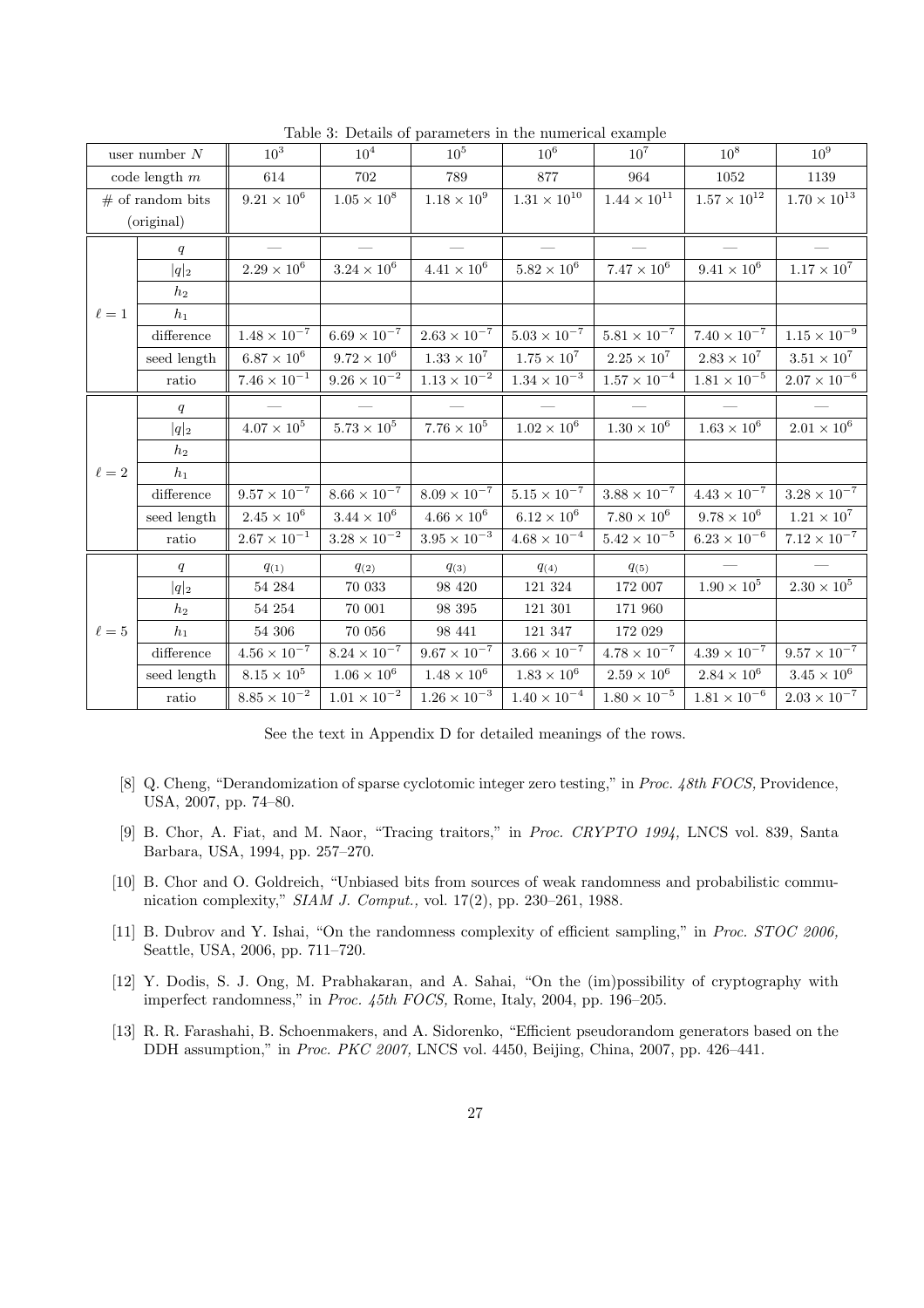Table 3: Details of parameters in the numerical example

| user number $N$ | | $10^3$ | $10^4$ | $10^5$ | $10^6$ | $10^7$ | $10^8$ | $10^9$ |
|---|---|---|---|---|---|---|---|---|
| code length $m$ | | 614 | 702 | 789 | 877 | 964 | 1052 | 1139 |
| # of random bits (original) | | $9.21 \times 10^6$ | $1.05 \times 10^8$ | $1.18 \times 10^9$ | $1.31 \times 10^{10}$ | $1.44 \times 10^{11}$ | $1.57 \times 10^{12}$ | $1.70 \times 10^{13}$ |
| $\ell = 1$ | $q$ | — | — | — | — | — | — | — |
| | $\lvert q\rvert_2$ | $2.29 \times 10^6$ | $3.24 \times 10^6$ | $4.41 \times 10^6$ | $5.82 \times 10^6$ | $7.47 \times 10^6$ | $9.41 \times 10^6$ | $1.17 \times 10^7$ |
| | $h_2$ | | | | | | | |
| | $h_1$ | | | | | | | |
| | difference | $1.48 \times 10^{-7}$ | $6.69 \times 10^{-7}$ | $2.63 \times 10^{-7}$ | $5.03 \times 10^{-7}$ | $5.81 \times 10^{-7}$ | $7.40 \times 10^{-7}$ | $1.15 \times 10^{-9}$ |
| | seed length | $6.87 \times 10^6$ | $9.72 \times 10^6$ | $1.33 \times 10^7$ | $1.75 \times 10^7$ | $2.25 \times 10^7$ | $2.83 \times 10^7$ | $3.51 \times 10^7$ |
| | ratio | $7.46 \times 10^{-1}$ | $9.26 \times 10^{-2}$ | $1.13 \times 10^{-2}$ | $1.34 \times 10^{-3}$ | $1.57 \times 10^{-4}$ | $1.81 \times 10^{-5}$ | $2.07 \times 10^{-6}$ |
| $\ell = 2$ | $q$ | — | — | — | — | — | — | — |
| | $\lvert q\rvert_2$ | $4.07 \times 10^5$ | $5.73 \times 10^5$ | $7.76 \times 10^5$ | $1.02 \times 10^6$ | $1.30 \times 10^6$ | $1.63 \times 10^6$ | $2.01 \times 10^6$ |
| | $h_2$ | | | | | | | |
| | $h_1$ | | | | | | | |
| | difference | $9.57 \times 10^{-7}$ | $8.66 \times 10^{-7}$ | $8.09 \times 10^{-7}$ | $5.15 \times 10^{-7}$ | $3.88 \times 10^{-7}$ | $4.43 \times 10^{-7}$ | $3.28 \times 10^{-7}$ |
| | seed length | $2.45 \times 10^6$ | $3.44 \times 10^6$ | $4.66 \times 10^6$ | $6.12 \times 10^6$ | $7.80 \times 10^6$ | $9.78 \times 10^6$ | $1.21 \times 10^7$ |
| | ratio | $2.67 \times 10^{-1}$ | $3.28 \times 10^{-2}$ | $3.95 \times 10^{-3}$ | $4.68 \times 10^{-4}$ | $5.42 \times 10^{-5}$ | $6.23 \times 10^{-6}$ | $7.12 \times 10^{-7}$ |
| $\ell = 5$ | $q$ | $q_{(1)}$ | $q_{(2)}$ | $q_{(3)}$ | $q_{(4)}$ | $q_{(5)}$ | — | — |
| | $\lvert q\rvert_2$ | 54 284 | 70 033 | 98 420 | 121 324 | 172 007 | $1.90 \times 10^5$ | $2.30 \times 10^5$ |
| | $h_2$ | 54 254 | 70 001 | 98 395 | 121 301 | 171 960 | | |
| | $h_1$ | 54 306 | 70 056 | 98 441 | 121 347 | 172 029 | | |
| | difference | $4.56 \times 10^{-7}$ | $8.24 \times 10^{-7}$ | $9.67 \times 10^{-7}$ | $3.66 \times 10^{-7}$ | $4.78 \times 10^{-7}$ | $4.39 \times 10^{-7}$ | $9.57 \times 10^{-7}$ |
| | seed length | $8.15 \times 10^5$ | $1.06 \times 10^6$ | $1.48 \times 10^6$ | $1.83 \times 10^6$ | $2.59 \times 10^6$ | $2.84 \times 10^6$ | $3.45 \times 10^6$ |
| | ratio | $8.85 \times 10^{-2}$ | $1.01 \times 10^{-2}$ | $1.26 \times 10^{-3}$ | $1.40 \times 10^{-4}$ | $1.80 \times 10^{-5}$ | $1.81 \times 10^{-6}$ | $2.03 \times 10^{-7}$ |

See the text in Appendix D for detailed meanings of the rows.

[8] Q. Cheng, "Derandomization of sparse cyclotomic integer zero testing," in *Proc. 48th FOCS,* Providence, USA, 2007, pp. 74–80.

[9] B. Chor, A. Fiat, and M. Naor, "Tracing traitors," in *Proc. CRYPTO 1994,* LNCS vol. 839, Santa Barbara, USA, 1994, pp. 257–270.

[10] B. Chor and O. Goldreich, "Unbiased bits from sources of weak randomness and probabilistic communication complexity," *SIAM J. Comput.,* vol. 17(2), pp. 230–261, 1988.

[11] B. Dubrov and Y. Ishai, "On the randomness complexity of efficient sampling," in *Proc. STOC 2006,* Seattle, USA, 2006, pp. 711–720.

[12] Y. Dodis, S. J. Ong, M. Prabhakaran, and A. Sahai, "On the (im)possibility of cryptography with imperfect randomness," in *Proc. 45th FOCS,* Rome, Italy, 2004, pp. 196–205.

[13] R. R. Farashahi, B. Schoenmakers, and A. Sidorenko, "Efficient pseudorandom generators based on the DDH assumption," in *Proc. PKC 2007,* LNCS vol. 4450, Beijing, China, 2007, pp. 426–441.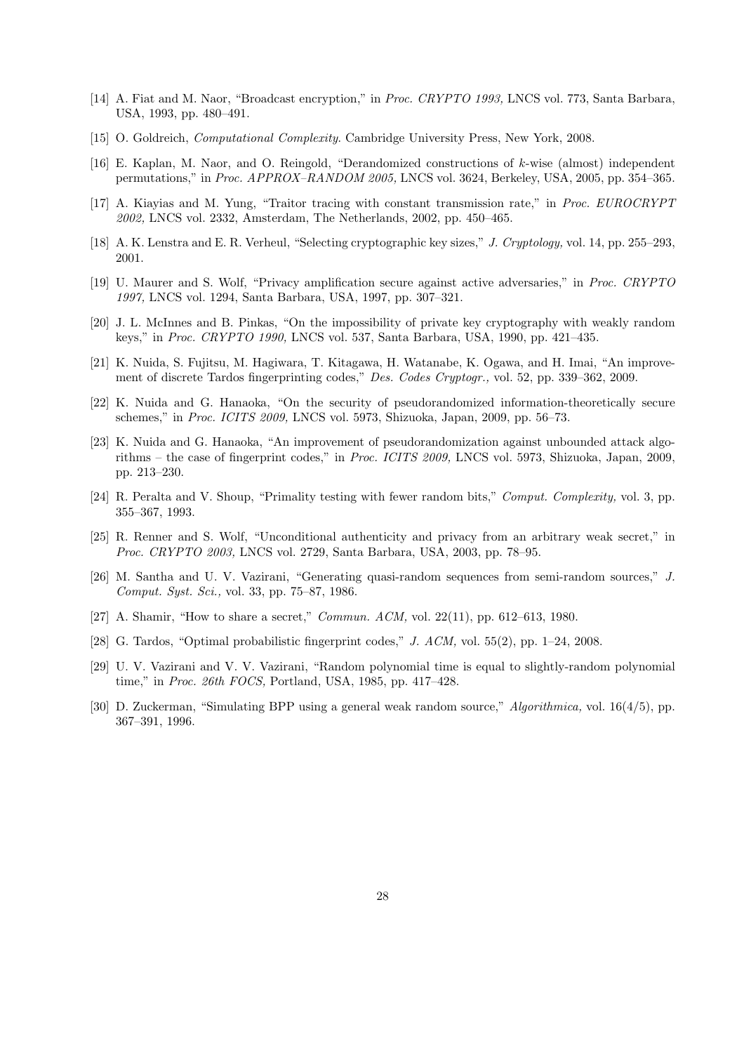[14] A. Fiat and M. Naor, "Broadcast encryption," in *Proc. CRYPTO 1993,* LNCS vol. 773, Santa Barbara, USA, 1993, pp. 480–491.

[15] O. Goldreich, *Computational Complexity*. Cambridge University Press, New York, 2008.

[16] E. Kaplan, M. Naor, and O. Reingold, "Derandomized constructions of $k$-wise (almost) independent permutations," in *Proc. APPROX–RANDOM 2005,* LNCS vol. 3624, Berkeley, USA, 2005, pp. 354–365.

[17] A. Kiayias and M. Yung, "Traitor tracing with constant transmission rate," in *Proc. EUROCRYPT 2002,* LNCS vol. 2332, Amsterdam, The Netherlands, 2002, pp. 450–465.

[18] A. K. Lenstra and E. R. Verheul, "Selecting cryptographic key sizes," *J. Cryptology,* vol. 14, pp. 255–293, 2001.

[19] U. Maurer and S. Wolf, "Privacy amplification secure against active adversaries," in *Proc. CRYPTO 1997,* LNCS vol. 1294, Santa Barbara, USA, 1997, pp. 307–321.

[20] J. L. McInnes and B. Pinkas, "On the impossibility of private key cryptography with weakly random keys," in *Proc. CRYPTO 1990,* LNCS vol. 537, Santa Barbara, USA, 1990, pp. 421–435.

[21] K. Nuida, S. Fujitsu, M. Hagiwara, T. Kitagawa, H. Watanabe, K. Ogawa, and H. Imai, "An improvement of discrete Tardos fingerprinting codes," *Des. Codes Cryptogr.,* vol. 52, pp. 339–362, 2009.

[22] K. Nuida and G. Hanaoka, "On the security of pseudorandomized information-theoretically secure schemes," in *Proc. ICITS 2009,* LNCS vol. 5973, Shizuoka, Japan, 2009, pp. 56–73.

[23] K. Nuida and G. Hanaoka, "An improvement of pseudorandomization against unbounded attack algorithms – the case of fingerprint codes," in *Proc. ICITS 2009,* LNCS vol. 5973, Shizuoka, Japan, 2009, pp. 213–230.

[24] R. Peralta and V. Shoup, "Primality testing with fewer random bits," *Comput. Complexity,* vol. 3, pp. 355–367, 1993.

[25] R. Renner and S. Wolf, "Unconditional authenticity and privacy from an arbitrary weak secret," in *Proc. CRYPTO 2003,* LNCS vol. 2729, Santa Barbara, USA, 2003, pp. 78–95.

[26] M. Santha and U. V. Vazirani, "Generating quasi-random sequences from semi-random sources," *J. Comput. Syst. Sci.,* vol. 33, pp. 75–87, 1986.

[27] A. Shamir, "How to share a secret," *Commun. ACM,* vol. 22(11), pp. 612–613, 1980.

[28] G. Tardos, "Optimal probabilistic fingerprint codes," *J. ACM,* vol. 55(2), pp. 1–24, 2008.

[29] U. V. Vazirani and V. V. Vazirani, "Random polynomial time is equal to slightly-random polynomial time," in *Proc. 26th FOCS,* Portland, USA, 1985, pp. 417–428.

[30] D. Zuckerman, "Simulating BPP using a general weak random source," *Algorithmica,* vol. 16(4/5), pp. 367–391, 1996.